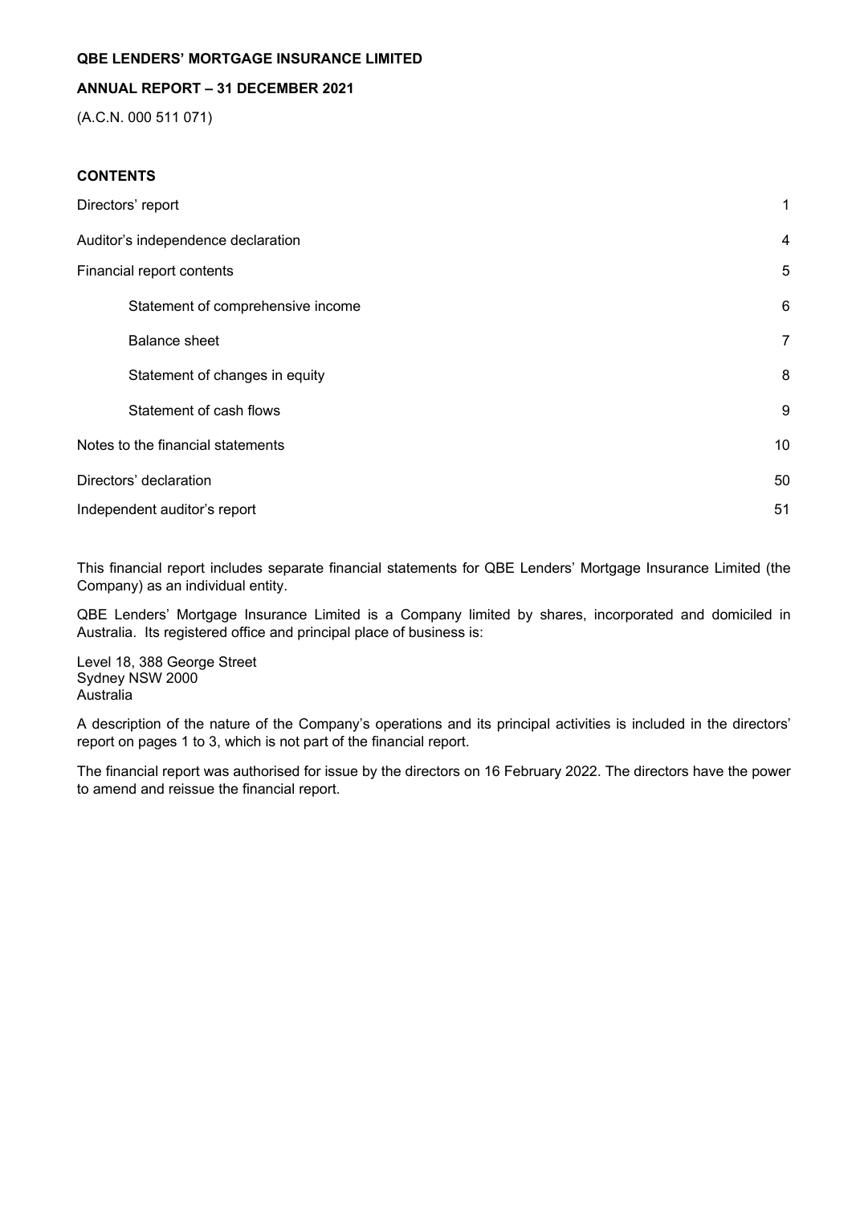**QBE LENDERS' MORTGAGE INSURANCE LIMITED**

**ANNUAL REPORT – 31 DECEMBER 2021**

(A.C.N. 000 511 071)

**CONTENTS**

| | |
|---|---|
| Directors' report | 1 |
| Auditor's independence declaration | 4 |
| Financial report contents | 5 |
| Statement of comprehensive income | 6 |
| Balance sheet | 7 |
| Statement of changes in equity | 8 |
| Statement of cash flows | 9 |
| Notes to the financial statements | 10 |
| Directors' declaration | 50 |
| Independent auditor's report | 51 |

This financial report includes separate financial statements for QBE Lenders' Mortgage Insurance Limited (the Company) as an individual entity.

QBE Lenders' Mortgage Insurance Limited is a Company limited by shares, incorporated and domiciled in Australia. Its registered office and principal place of business is:

Level 18, 388 George Street
Sydney NSW 2000
Australia

A description of the nature of the Company's operations and its principal activities is included in the directors' report on pages 1 to 3, which is not part of the financial report.

The financial report was authorised for issue by the directors on 16 February 2022. The directors have the power to amend and reissue the financial report.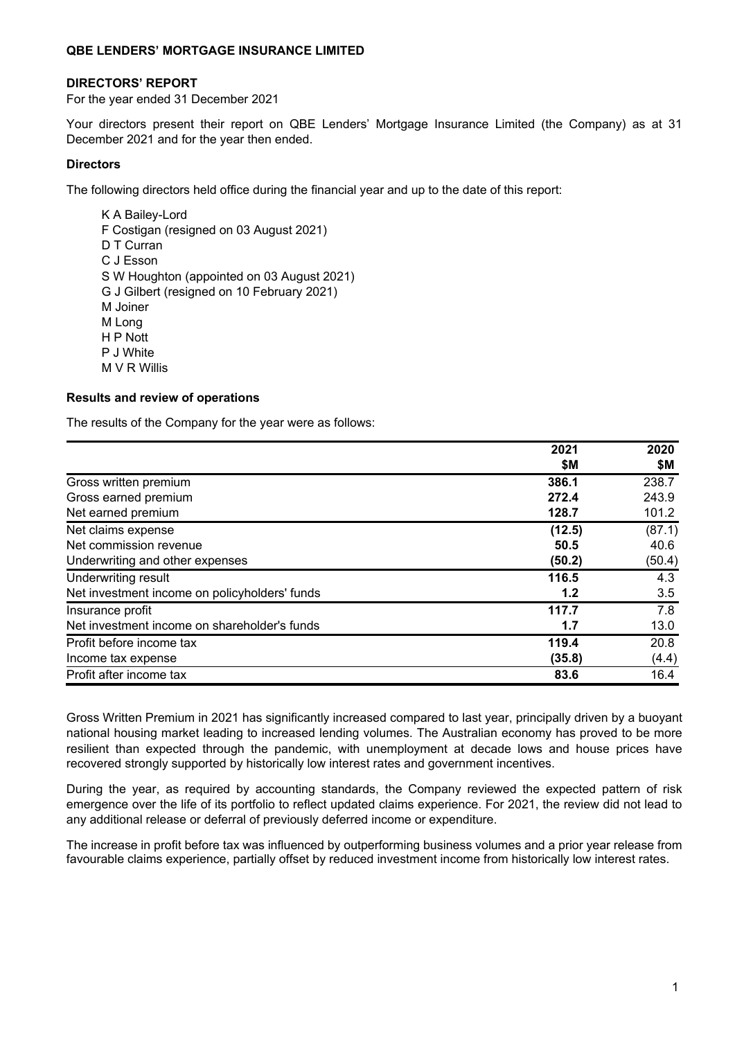**QBE LENDERS' MORTGAGE INSURANCE LIMITED**

**DIRECTORS' REPORT**

For the year ended 31 December 2021

Your directors present their report on QBE Lenders' Mortgage Insurance Limited (the Company) as at 31 December 2021 and for the year then ended.

**Directors**

The following directors held office during the financial year and up to the date of this report:

K A Bailey-Lord
F Costigan (resigned on 03 August 2021)
D T Curran
C J Esson
S W Houghton (appointed on 03 August 2021)
G J Gilbert (resigned on 10 February 2021)
M Joiner
M Long
H P Nott
P J White
M V R Willis

**Results and review of operations**

The results of the Company for the year were as follows:

| | 2021 $M | 2020 $M |
|---|---|---|
| Gross written premium | **386.1** | 238.7 |
| Gross earned premium | **272.4** | 243.9 |
| Net earned premium | **128.7** | 101.2 |
| Net claims expense | **(12.5)** | (87.1) |
| Net commission revenue | **50.5** | 40.6 |
| Underwriting and other expenses | **(50.2)** | (50.4) |
| Underwriting result | **116.5** | 4.3 |
| Net investment income on policyholders' funds | **1.2** | 3.5 |
| Insurance profit | **117.7** | 7.8 |
| Net investment income on shareholder's funds | **1.7** | 13.0 |
| Profit before income tax | **119.4** | 20.8 |
| Income tax expense | **(35.8)** | (4.4) |
| Profit after income tax | **83.6** | 16.4 |

Gross Written Premium in 2021 has significantly increased compared to last year, principally driven by a buoyant national housing market leading to increased lending volumes. The Australian economy has proved to be more resilient than expected through the pandemic, with unemployment at decade lows and house prices have recovered strongly supported by historically low interest rates and government incentives.

During the year, as required by accounting standards, the Company reviewed the expected pattern of risk emergence over the life of its portfolio to reflect updated claims experience. For 2021, the review did not lead to any additional release or deferral of previously deferred income or expenditure.

The increase in profit before tax was influenced by outperforming business volumes and a prior year release from favourable claims experience, partially offset by reduced investment income from historically low interest rates.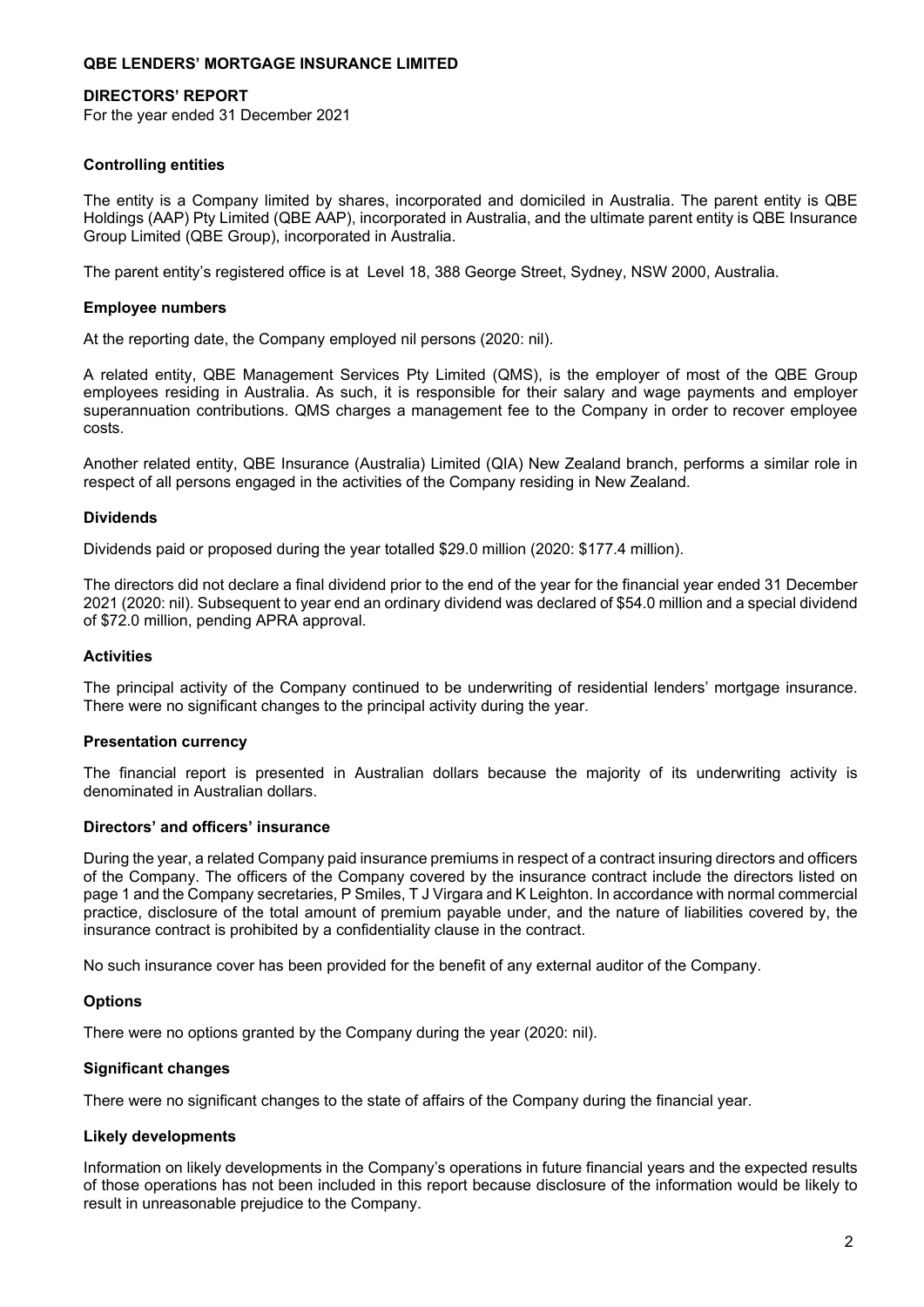**QBE LENDERS' MORTGAGE INSURANCE LIMITED**

**DIRECTORS' REPORT**

For the year ended 31 December 2021

### Controlling entities

The entity is a Company limited by shares, incorporated and domiciled in Australia. The parent entity is QBE Holdings (AAP) Pty Limited (QBE AAP), incorporated in Australia, and the ultimate parent entity is QBE Insurance Group Limited (QBE Group), incorporated in Australia.

The parent entity's registered office is at Level 18, 388 George Street, Sydney, NSW 2000, Australia.

### Employee numbers

At the reporting date, the Company employed nil persons (2020: nil).

A related entity, QBE Management Services Pty Limited (QMS), is the employer of most of the QBE Group employees residing in Australia. As such, it is responsible for their salary and wage payments and employer superannuation contributions. QMS charges a management fee to the Company in order to recover employee costs.

Another related entity, QBE Insurance (Australia) Limited (QIA) New Zealand branch, performs a similar role in respect of all persons engaged in the activities of the Company residing in New Zealand.

### Dividends

Dividends paid or proposed during the year totalled $29.0 million (2020: $177.4 million).

The directors did not declare a final dividend prior to the end of the year for the financial year ended 31 December 2021 (2020: nil). Subsequent to year end an ordinary dividend was declared of $54.0 million and a special dividend of $72.0 million, pending APRA approval.

### Activities

The principal activity of the Company continued to be underwriting of residential lenders' mortgage insurance. There were no significant changes to the principal activity during the year.

### Presentation currency

The financial report is presented in Australian dollars because the majority of its underwriting activity is denominated in Australian dollars.

### Directors' and officers' insurance

During the year, a related Company paid insurance premiums in respect of a contract insuring directors and officers of the Company. The officers of the Company covered by the insurance contract include the directors listed on page 1 and the Company secretaries, P Smiles, T J Virgara and K Leighton. In accordance with normal commercial practice, disclosure of the total amount of premium payable under, and the nature of liabilities covered by, the insurance contract is prohibited by a confidentiality clause in the contract.

No such insurance cover has been provided for the benefit of any external auditor of the Company.

### Options

There were no options granted by the Company during the year (2020: nil).

### Significant changes

There were no significant changes to the state of affairs of the Company during the financial year.

### Likely developments

Information on likely developments in the Company's operations in future financial years and the expected results of those operations has not been included in this report because disclosure of the information would be likely to result in unreasonable prejudice to the Company.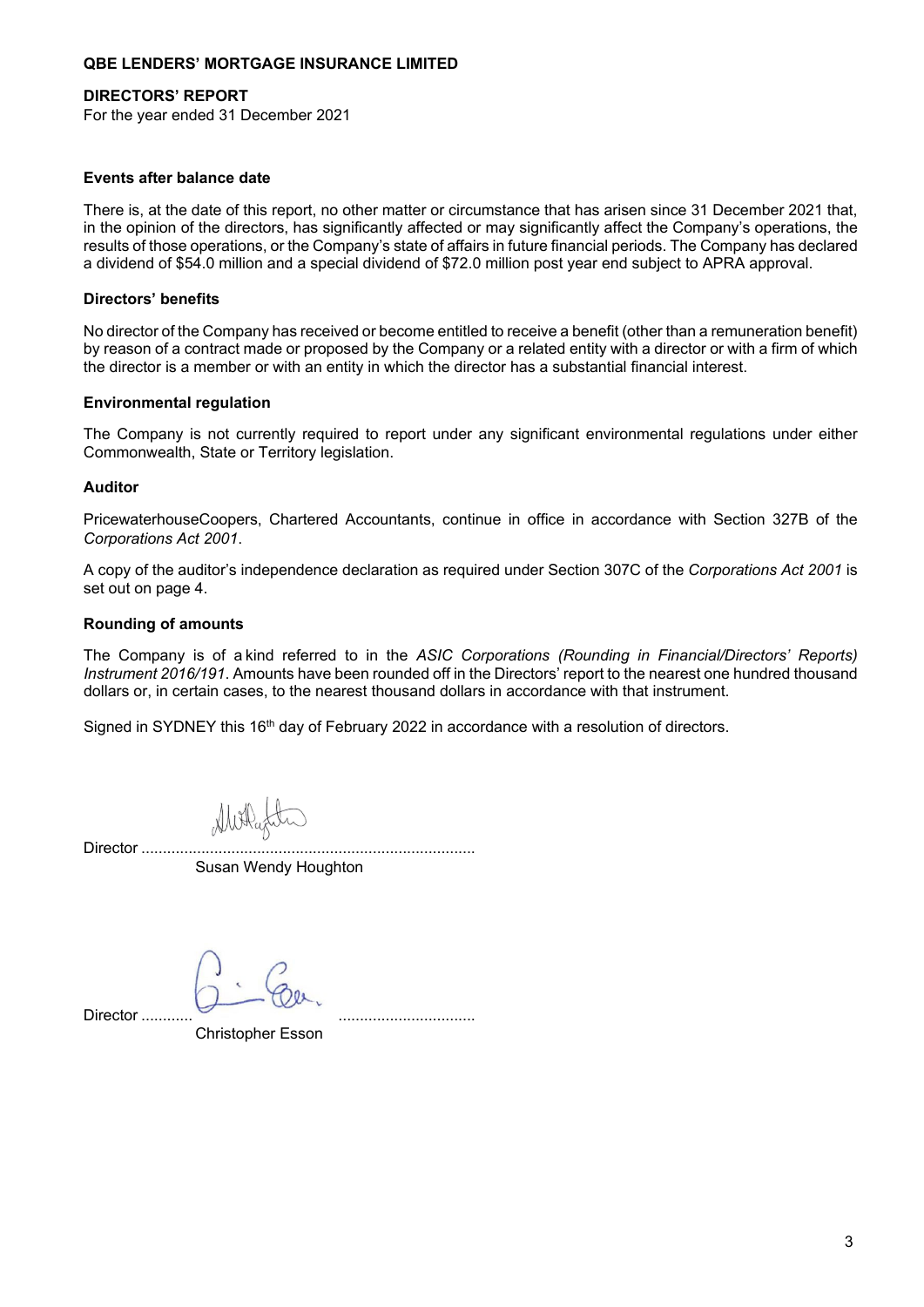**QBE LENDERS' MORTGAGE INSURANCE LIMITED**

**DIRECTORS' REPORT**
For the year ended 31 December 2021

### Events after balance date

There is, at the date of this report, no other matter or circumstance that has arisen since 31 December 2021 that, in the opinion of the directors, has significantly affected or may significantly affect the Company's operations, the results of those operations, or the Company's state of affairs in future financial periods. The Company has declared a dividend of $54.0 million and a special dividend of $72.0 million post year end subject to APRA approval.

### Directors' benefits

No director of the Company has received or become entitled to receive a benefit (other than a remuneration benefit) by reason of a contract made or proposed by the Company or a related entity with a director or with a firm of which the director is a member or with an entity in which the director has a substantial financial interest.

### Environmental regulation

The Company is not currently required to report under any significant environmental regulations under either Commonwealth, State or Territory legislation.

### Auditor

PricewaterhouseCoopers, Chartered Accountants, continue in office in accordance with Section 327B of the *Corporations Act 2001*.

A copy of the auditor's independence declaration as required under Section 307C of the *Corporations Act 2001* is set out on page 4.

### Rounding of amounts

The Company is of a kind referred to in the *ASIC Corporations (Rounding in Financial/Directors' Reports) Instrument 2016/191*. Amounts have been rounded off in the Directors' report to the nearest one hundred thousand dollars or, in certain cases, to the nearest thousand dollars in accordance with that instrument.

Signed in SYDNEY this 16th day of February 2022 in accordance with a resolution of directors.

Director ..............................................................................
Susan Wendy Houghton

Director ..............................................................................
Christopher Esson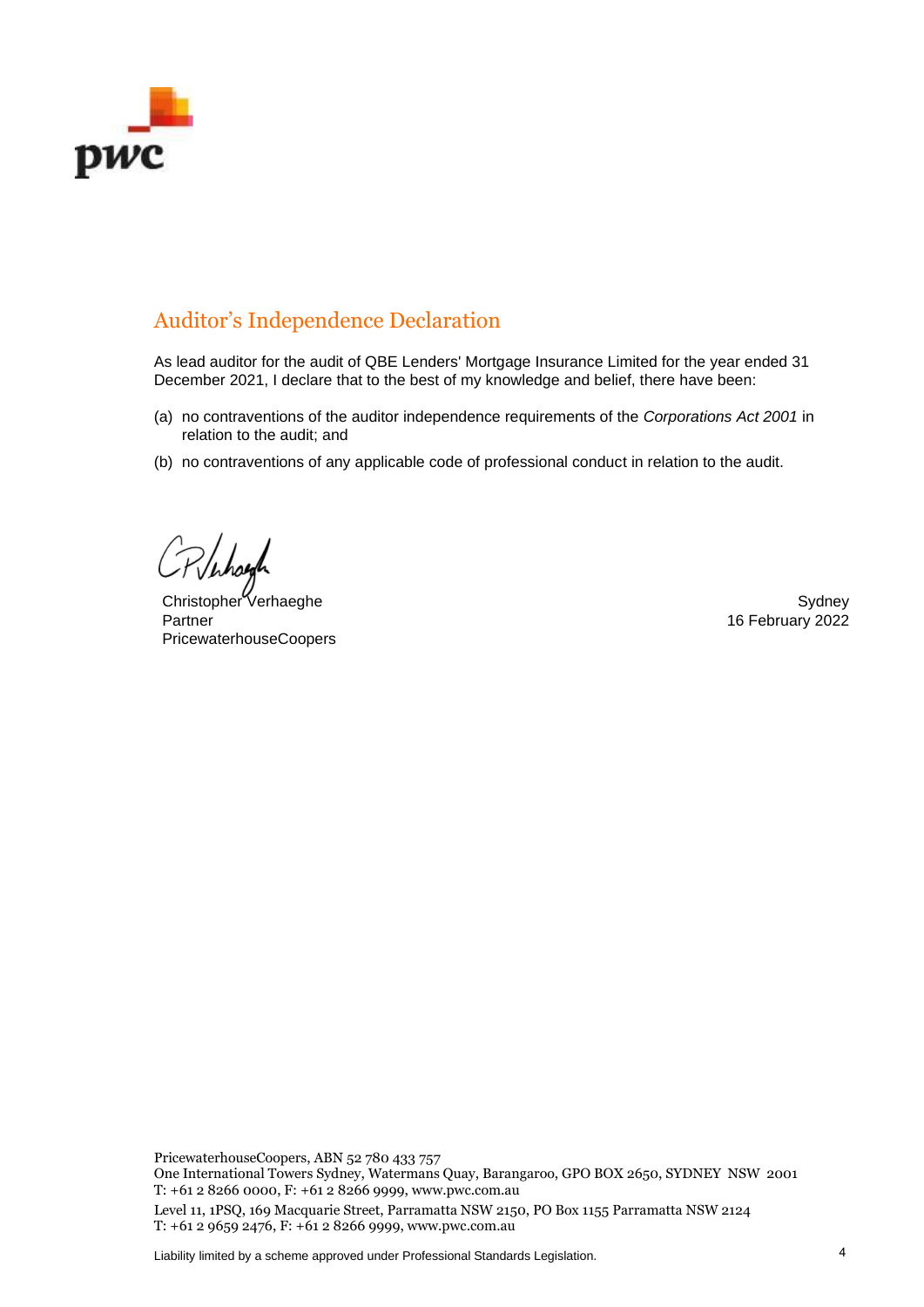# Auditor's Independence Declaration

As lead auditor for the audit of QBE Lenders' Mortgage Insurance Limited for the year ended 31 December 2021, I declare that to the best of my knowledge and belief, there have been:

(a) no contraventions of the auditor independence requirements of the *Corporations Act 2001* in relation to the audit; and

(b) no contraventions of any applicable code of professional conduct in relation to the audit.

Christopher Verhaeghe
Partner
PricewaterhouseCoopers

Sydney
16 February 2022

PricewaterhouseCoopers, ABN 52 780 433 757
One International Towers Sydney, Watermans Quay, Barangaroo, GPO BOX 2650, SYDNEY NSW 2001
T: +61 2 8266 0000, F: +61 2 8266 9999, www.pwc.com.au

Level 11, 1PSQ, 169 Macquarie Street, Parramatta NSW 2150, PO Box 1155 Parramatta NSW 2124
T: +61 2 9659 2476, F: +61 2 8266 9999, www.pwc.com.au

Liability limited by a scheme approved under Professional Standards Legislation.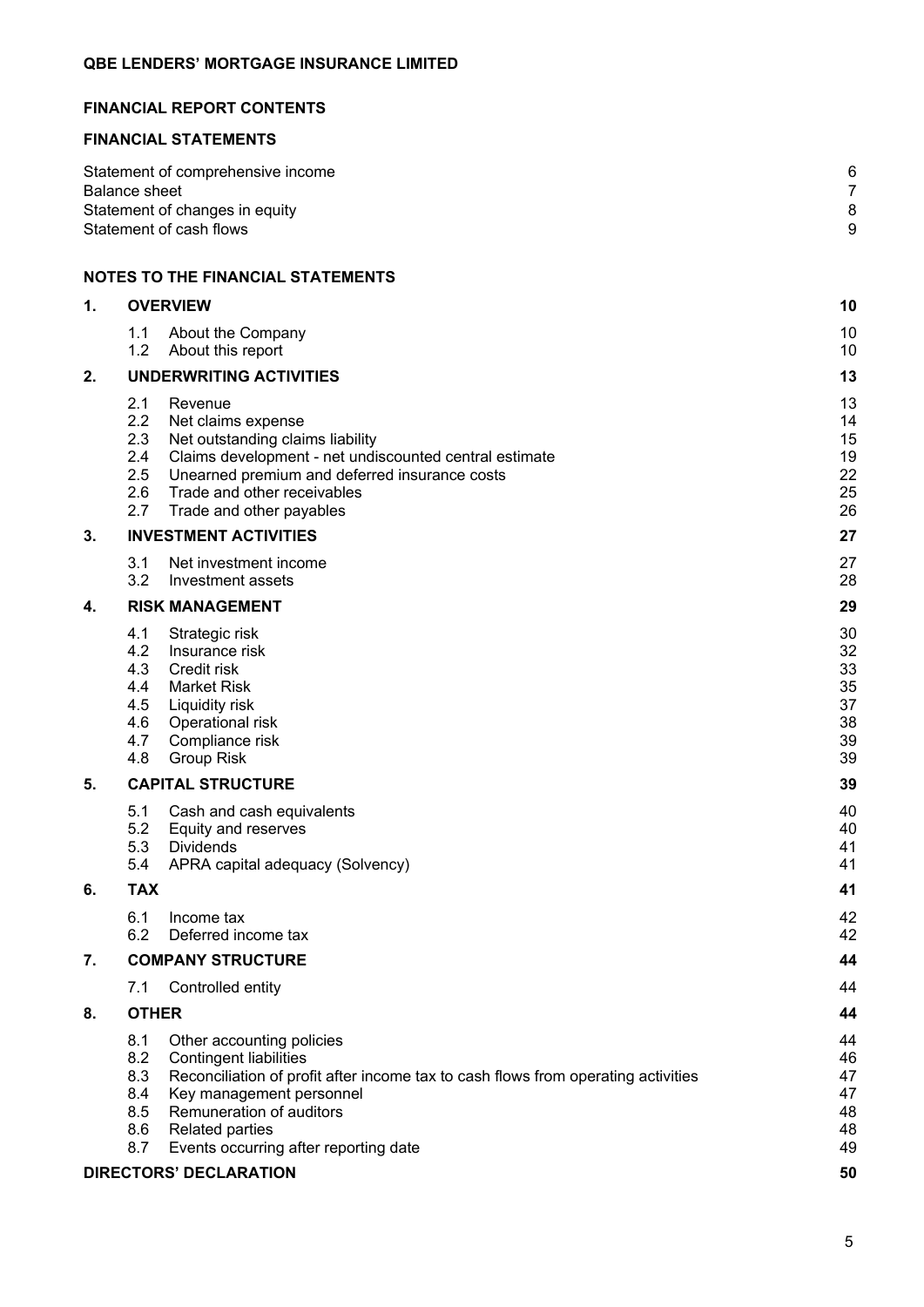**QBE LENDERS' MORTGAGE INSURANCE LIMITED**

## FINANCIAL REPORT CONTENTS

### FINANCIAL STATEMENTS

| | |
|---|---|
| Statement of comprehensive income | 6 |
| Balance sheet | 7 |
| Statement of changes in equity | 8 |
| Statement of cash flows | 9 |

### NOTES TO THE FINANCIAL STATEMENTS

| | | | |
|---|---|---|---|
| **1.** | **OVERVIEW** | | **10** |
| | 1.1 | About the Company | 10 |
| | 1.2 | About this report | 10 |
| **2.** | **UNDERWRITING ACTIVITIES** | | **13** |
| | 2.1 | Revenue | 13 |
| | 2.2 | Net claims expense | 14 |
| | 2.3 | Net outstanding claims liability | 15 |
| | 2.4 | Claims development - net undiscounted central estimate | 19 |
| | 2.5 | Unearned premium and deferred insurance costs | 22 |
| | 2.6 | Trade and other receivables | 25 |
| | 2.7 | Trade and other payables | 26 |
| **3.** | **INVESTMENT ACTIVITIES** | | **27** |
| | 3.1 | Net investment income | 27 |
| | 3.2 | Investment assets | 28 |
| **4.** | **RISK MANAGEMENT** | | **29** |
| | 4.1 | Strategic risk | 30 |
| | 4.2 | Insurance risk | 32 |
| | 4.3 | Credit risk | 33 |
| | 4.4 | Market Risk | 35 |
| | 4.5 | Liquidity risk | 37 |
| | 4.6 | Operational risk | 38 |
| | 4.7 | Compliance risk | 39 |
| | 4.8 | Group Risk | 39 |
| **5.** | **CAPITAL STRUCTURE** | | **39** |
| | 5.1 | Cash and cash equivalents | 40 |
| | 5.2 | Equity and reserves | 40 |
| | 5.3 | Dividends | 41 |
| | 5.4 | APRA capital adequacy (Solvency) | 41 |
| **6.** | **TAX** | | **41** |
| | 6.1 | Income tax | 42 |
| | 6.2 | Deferred income tax | 42 |
| **7.** | **COMPANY STRUCTURE** | | **44** |
| | 7.1 | Controlled entity | 44 |
| **8.** | **OTHER** | | **44** |
| | 8.1 | Other accounting policies | 44 |
| | 8.2 | Contingent liabilities | 46 |
| | 8.3 | Reconciliation of profit after income tax to cash flows from operating activities | 47 |
| | 8.4 | Key management personnel | 47 |
| | 8.5 | Remuneration of auditors | 48 |
| | 8.6 | Related parties | 48 |
| | 8.7 | Events occurring after reporting date | 49 |
| **DIRECTORS' DECLARATION** | | | **50** |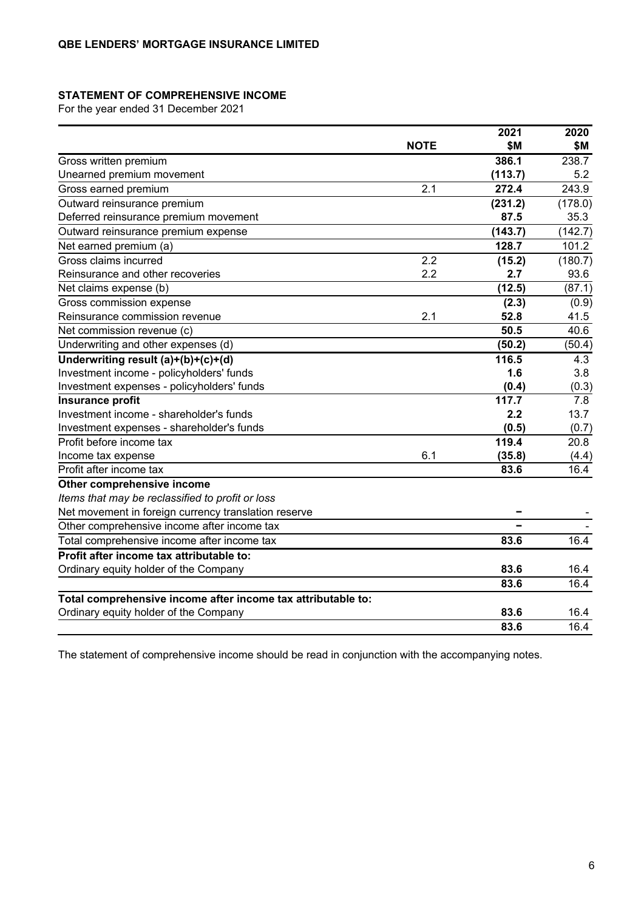**QBE LENDERS' MORTGAGE INSURANCE LIMITED**

## STATEMENT OF COMPREHENSIVE INCOME

For the year ended 31 December 2021

| | NOTE | 2021 $M | 2020 $M |
|---|---|---|---|
| Gross written premium | | **386.1** | 238.7 |
| Unearned premium movement | | **(113.7)** | 5.2 |
| Gross earned premium | 2.1 | **272.4** | 243.9 |
| Outward reinsurance premium | | **(231.2)** | (178.0) |
| Deferred reinsurance premium movement | | **87.5** | 35.3 |
| Outward reinsurance premium expense | | **(143.7)** | (142.7) |
| Net earned premium (a) | | **128.7** | 101.2 |
| Gross claims incurred | 2.2 | **(15.2)** | (180.7) |
| Reinsurance and other recoveries | 2.2 | **2.7** | 93.6 |
| Net claims expense (b) | | **(12.5)** | (87.1) |
| Gross commission expense | | **(2.3)** | (0.9) |
| Reinsurance commission revenue | 2.1 | **52.8** | 41.5 |
| Net commission revenue (c) | | **50.5** | 40.6 |
| Underwriting and other expenses (d) | | **(50.2)** | (50.4) |
| **Underwriting result (a)+(b)+(c)+(d)** | | **116.5** | 4.3 |
| Investment income - policyholders' funds | | **1.6** | 3.8 |
| Investment expenses - policyholders' funds | | **(0.4)** | (0.3) |
| **Insurance profit** | | **117.7** | 7.8 |
| Investment income - shareholder's funds | | **2.2** | 13.7 |
| Investment expenses - shareholder's funds | | **(0.5)** | (0.7) |
| Profit before income tax | | **119.4** | 20.8 |
| Income tax expense | 6.1 | **(35.8)** | (4.4) |
| Profit after income tax | | **83.6** | 16.4 |
| **Other comprehensive income** | | | |
| *Items that may be reclassified to profit or loss* | | | |
| Net movement in foreign currency translation reserve | | **–** | - |
| Other comprehensive income after income tax | | **–** | - |
| Total comprehensive income after income tax | | **83.6** | 16.4 |
| **Profit after income tax attributable to:** | | | |
| Ordinary equity holder of the Company | | **83.6** | 16.4 |
| | | **83.6** | 16.4 |
| **Total comprehensive income after income tax attributable to:** | | | |
| Ordinary equity holder of the Company | | **83.6** | 16.4 |
| | | **83.6** | 16.4 |

The statement of comprehensive income should be read in conjunction with the accompanying notes.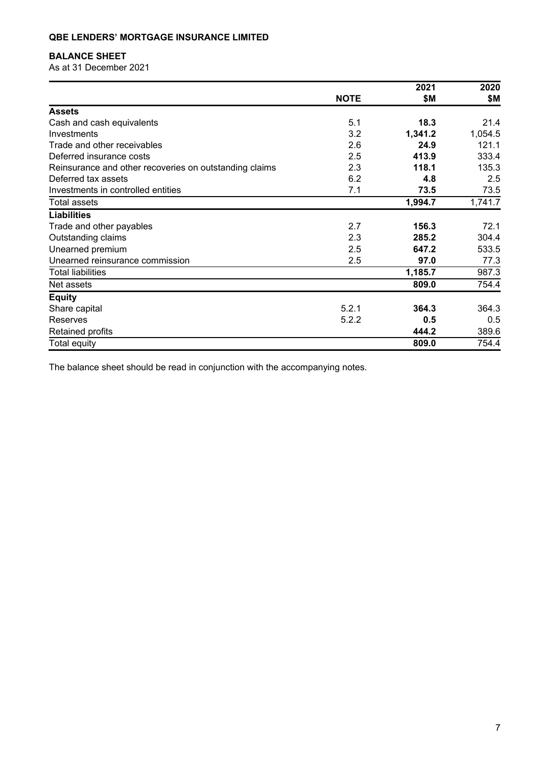**QBE LENDERS' MORTGAGE INSURANCE LIMITED**

## BALANCE SHEET

As at 31 December 2021

| | NOTE | 2021 $M | 2020 $M |
|---|---|---|---|
| **Assets** | | | |
| Cash and cash equivalents | 5.1 | **18.3** | 21.4 |
| Investments | 3.2 | **1,341.2** | 1,054.5 |
| Trade and other receivables | 2.6 | **24.9** | 121.1 |
| Deferred insurance costs | 2.5 | **413.9** | 333.4 |
| Reinsurance and other recoveries on outstanding claims | 2.3 | **118.1** | 135.3 |
| Deferred tax assets | 6.2 | **4.8** | 2.5 |
| Investments in controlled entities | 7.1 | **73.5** | 73.5 |
| Total assets | | **1,994.7** | 1,741.7 |
| **Liabilities** | | | |
| Trade and other payables | 2.7 | **156.3** | 72.1 |
| Outstanding claims | 2.3 | **285.2** | 304.4 |
| Unearned premium | 2.5 | **647.2** | 533.5 |
| Unearned reinsurance commission | 2.5 | **97.0** | 77.3 |
| Total liabilities | | **1,185.7** | 987.3 |
| Net assets | | **809.0** | 754.4 |
| **Equity** | | | |
| Share capital | 5.2.1 | **364.3** | 364.3 |
| Reserves | 5.2.2 | **0.5** | 0.5 |
| Retained profits | | **444.2** | 389.6 |
| Total equity | | **809.0** | 754.4 |

The balance sheet should be read in conjunction with the accompanying notes.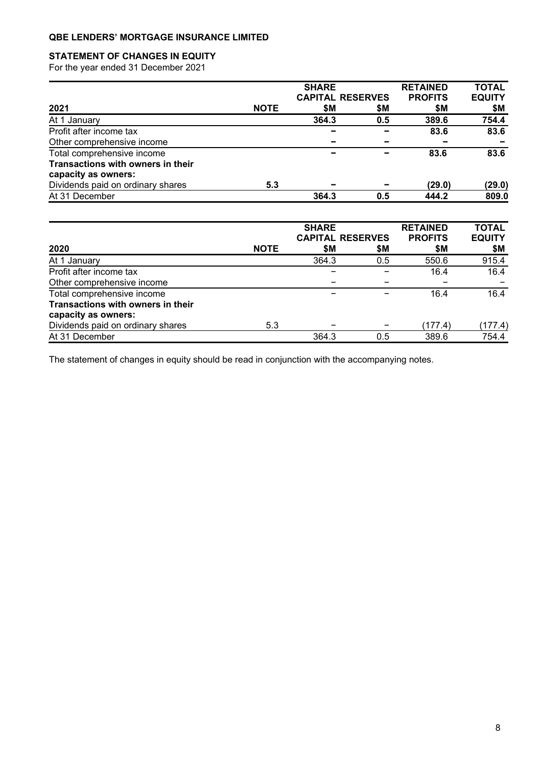**QBE LENDERS' MORTGAGE INSURANCE LIMITED**

## STATEMENT OF CHANGES IN EQUITY

For the year ended 31 December 2021

| 2021 | NOTE | SHARE CAPITAL $M | RESERVES $M | RETAINED PROFITS $M | TOTAL EQUITY $M |
|---|---|---|---|---|---|
| At 1 January | | **364.3** | **0.5** | **389.6** | **754.4** |
| Profit after income tax | | **–** | **–** | **83.6** | **83.6** |
| Other comprehensive income | | **–** | **–** | **–** | **–** |
| Total comprehensive income | | **–** | **–** | **83.6** | **83.6** |
| **Transactions with owners in their capacity as owners:** | | | | | |
| Dividends paid on ordinary shares | **5.3** | **–** | **–** | **(29.0)** | **(29.0)** |
| At 31 December | | **364.3** | **0.5** | **444.2** | **809.0** |

| 2020 | NOTE | SHARE CAPITAL $M | RESERVES $M | RETAINED PROFITS $M | TOTAL EQUITY $M |
|---|---|---|---|---|---|
| At 1 January | | 364.3 | 0.5 | 550.6 | 915.4 |
| Profit after income tax | | – | – | 16.4 | 16.4 |
| Other comprehensive income | | – | – | – | – |
| Total comprehensive income | | – | – | 16.4 | 16.4 |
| **Transactions with owners in their capacity as owners:** | | | | | |
| Dividends paid on ordinary shares | 5.3 | – | – | (177.4) | (177.4) |
| At 31 December | | 364.3 | 0.5 | 389.6 | 754.4 |

The statement of changes in equity should be read in conjunction with the accompanying notes.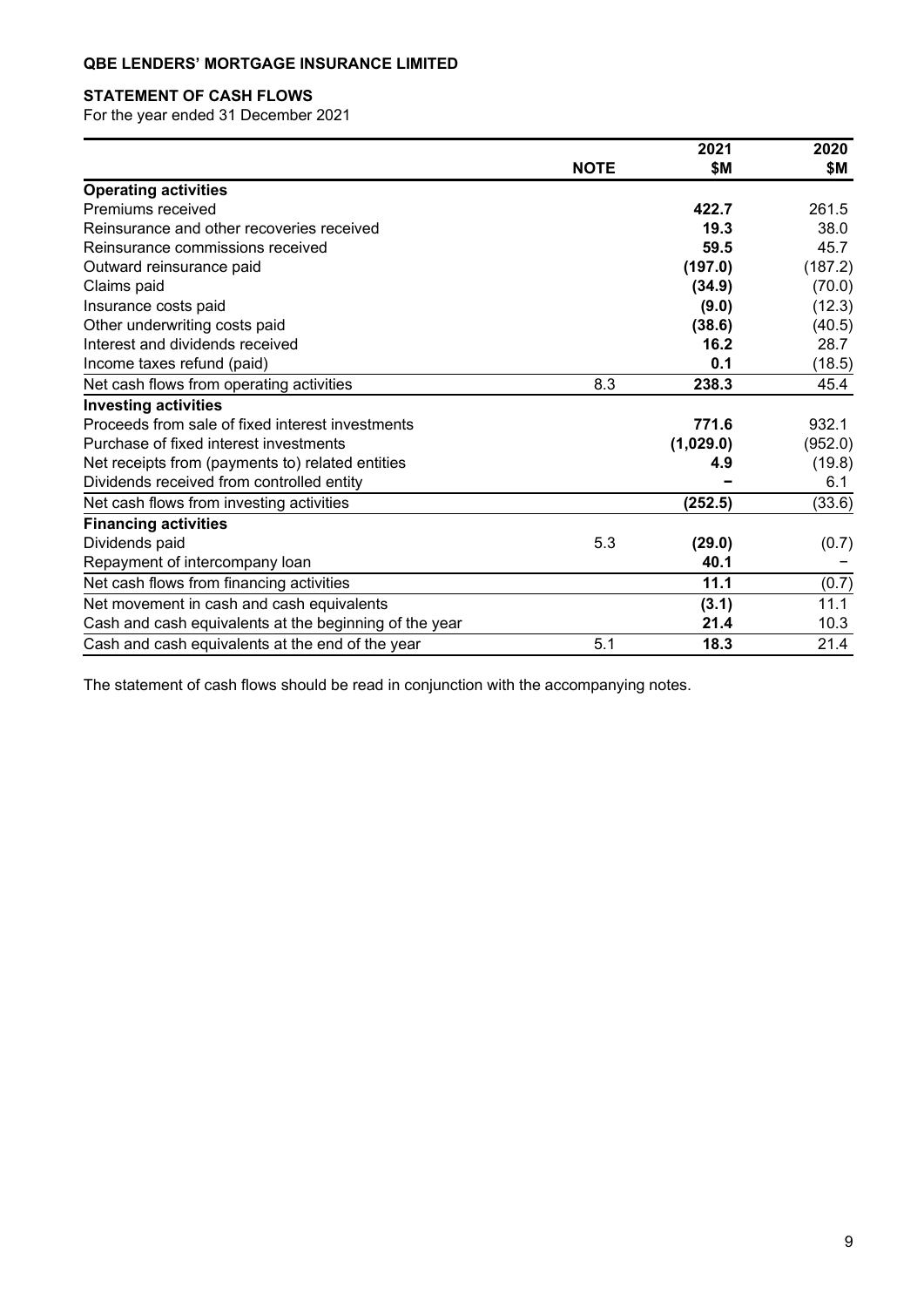**QBE LENDERS' MORTGAGE INSURANCE LIMITED**

## STATEMENT OF CASH FLOWS

For the year ended 31 December 2021

| | NOTE | 2021 $M | 2020 $M |
|---|---|---|---|
| **Operating activities** | | | |
| Premiums received | | **422.7** | 261.5 |
| Reinsurance and other recoveries received | | **19.3** | 38.0 |
| Reinsurance commissions received | | **59.5** | 45.7 |
| Outward reinsurance paid | | **(197.0)** | (187.2) |
| Claims paid | | **(34.9)** | (70.0) |
| Insurance costs paid | | **(9.0)** | (12.3) |
| Other underwriting costs paid | | **(38.6)** | (40.5) |
| Interest and dividends received | | **16.2** | 28.7 |
| Income taxes refund (paid) | | **0.1** | (18.5) |
| Net cash flows from operating activities | 8.3 | **238.3** | 45.4 |
| **Investing activities** | | | |
| Proceeds from sale of fixed interest investments | | **771.6** | 932.1 |
| Purchase of fixed interest investments | | **(1,029.0)** | (952.0) |
| Net receipts from (payments to) related entities | | **4.9** | (19.8) |
| Dividends received from controlled entity | | **–** | 6.1 |
| Net cash flows from investing activities | | **(252.5)** | (33.6) |
| **Financing activities** | | | |
| Dividends paid | 5.3 | **(29.0)** | (0.7) |
| Repayment of intercompany loan | | **40.1** | – |
| Net cash flows from financing activities | | **11.1** | (0.7) |
| Net movement in cash and cash equivalents | | **(3.1)** | 11.1 |
| Cash and cash equivalents at the beginning of the year | | **21.4** | 10.3 |
| Cash and cash equivalents at the end of the year | 5.1 | **18.3** | 21.4 |

The statement of cash flows should be read in conjunction with the accompanying notes.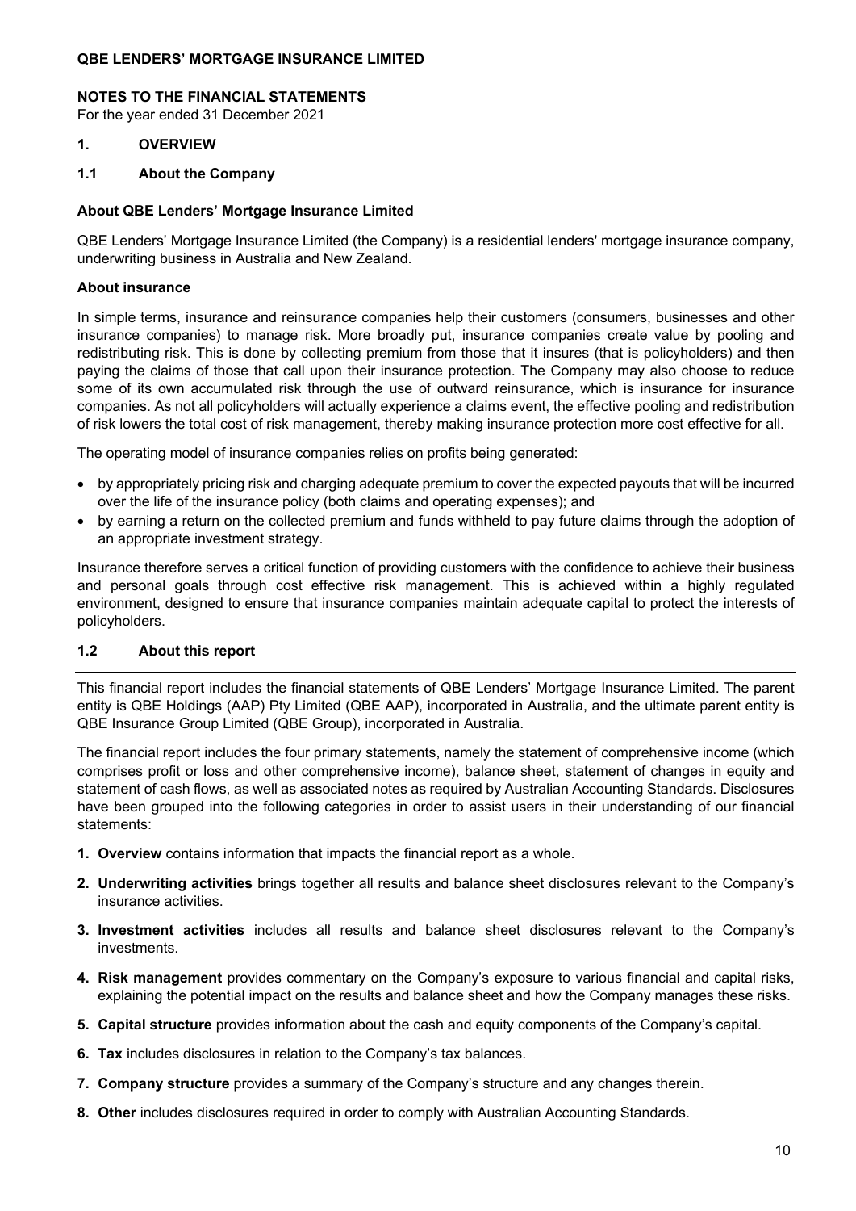# NOTES TO THE FINANCIAL STATEMENTS

For the year ended 31 December 2021

## 1. OVERVIEW

### 1.1 About the Company

**About QBE Lenders' Mortgage Insurance Limited**

QBE Lenders' Mortgage Insurance Limited (the Company) is a residential lenders' mortgage insurance company, underwriting business in Australia and New Zealand.

**About insurance**

In simple terms, insurance and reinsurance companies help their customers (consumers, businesses and other insurance companies) to manage risk. More broadly put, insurance companies create value by pooling and redistributing risk. This is done by collecting premium from those that it insures (that is policyholders) and then paying the claims of those that call upon their insurance protection. The Company may also choose to reduce some of its own accumulated risk through the use of outward reinsurance, which is insurance for insurance companies. As not all policyholders will actually experience a claims event, the effective pooling and redistribution of risk lowers the total cost of risk management, thereby making insurance protection more cost effective for all.

The operating model of insurance companies relies on profits being generated:

- by appropriately pricing risk and charging adequate premium to cover the expected payouts that will be incurred over the life of the insurance policy (both claims and operating expenses); and
- by earning a return on the collected premium and funds withheld to pay future claims through the adoption of an appropriate investment strategy.

Insurance therefore serves a critical function of providing customers with the confidence to achieve their business and personal goals through cost effective risk management. This is achieved within a highly regulated environment, designed to ensure that insurance companies maintain adequate capital to protect the interests of policyholders.

### 1.2 About this report

This financial report includes the financial statements of QBE Lenders' Mortgage Insurance Limited. The parent entity is QBE Holdings (AAP) Pty Limited (QBE AAP), incorporated in Australia, and the ultimate parent entity is QBE Insurance Group Limited (QBE Group), incorporated in Australia.

The financial report includes the four primary statements, namely the statement of comprehensive income (which comprises profit or loss and other comprehensive income), balance sheet, statement of changes in equity and statement of cash flows, as well as associated notes as required by Australian Accounting Standards. Disclosures have been grouped into the following categories in order to assist users in their understanding of our financial statements:

1. **Overview** contains information that impacts the financial report as a whole.
2. **Underwriting activities** brings together all results and balance sheet disclosures relevant to the Company's insurance activities.
3. **Investment activities** includes all results and balance sheet disclosures relevant to the Company's investments.
4. **Risk management** provides commentary on the Company's exposure to various financial and capital risks, explaining the potential impact on the results and balance sheet and how the Company manages these risks.
5. **Capital structure** provides information about the cash and equity components of the Company's capital.
6. **Tax** includes disclosures in relation to the Company's tax balances.
7. **Company structure** provides a summary of the Company's structure and any changes therein.
8. **Other** includes disclosures required in order to comply with Australian Accounting Standards.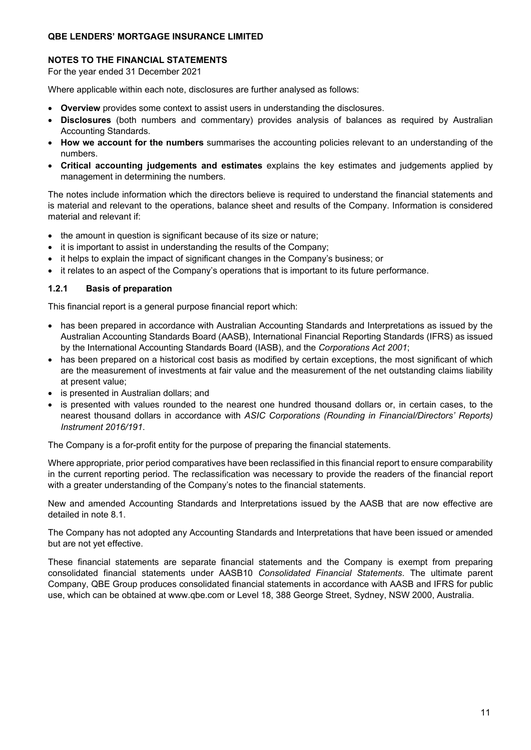## NOTES TO THE FINANCIAL STATEMENTS

For the year ended 31 December 2021

Where applicable within each note, disclosures are further analysed as follows:

- **Overview** provides some context to assist users in understanding the disclosures.
- **Disclosures** (both numbers and commentary) provides analysis of balances as required by Australian Accounting Standards.
- **How we account for the numbers** summarises the accounting policies relevant to an understanding of the numbers.
- **Critical accounting judgements and estimates** explains the key estimates and judgements applied by management in determining the numbers.

The notes include information which the directors believe is required to understand the financial statements and is material and relevant to the operations, balance sheet and results of the Company. Information is considered material and relevant if:

- the amount in question is significant because of its size or nature;
- it is important to assist in understanding the results of the Company;
- it helps to explain the impact of significant changes in the Company's business; or
- it relates to an aspect of the Company's operations that is important to its future performance.

### 1.2.1 Basis of preparation

This financial report is a general purpose financial report which:

- has been prepared in accordance with Australian Accounting Standards and Interpretations as issued by the Australian Accounting Standards Board (AASB), International Financial Reporting Standards (IFRS) as issued by the International Accounting Standards Board (IASB), and the *Corporations Act 2001*;
- has been prepared on a historical cost basis as modified by certain exceptions, the most significant of which are the measurement of investments at fair value and the measurement of the net outstanding claims liability at present value;
- is presented in Australian dollars; and
- is presented with values rounded to the nearest one hundred thousand dollars or, in certain cases, to the nearest thousand dollars in accordance with *ASIC Corporations (Rounding in Financial/Directors' Reports) Instrument 2016/191*.

The Company is a for-profit entity for the purpose of preparing the financial statements.

Where appropriate, prior period comparatives have been reclassified in this financial report to ensure comparability in the current reporting period. The reclassification was necessary to provide the readers of the financial report with a greater understanding of the Company's notes to the financial statements.

New and amended Accounting Standards and Interpretations issued by the AASB that are now effective are detailed in note 8.1.

The Company has not adopted any Accounting Standards and Interpretations that have been issued or amended but are not yet effective.

These financial statements are separate financial statements and the Company is exempt from preparing consolidated financial statements under AASB10 *Consolidated Financial Statements*. The ultimate parent Company, QBE Group produces consolidated financial statements in accordance with AASB and IFRS for public use, which can be obtained at www.qbe.com or Level 18, 388 George Street, Sydney, NSW 2000, Australia.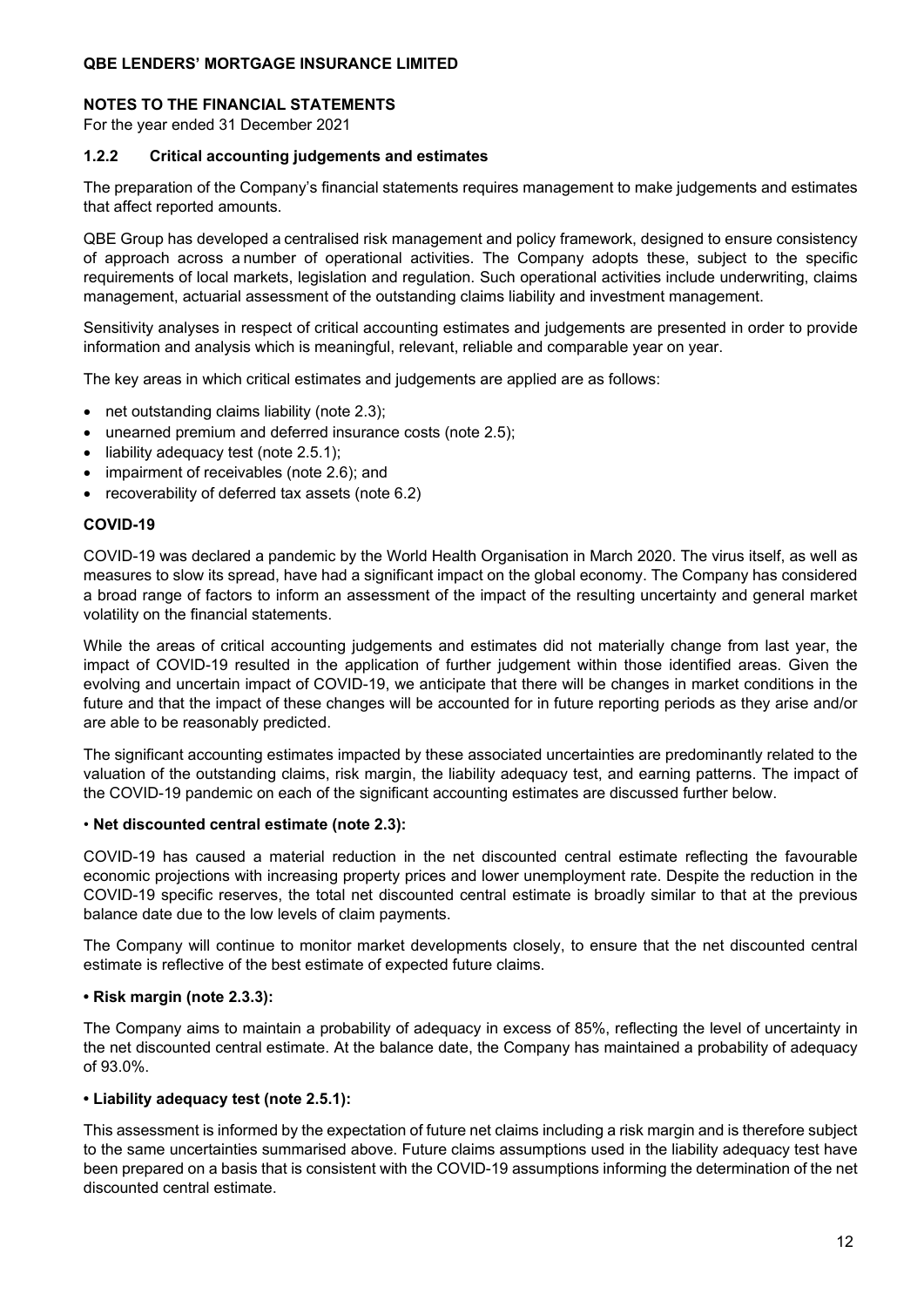# QBE LENDERS' MORTGAGE INSURANCE LIMITED

## NOTES TO THE FINANCIAL STATEMENTS

For the year ended 31 December 2021

### 1.2.2 Critical accounting judgements and estimates

The preparation of the Company's financial statements requires management to make judgements and estimates that affect reported amounts.

QBE Group has developed a centralised risk management and policy framework, designed to ensure consistency of approach across a number of operational activities. The Company adopts these, subject to the specific requirements of local markets, legislation and regulation. Such operational activities include underwriting, claims management, actuarial assessment of the outstanding claims liability and investment management.

Sensitivity analyses in respect of critical accounting estimates and judgements are presented in order to provide information and analysis which is meaningful, relevant, reliable and comparable year on year.

The key areas in which critical estimates and judgements are applied are as follows:

- net outstanding claims liability (note 2.3);
- unearned premium and deferred insurance costs (note 2.5);
- liability adequacy test (note 2.5.1);
- impairment of receivables (note 2.6); and
- recoverability of deferred tax assets (note 6.2)

**COVID-19**

COVID-19 was declared a pandemic by the World Health Organisation in March 2020. The virus itself, as well as measures to slow its spread, have had a significant impact on the global economy. The Company has considered a broad range of factors to inform an assessment of the impact of the resulting uncertainty and general market volatility on the financial statements.

While the areas of critical accounting judgements and estimates did not materially change from last year, the impact of COVID-19 resulted in the application of further judgement within those identified areas. Given the evolving and uncertain impact of COVID-19, we anticipate that there will be changes in market conditions in the future and that the impact of these changes will be accounted for in future reporting periods as they arise and/or are able to be reasonably predicted.

The significant accounting estimates impacted by these associated uncertainties are predominantly related to the valuation of the outstanding claims, risk margin, the liability adequacy test, and earning patterns. The impact of the COVID-19 pandemic on each of the significant accounting estimates are discussed further below.

• **Net discounted central estimate (note 2.3):**

COVID-19 has caused a material reduction in the net discounted central estimate reflecting the favourable economic projections with increasing property prices and lower unemployment rate. Despite the reduction in the COVID-19 specific reserves, the total net discounted central estimate is broadly similar to that at the previous balance date due to the low levels of claim payments.

The Company will continue to monitor market developments closely, to ensure that the net discounted central estimate is reflective of the best estimate of expected future claims.

**• Risk margin (note 2.3.3):**

The Company aims to maintain a probability of adequacy in excess of 85%, reflecting the level of uncertainty in the net discounted central estimate. At the balance date, the Company has maintained a probability of adequacy of 93.0%.

**• Liability adequacy test (note 2.5.1):**

This assessment is informed by the expectation of future net claims including a risk margin and is therefore subject to the same uncertainties summarised above. Future claims assumptions used in the liability adequacy test have been prepared on a basis that is consistent with the COVID-19 assumptions informing the determination of the net discounted central estimate.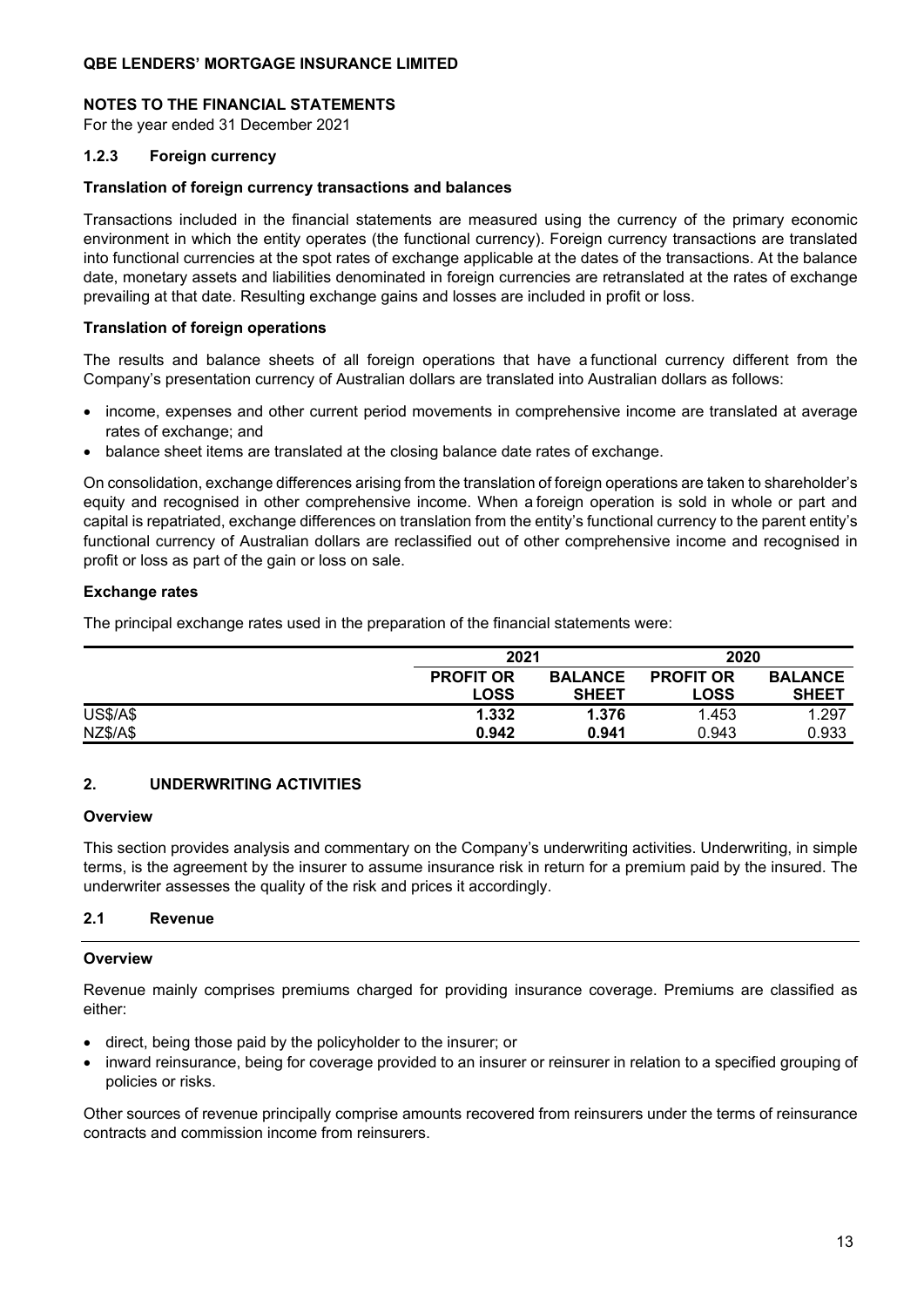### 1.2.3 Foreign currency

**Translation of foreign currency transactions and balances**

Transactions included in the financial statements are measured using the currency of the primary economic environment in which the entity operates (the functional currency). Foreign currency transactions are translated into functional currencies at the spot rates of exchange applicable at the dates of the transactions. At the balance date, monetary assets and liabilities denominated in foreign currencies are retranslated at the rates of exchange prevailing at that date. Resulting exchange gains and losses are included in profit or loss.

**Translation of foreign operations**

The results and balance sheets of all foreign operations that have a functional currency different from the Company's presentation currency of Australian dollars are translated into Australian dollars as follows:

- income, expenses and other current period movements in comprehensive income are translated at average rates of exchange; and
- balance sheet items are translated at the closing balance date rates of exchange.

On consolidation, exchange differences arising from the translation of foreign operations are taken to shareholder's equity and recognised in other comprehensive income. When a foreign operation is sold in whole or part and capital is repatriated, exchange differences on translation from the entity's functional currency to the parent entity's functional currency of Australian dollars are reclassified out of other comprehensive income and recognised in profit or loss as part of the gain or loss on sale.

**Exchange rates**

The principal exchange rates used in the preparation of the financial statements were:

| | 2021 | | 2020 | |
|---|---|---|---|---|
| | **PROFIT OR LOSS** | **BALANCE SHEET** | **PROFIT OR LOSS** | **BALANCE SHEET** |
| US$/A$ | **1.332** | **1.376** | 1.453 | 1.297 |
| NZ$/A$ | **0.942** | **0.941** | 0.943 | 0.933 |

## 2. UNDERWRITING ACTIVITIES

**Overview**

This section provides analysis and commentary on the Company's underwriting activities. Underwriting, in simple terms, is the agreement by the insurer to assume insurance risk in return for a premium paid by the insured. The underwriter assesses the quality of the risk and prices it accordingly.

### 2.1 Revenue

**Overview**

Revenue mainly comprises premiums charged for providing insurance coverage. Premiums are classified as either:

- direct, being those paid by the policyholder to the insurer; or
- inward reinsurance, being for coverage provided to an insurer or reinsurer in relation to a specified grouping of policies or risks.

Other sources of revenue principally comprise amounts recovered from reinsurers under the terms of reinsurance contracts and commission income from reinsurers.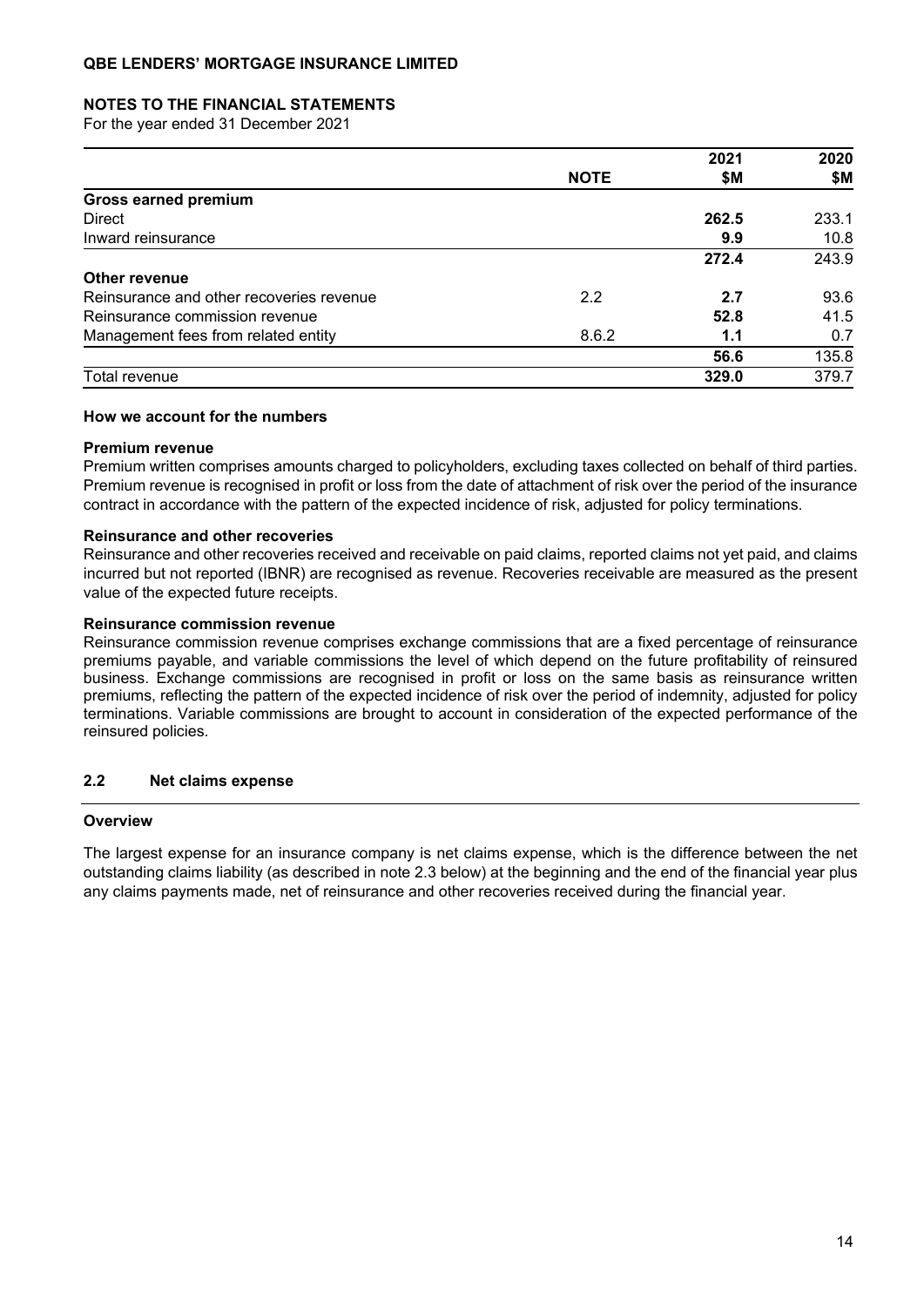| | NOTE | 2021 $M | 2020 $M |
|---|---|---|---|
| **Gross earned premium** | | | |
| Direct | | **262.5** | 233.1 |
| Inward reinsurance | | **9.9** | 10.8 |
| | | **272.4** | 243.9 |
| **Other revenue** | | | |
| Reinsurance and other recoveries revenue | 2.2 | **2.7** | 93.6 |
| Reinsurance commission revenue | | **52.8** | 41.5 |
| Management fees from related entity | 8.6.2 | **1.1** | 0.7 |
| | | **56.6** | 135.8 |
| Total revenue | | **329.0** | 379.7 |

**How we account for the numbers**

**Premium revenue**

Premium written comprises amounts charged to policyholders, excluding taxes collected on behalf of third parties. Premium revenue is recognised in profit or loss from the date of attachment of risk over the period of the insurance contract in accordance with the pattern of the expected incidence of risk, adjusted for policy terminations.

**Reinsurance and other recoveries**

Reinsurance and other recoveries received and receivable on paid claims, reported claims not yet paid, and claims incurred but not reported (IBNR) are recognised as revenue. Recoveries receivable are measured as the present value of the expected future receipts.

**Reinsurance commission revenue**

Reinsurance commission revenue comprises exchange commissions that are a fixed percentage of reinsurance premiums payable, and variable commissions the level of which depend on the future profitability of reinsured business. Exchange commissions are recognised in profit or loss on the same basis as reinsurance written premiums, reflecting the pattern of the expected incidence of risk over the period of indemnity, adjusted for policy terminations. Variable commissions are brought to account in consideration of the expected performance of the reinsured policies.

## 2.2 Net claims expense

**Overview**

The largest expense for an insurance company is net claims expense, which is the difference between the net outstanding claims liability (as described in note 2.3 below) at the beginning and the end of the financial year plus any claims payments made, net of reinsurance and other recoveries received during the financial year.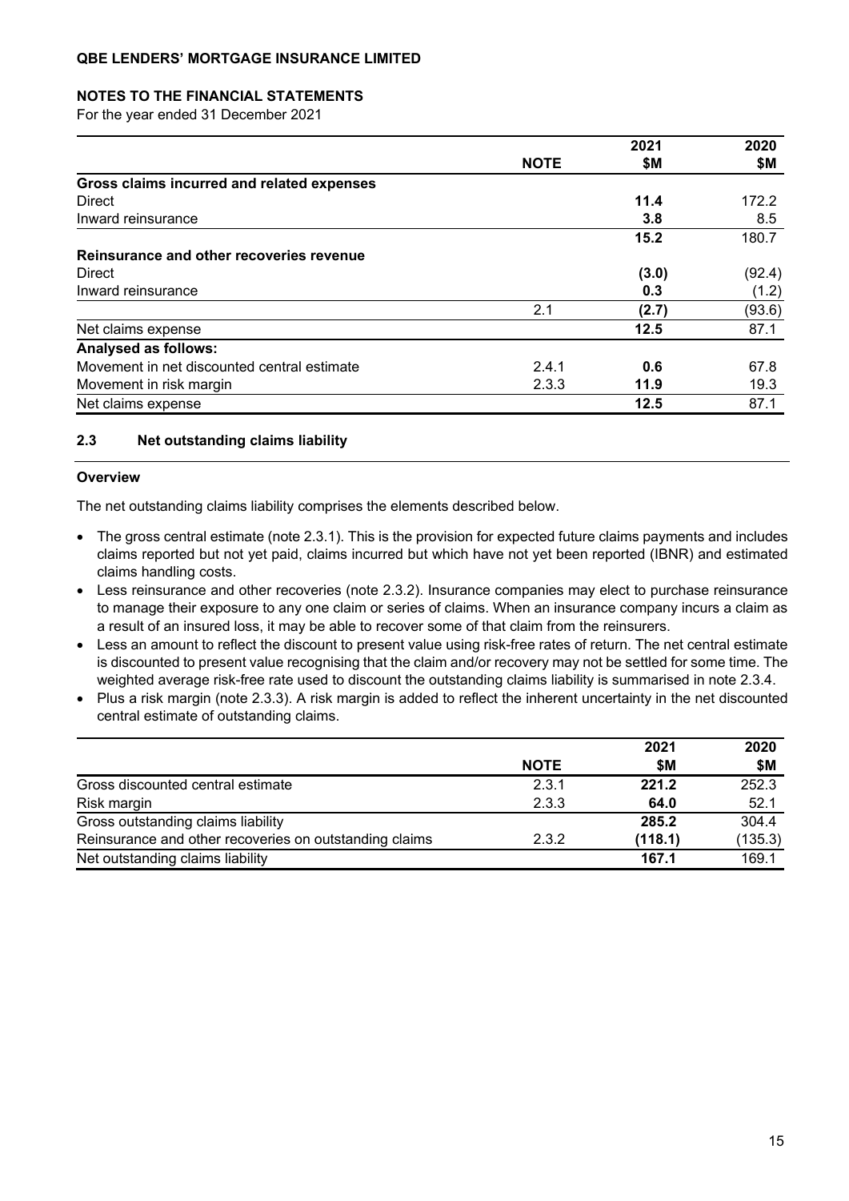| | NOTE | 2021 $M | 2020 $M |
|---|---|---|---|
| **Gross claims incurred and related expenses** | | | |
| Direct | | **11.4** | 172.2 |
| Inward reinsurance | | **3.8** | 8.5 |
| | | **15.2** | 180.7 |
| **Reinsurance and other recoveries revenue** | | | |
| Direct | | **(3.0)** | (92.4) |
| Inward reinsurance | | **0.3** | (1.2) |
| | 2.1 | **(2.7)** | (93.6) |
| Net claims expense | | **12.5** | 87.1 |
| **Analysed as follows:** | | | |
| Movement in net discounted central estimate | 2.4.1 | **0.6** | 67.8 |
| Movement in risk margin | 2.3.3 | **11.9** | 19.3 |
| Net claims expense | | **12.5** | 87.1 |

## 2.3 Net outstanding claims liability

### Overview

The net outstanding claims liability comprises the elements described below.

- The gross central estimate (note 2.3.1). This is the provision for expected future claims payments and includes claims reported but not yet paid, claims incurred but which have not yet been reported (IBNR) and estimated claims handling costs.
- Less reinsurance and other recoveries (note 2.3.2). Insurance companies may elect to purchase reinsurance to manage their exposure to any one claim or series of claims. When an insurance company incurs a claim as a result of an insured loss, it may be able to recover some of that claim from the reinsurers.
- Less an amount to reflect the discount to present value using risk-free rates of return. The net central estimate is discounted to present value recognising that the claim and/or recovery may not be settled for some time. The weighted average risk-free rate used to discount the outstanding claims liability is summarised in note 2.3.4.
- Plus a risk margin (note 2.3.3). A risk margin is added to reflect the inherent uncertainty in the net discounted central estimate of outstanding claims.

| | NOTE | 2021 $M | 2020 $M |
|---|---|---|---|
| Gross discounted central estimate | 2.3.1 | **221.2** | 252.3 |
| Risk margin | 2.3.3 | **64.0** | 52.1 |
| Gross outstanding claims liability | | **285.2** | 304.4 |
| Reinsurance and other recoveries on outstanding claims | 2.3.2 | **(118.1)** | (135.3) |
| Net outstanding claims liability | | **167.1** | 169.1 |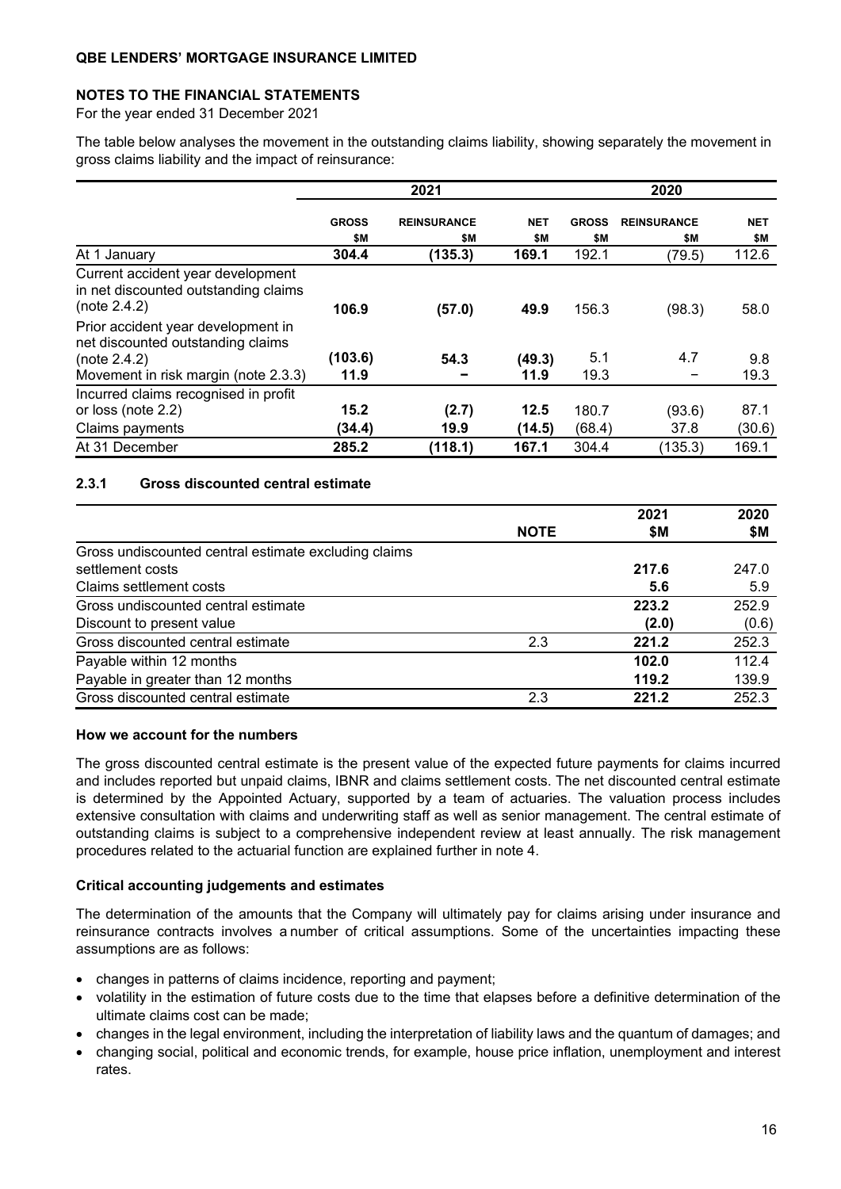**QBE LENDERS' MORTGAGE INSURANCE LIMITED**

**NOTES TO THE FINANCIAL STATEMENTS**

For the year ended 31 December 2021

The table below analyses the movement in the outstanding claims liability, showing separately the movement in gross claims liability and the impact of reinsurance:

| | 2021 | | | 2020 | | |
|---|---|---|---|---|---|---|
| | **GROSS** $M | **REINSURANCE** $M | **NET** $M | **GROSS** $M | **REINSURANCE** $M | **NET** $M |
| At 1 January | **304.4** | **(135.3)** | **169.1** | 192.1 | (79.5) | 112.6 |
| Current accident year development in net discounted outstanding claims (note 2.4.2) | **106.9** | **(57.0)** | **49.9** | 156.3 | (98.3) | 58.0 |
| Prior accident year development in net discounted outstanding claims (note 2.4.2) | **(103.6)** | **54.3** | **(49.3)** | 5.1 | 4.7 | 9.8 |
| Movement in risk margin (note 2.3.3) | **11.9** | **–** | **11.9** | 19.3 | – | 19.3 |
| Incurred claims recognised in profit or loss (note 2.2) | **15.2** | **(2.7)** | **12.5** | 180.7 | (93.6) | 87.1 |
| Claims payments | **(34.4)** | **19.9** | **(14.5)** | (68.4) | 37.8 | (30.6) |
| At 31 December | **285.2** | **(118.1)** | **167.1** | 304.4 | (135.3) | 169.1 |

### 2.3.1 Gross discounted central estimate

| | NOTE | 2021 $M | 2020 $M |
|---|---|---|---|
| Gross undiscounted central estimate excluding claims settlement costs | | **217.6** | 247.0 |
| Claims settlement costs | | **5.6** | 5.9 |
| Gross undiscounted central estimate | | **223.2** | 252.9 |
| Discount to present value | | **(2.0)** | (0.6) |
| Gross discounted central estimate | 2.3 | **221.2** | 252.3 |
| Payable within 12 months | | **102.0** | 112.4 |
| Payable in greater than 12 months | | **119.2** | 139.9 |
| Gross discounted central estimate | 2.3 | **221.2** | 252.3 |

**How we account for the numbers**

The gross discounted central estimate is the present value of the expected future payments for claims incurred and includes reported but unpaid claims, IBNR and claims settlement costs. The net discounted central estimate is determined by the Appointed Actuary, supported by a team of actuaries. The valuation process includes extensive consultation with claims and underwriting staff as well as senior management. The central estimate of outstanding claims is subject to a comprehensive independent review at least annually. The risk management procedures related to the actuarial function are explained further in note 4.

**Critical accounting judgements and estimates**

The determination of the amounts that the Company will ultimately pay for claims arising under insurance and reinsurance contracts involves a number of critical assumptions. Some of the uncertainties impacting these assumptions are as follows:

- changes in patterns of claims incidence, reporting and payment;
- volatility in the estimation of future costs due to the time that elapses before a definitive determination of the ultimate claims cost can be made;
- changes in the legal environment, including the interpretation of liability laws and the quantum of damages; and
- changing social, political and economic trends, for example, house price inflation, unemployment and interest rates.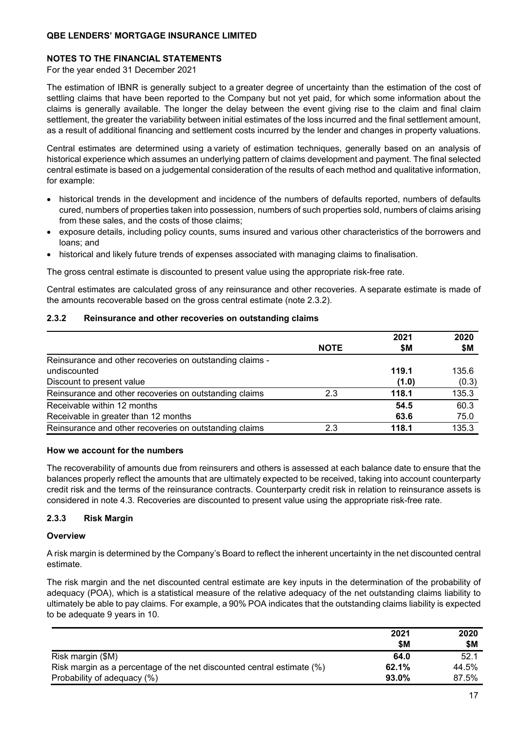The estimation of IBNR is generally subject to a greater degree of uncertainty than the estimation of the cost of settling claims that have been reported to the Company but not yet paid, for which some information about the claims is generally available. The longer the delay between the event giving rise to the claim and final claim settlement, the greater the variability between initial estimates of the loss incurred and the final settlement amount, as a result of additional financing and settlement costs incurred by the lender and changes in property valuations.

Central estimates are determined using a variety of estimation techniques, generally based on an analysis of historical experience which assumes an underlying pattern of claims development and payment. The final selected central estimate is based on a judgemental consideration of the results of each method and qualitative information, for example:

- historical trends in the development and incidence of the numbers of defaults reported, numbers of defaults cured, numbers of properties taken into possession, numbers of such properties sold, numbers of claims arising from these sales, and the costs of those claims;
- exposure details, including policy counts, sums insured and various other characteristics of the borrowers and loans; and
- historical and likely future trends of expenses associated with managing claims to finalisation.

The gross central estimate is discounted to present value using the appropriate risk-free rate.

Central estimates are calculated gross of any reinsurance and other recoveries. A separate estimate is made of the amounts recoverable based on the gross central estimate (note 2.3.2).

### 2.3.2 Reinsurance and other recoveries on outstanding claims

| | NOTE | 2021 $M | 2020 $M |
|---|---|---|---|
| Reinsurance and other recoveries on outstanding claims - undiscounted | | **119.1** | 135.6 |
| Discount to present value | | **(1.0)** | (0.3) |
| Reinsurance and other recoveries on outstanding claims | 2.3 | **118.1** | 135.3 |
| Receivable within 12 months | | **54.5** | 60.3 |
| Receivable in greater than 12 months | | **63.6** | 75.0 |
| Reinsurance and other recoveries on outstanding claims | 2.3 | **118.1** | 135.3 |

**How we account for the numbers**

The recoverability of amounts due from reinsurers and others is assessed at each balance date to ensure that the balances properly reflect the amounts that are ultimately expected to be received, taking into account counterparty credit risk and the terms of the reinsurance contracts. Counterparty credit risk in relation to reinsurance assets is considered in note 4.3. Recoveries are discounted to present value using the appropriate risk-free rate.

### 2.3.3 Risk Margin

**Overview**

A risk margin is determined by the Company's Board to reflect the inherent uncertainty in the net discounted central estimate.

The risk margin and the net discounted central estimate are key inputs in the determination of the probability of adequacy (POA), which is a statistical measure of the relative adequacy of the net outstanding claims liability to ultimately be able to pay claims. For example, a 90% POA indicates that the outstanding claims liability is expected to be adequate 9 years in 10.

| | 2021 $M | 2020 $M |
|---|---|---|
| Risk margin ($M) | **64.0** | 52.1 |
| Risk margin as a percentage of the net discounted central estimate (%) | **62.1%** | 44.5% |
| Probability of adequacy (%) | **93.0%** | 87.5% |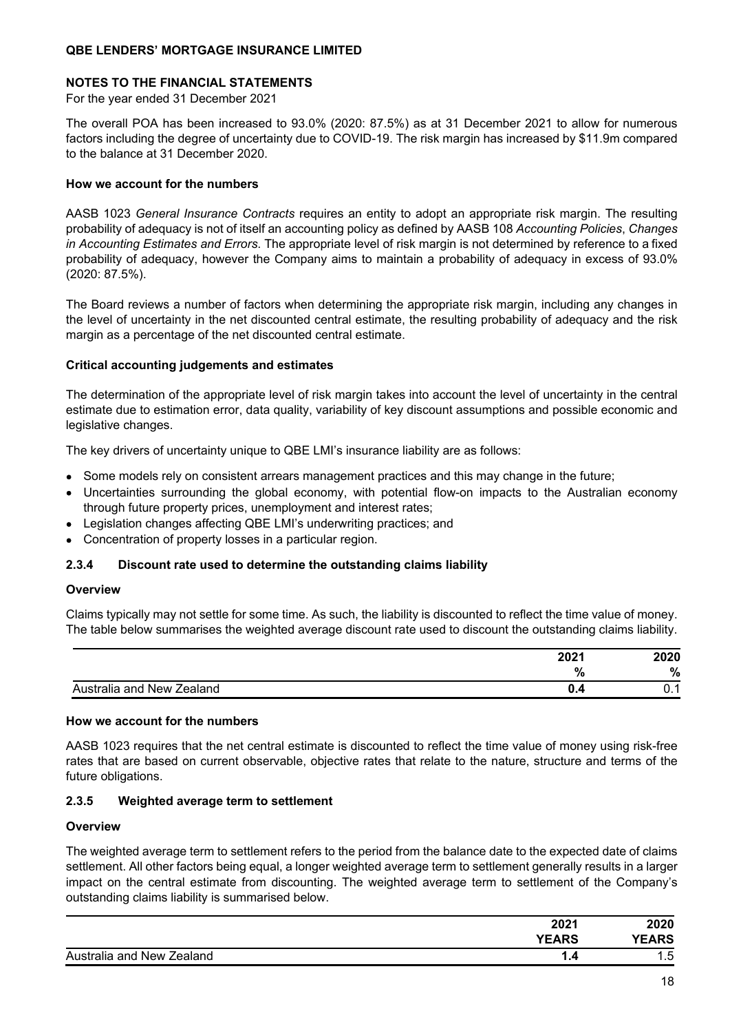The overall POA has been increased to 93.0% (2020: 87.5%) as at 31 December 2021 to allow for numerous factors including the degree of uncertainty due to COVID-19. The risk margin has increased by $11.9m compared to the balance at 31 December 2020.

**How we account for the numbers**

AASB 1023 *General Insurance Contracts* requires an entity to adopt an appropriate risk margin. The resulting probability of adequacy is not of itself an accounting policy as defined by AASB 108 *Accounting Policies*, *Changes in Accounting Estimates and Errors.* The appropriate level of risk margin is not determined by reference to a fixed probability of adequacy, however the Company aims to maintain a probability of adequacy in excess of 93.0% (2020: 87.5%).

The Board reviews a number of factors when determining the appropriate risk margin, including any changes in the level of uncertainty in the net discounted central estimate, the resulting probability of adequacy and the risk margin as a percentage of the net discounted central estimate.

**Critical accounting judgements and estimates**

The determination of the appropriate level of risk margin takes into account the level of uncertainty in the central estimate due to estimation error, data quality, variability of key discount assumptions and possible economic and legislative changes.

The key drivers of uncertainty unique to QBE LMI's insurance liability are as follows:

- Some models rely on consistent arrears management practices and this may change in the future;
- Uncertainties surrounding the global economy, with potential flow-on impacts to the Australian economy through future property prices, unemployment and interest rates;
- Legislation changes affecting QBE LMI's underwriting practices; and
- Concentration of property losses in a particular region.

### 2.3.4 Discount rate used to determine the outstanding claims liability

**Overview**

Claims typically may not settle for some time. As such, the liability is discounted to reflect the time value of money. The table below summarises the weighted average discount rate used to discount the outstanding claims liability.

| | 2021 | 2020 |
|---|---|---|
| | **%** | **%** |
| Australia and New Zealand | **0.4** | 0.1 |

**How we account for the numbers**

AASB 1023 requires that the net central estimate is discounted to reflect the time value of money using risk-free rates that are based on current observable, objective rates that relate to the nature, structure and terms of the future obligations.

### 2.3.5 Weighted average term to settlement

**Overview**

The weighted average term to settlement refers to the period from the balance date to the expected date of claims settlement. All other factors being equal, a longer weighted average term to settlement generally results in a larger impact on the central estimate from discounting. The weighted average term to settlement of the Company's outstanding claims liability is summarised below.

| | 2021 | 2020 |
|---|---|---|
| | **YEARS** | **YEARS** |
| Australia and New Zealand | **1.4** | 1.5 |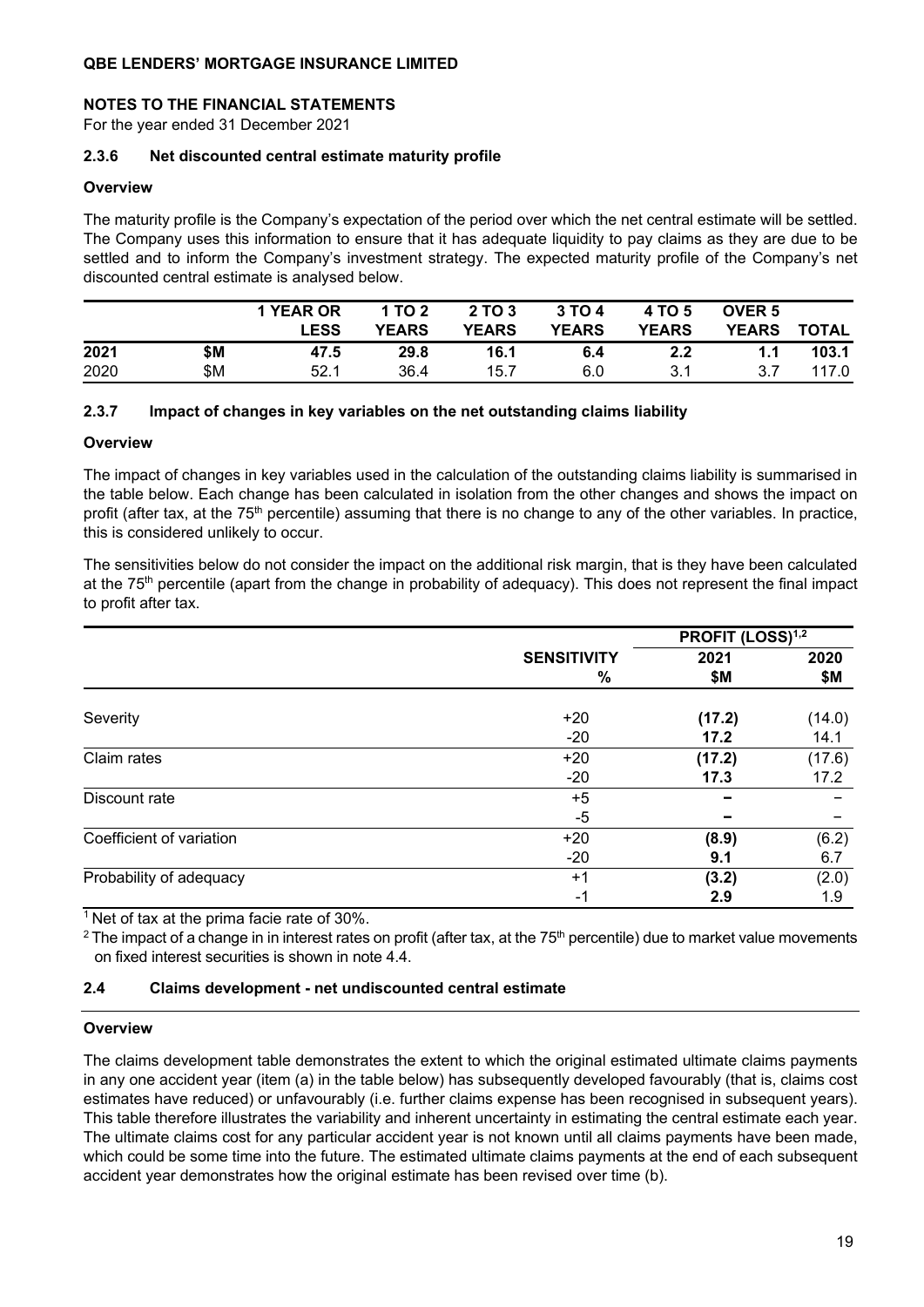**NOTES TO THE FINANCIAL STATEMENTS**

For the year ended 31 December 2021

### 2.3.6 Net discounted central estimate maturity profile

**Overview**

The maturity profile is the Company's expectation of the period over which the net central estimate will be settled. The Company uses this information to ensure that it has adequate liquidity to pay claims as they are due to be settled and to inform the Company's investment strategy. The expected maturity profile of the Company's net discounted central estimate is analysed below.

| | | 1 YEAR OR LESS | 1 TO 2 YEARS | 2 TO 3 YEARS | 3 TO 4 YEARS | 4 TO 5 YEARS | OVER 5 YEARS | TOTAL |
|---|---|---|---|---|---|---|---|---|
| **2021** | **$M** | **47.5** | **29.8** | **16.1** | **6.4** | **2.2** | **1.1** | **103.1** |
| 2020 | $M | 52.1 | 36.4 | 15.7 | 6.0 | 3.1 | 3.7 | 117.0 |

### 2.3.7 Impact of changes in key variables on the net outstanding claims liability

**Overview**

The impact of changes in key variables used in the calculation of the outstanding claims liability is summarised in the table below. Each change has been calculated in isolation from the other changes and shows the impact on profit (after tax, at the 75th percentile) assuming that there is no change to any of the other variables. In practice, this is considered unlikely to occur.

The sensitivities below do not consider the impact on the additional risk margin, that is they have been calculated at the 75th percentile (apart from the change in probability of adequacy). This does not represent the final impact to profit after tax.

| | SENSITIVITY | PROFIT (LOSS)[1,2] | |
|---|---|---|---|
| | **%** | **2021 $M** | **2020 $M** |
| Severity | +20 | **(17.2)** | (14.0) |
| | -20 | **17.2** | 14.1 |
| Claim rates | +20 | **(17.2)** | (17.6) |
| | -20 | **17.3** | 17.2 |
| Discount rate | +5 | **–** | – |
| | -5 | **–** | – |
| Coefficient of variation | +20 | **(8.9)** | (6.2) |
| | -20 | **9.1** | 6.7 |
| Probability of adequacy | +1 | **(3.2)** | (2.0) |
| | -1 | **2.9** | 1.9 |

[1] Net of tax at the prima facie rate of 30%.

[2] The impact of a change in in interest rates on profit (after tax, at the 75th percentile) due to market value movements on fixed interest securities is shown in note 4.4.

## 2.4 Claims development - net undiscounted central estimate

**Overview**

The claims development table demonstrates the extent to which the original estimated ultimate claims payments in any one accident year (item (a) in the table below) has subsequently developed favourably (that is, claims cost estimates have reduced) or unfavourably (i.e. further claims expense has been recognised in subsequent years). This table therefore illustrates the variability and inherent uncertainty in estimating the central estimate each year. The ultimate claims cost for any particular accident year is not known until all claims payments have been made, which could be some time into the future. The estimated ultimate claims payments at the end of each subsequent accident year demonstrates how the original estimate has been revised over time (b).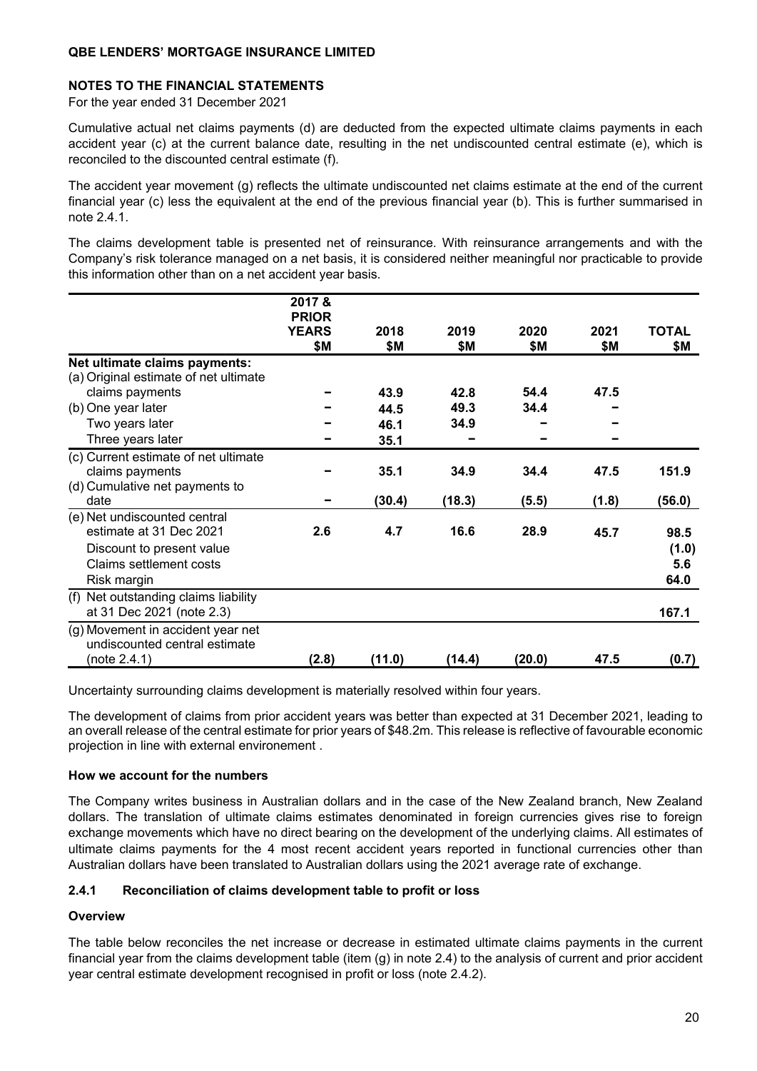**NOTES TO THE FINANCIAL STATEMENTS**

For the year ended 31 December 2021

Cumulative actual net claims payments (d) are deducted from the expected ultimate claims payments in each accident year (c) at the current balance date, resulting in the net undiscounted central estimate (e), which is reconciled to the discounted central estimate (f).

The accident year movement (g) reflects the ultimate undiscounted net claims estimate at the end of the current financial year (c) less the equivalent at the end of the previous financial year (b). This is further summarised in note 2.4.1.

The claims development table is presented net of reinsurance. With reinsurance arrangements and with the Company's risk tolerance managed on a net basis, it is considered neither meaningful nor practicable to provide this information other than on a net accident year basis.

| | 2017 & PRIOR YEARS $M | 2018 $M | 2019 $M | 2020 $M | 2021 $M | TOTAL $M |
|---|---|---|---|---|---|---|
| **Net ultimate claims payments:** | | | | | | |
| (a) Original estimate of net ultimate claims payments | – | 43.9 | 42.8 | 54.4 | 47.5 | |
| (b) One year later | – | 44.5 | 49.3 | 34.4 | – | |
| Two years later | – | 46.1 | 34.9 | – | – | |
| Three years later | – | 35.1 | – | – | – | |
| (c) Current estimate of net ultimate claims payments | – | 35.1 | 34.9 | 34.4 | 47.5 | 151.9 |
| (d) Cumulative net payments to date | – | (30.4) | (18.3) | (5.5) | (1.8) | (56.0) |
| (e) Net undiscounted central estimate at 31 Dec 2021 | 2.6 | 4.7 | 16.6 | 28.9 | 45.7 | 98.5 |
| Discount to present value | | | | | | (1.0) |
| Claims settlement costs | | | | | | 5.6 |
| Risk margin | | | | | | 64.0 |
| (f) Net outstanding claims liability at 31 Dec 2021 (note 2.3) | | | | | | 167.1 |
| (g) Movement in accident year net undiscounted central estimate (note 2.4.1) | (2.8) | (11.0) | (14.4) | (20.0) | 47.5 | (0.7) |

Uncertainty surrounding claims development is materially resolved within four years.

The development of claims from prior accident years was better than expected at 31 December 2021, leading to an overall release of the central estimate for prior years of $48.2m. This release is reflective of favourable economic projection in line with external environement .

**How we account for the numbers**

The Company writes business in Australian dollars and in the case of the New Zealand branch, New Zealand dollars. The translation of ultimate claims estimates denominated in foreign currencies gives rise to foreign exchange movements which have no direct bearing on the development of the underlying claims. All estimates of ultimate claims payments for the 4 most recent accident years reported in functional currencies other than Australian dollars have been translated to Australian dollars using the 2021 average rate of exchange.

### 2.4.1 Reconciliation of claims development table to profit or loss

**Overview**

The table below reconciles the net increase or decrease in estimated ultimate claims payments in the current financial year from the claims development table (item (g) in note 2.4) to the analysis of current and prior accident year central estimate development recognised in profit or loss (note 2.4.2).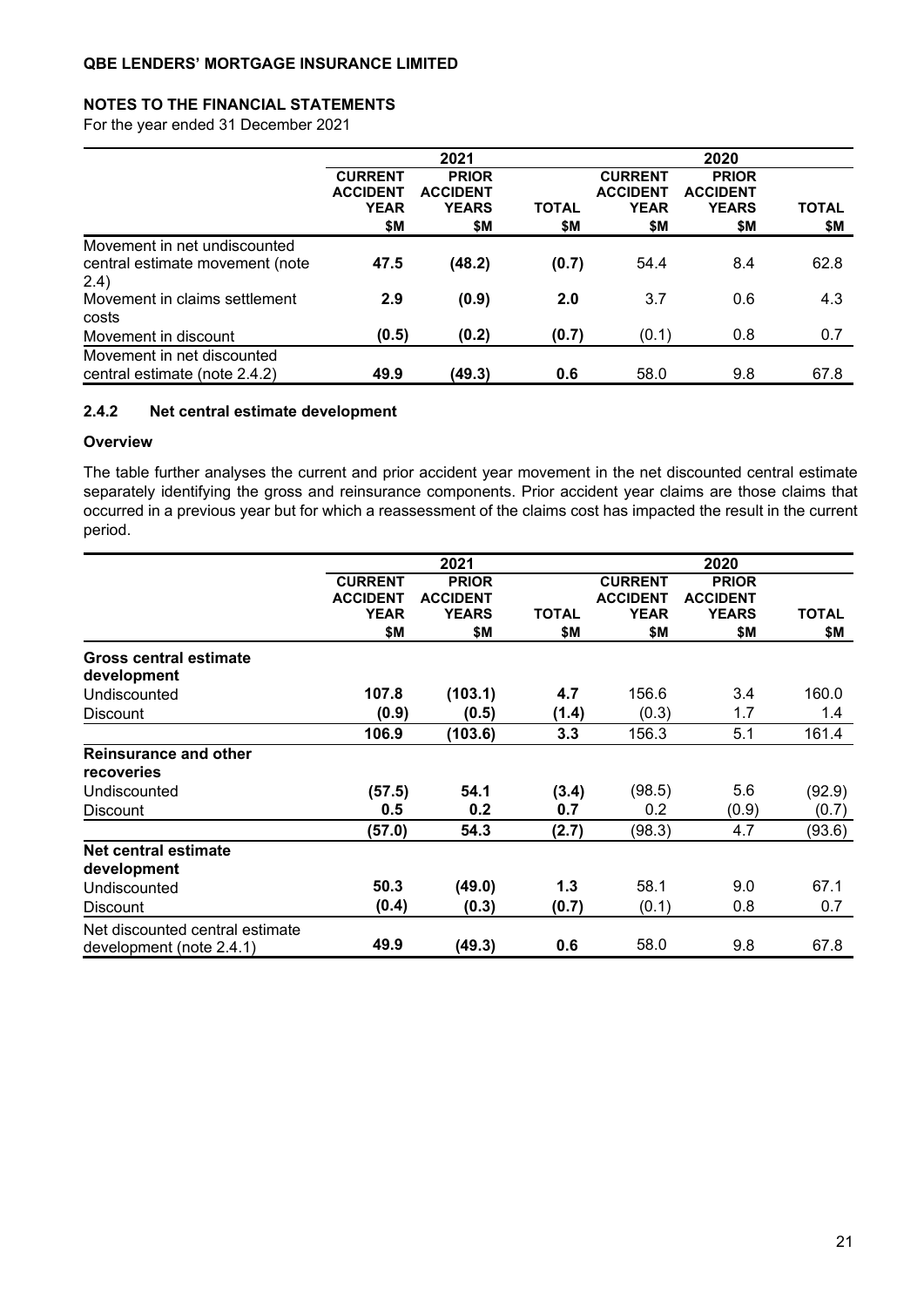|  | 2021 |  |  | 2020 |  |  |
|---|---|---|---|---|---|---|
|  | **CURRENT ACCIDENT YEAR** | **PRIOR ACCIDENT YEARS** | **TOTAL** | **CURRENT ACCIDENT YEAR** | **PRIOR ACCIDENT YEARS** | **TOTAL** |
|  | **$M** | **$M** | **$M** | **$M** | **$M** | **$M** |
| Movement in net undiscounted central estimate movement (note 2.4) | **47.5** | **(48.2)** | **(0.7)** | 54.4 | 8.4 | 62.8 |
| Movement in claims settlement costs | **2.9** | **(0.9)** | **2.0** | 3.7 | 0.6 | 4.3 |
| Movement in discount | **(0.5)** | **(0.2)** | **(0.7)** | (0.1) | 0.8 | 0.7 |
| Movement in net discounted central estimate (note 2.4.2) | **49.9** | **(49.3)** | **0.6** | 58.0 | 9.8 | 67.8 |

### 2.4.2 Net central estimate development

**Overview**

The table further analyses the current and prior accident year movement in the net discounted central estimate separately identifying the gross and reinsurance components. Prior accident year claims are those claims that occurred in a previous year but for which a reassessment of the claims cost has impacted the result in the current period.

|  | 2021 |  |  | 2020 |  |  |
|---|---|---|---|---|---|---|
|  | **CURRENT ACCIDENT YEAR** | **PRIOR ACCIDENT YEARS** | **TOTAL** | **CURRENT ACCIDENT YEAR** | **PRIOR ACCIDENT YEARS** | **TOTAL** |
|  | **$M** | **$M** | **$M** | **$M** | **$M** | **$M** |
| **Gross central estimate development** |  |  |  |  |  |  |
| Undiscounted | **107.8** | **(103.1)** | **4.7** | 156.6 | 3.4 | 160.0 |
| Discount | **(0.9)** | **(0.5)** | **(1.4)** | (0.3) | 1.7 | 1.4 |
|  | **106.9** | **(103.6)** | **3.3** | 156.3 | 5.1 | 161.4 |
| **Reinsurance and other recoveries** |  |  |  |  |  |  |
| Undiscounted | **(57.5)** | **54.1** | **(3.4)** | (98.5) | 5.6 | (92.9) |
| Discount | **0.5** | **0.2** | **0.7** | 0.2 | (0.9) | (0.7) |
|  | **(57.0)** | **54.3** | **(2.7)** | (98.3) | 4.7 | (93.6) |
| **Net central estimate development** |  |  |  |  |  |  |
| Undiscounted | **50.3** | **(49.0)** | **1.3** | 58.1 | 9.0 | 67.1 |
| Discount | **(0.4)** | **(0.3)** | **(0.7)** | (0.1) | 0.8 | 0.7 |
| Net discounted central estimate development (note 2.4.1) | **49.9** | **(49.3)** | **0.6** | 58.0 | 9.8 | 67.8 |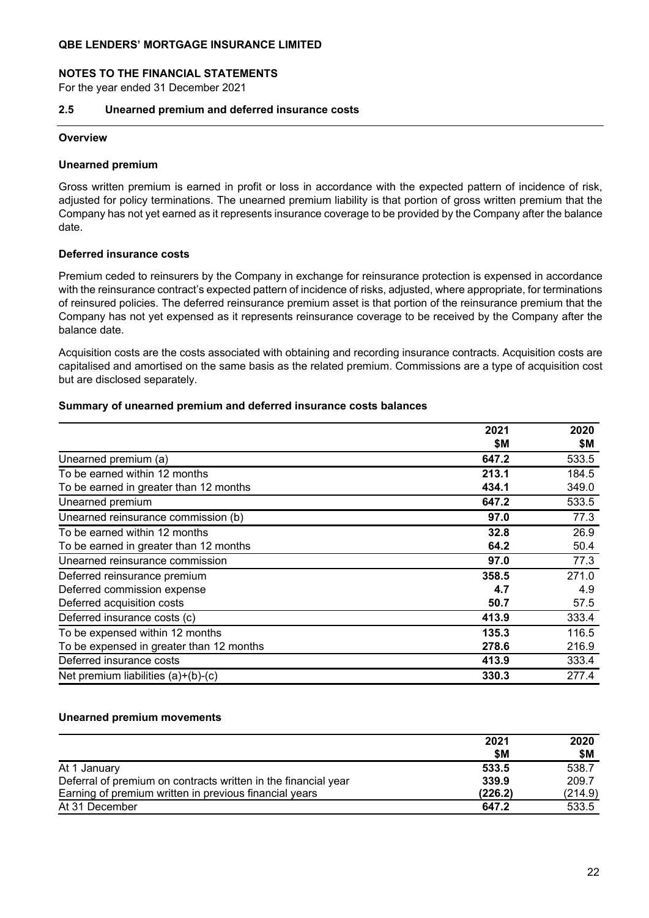## NOTES TO THE FINANCIAL STATEMENTS

For the year ended 31 December 2021

### 2.5 Unearned premium and deferred insurance costs

**Overview**

**Unearned premium**

Gross written premium is earned in profit or loss in accordance with the expected pattern of incidence of risk, adjusted for policy terminations. The unearned premium liability is that portion of gross written premium that the Company has not yet earned as it represents insurance coverage to be provided by the Company after the balance date.

**Deferred insurance costs**

Premium ceded to reinsurers by the Company in exchange for reinsurance protection is expensed in accordance with the reinsurance contract's expected pattern of incidence of risks, adjusted, where appropriate, for terminations of reinsured policies. The deferred reinsurance premium asset is that portion of the reinsurance premium that the Company has not yet expensed as it represents reinsurance coverage to be received by the Company after the balance date.

Acquisition costs are the costs associated with obtaining and recording insurance contracts. Acquisition costs are capitalised and amortised on the same basis as the related premium. Commissions are a type of acquisition cost but are disclosed separately.

**Summary of unearned premium and deferred insurance costs balances**

| | 2021 $M | 2020 $M |
|---|---|---|
| Unearned premium (a) | **647.2** | 533.5 |
| To be earned within 12 months | **213.1** | 184.5 |
| To be earned in greater than 12 months | **434.1** | 349.0 |
| Unearned premium | **647.2** | 533.5 |
| Unearned reinsurance commission (b) | **97.0** | 77.3 |
| To be earned within 12 months | **32.8** | 26.9 |
| To be earned in greater than 12 months | **64.2** | 50.4 |
| Unearned reinsurance commission | **97.0** | 77.3 |
| Deferred reinsurance premium | **358.5** | 271.0 |
| Deferred commission expense | **4.7** | 4.9 |
| Deferred acquisition costs | **50.7** | 57.5 |
| Deferred insurance costs (c) | **413.9** | 333.4 |
| To be expensed within 12 months | **135.3** | 116.5 |
| To be expensed in greater than 12 months | **278.6** | 216.9 |
| Deferred insurance costs | **413.9** | 333.4 |
| Net premium liabilities (a)+(b)-(c) | **330.3** | 277.4 |

**Unearned premium movements**

| | 2021 $M | 2020 $M |
|---|---|---|
| At 1 January | **533.5** | 538.7 |
| Deferral of premium on contracts written in the financial year | **339.9** | 209.7 |
| Earning of premium written in previous financial years | **(226.2)** | (214.9) |
| At 31 December | **647.2** | 533.5 |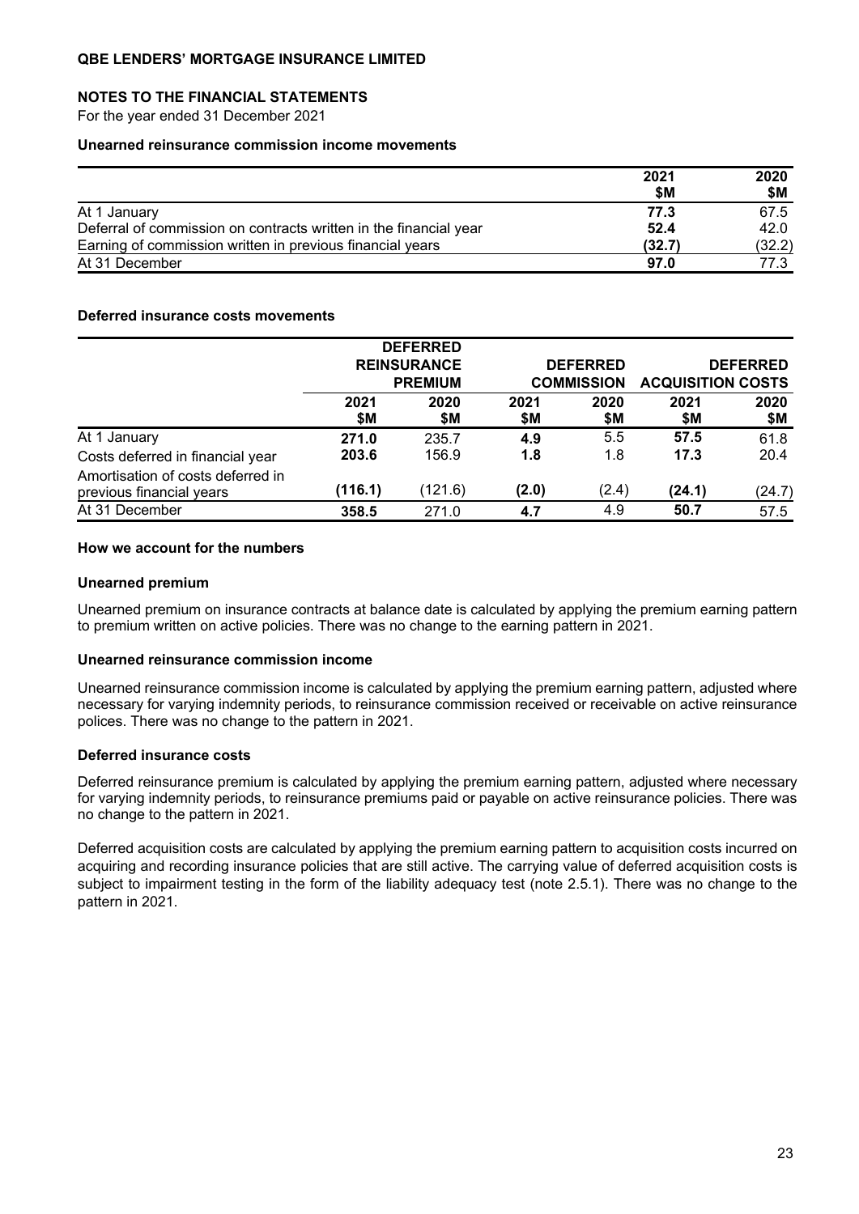**QBE LENDERS' MORTGAGE INSURANCE LIMITED**

**NOTES TO THE FINANCIAL STATEMENTS**

For the year ended 31 December 2021

**Unearned reinsurance commission income movements**

| | 2021 $M | 2020 $M |
|---|---|---|
| At 1 January | **77.3** | 67.5 |
| Deferral of commission on contracts written in the financial year | **52.4** | 42.0 |
| Earning of commission written in previous financial years | **(32.7)** | (32.2) |
| At 31 December | **97.0** | 77.3 |

**Deferred insurance costs movements**

| | DEFERRED REINSURANCE PREMIUM | | DEFERRED COMMISSION | | DEFERRED ACQUISITION COSTS | |
|---|---|---|---|---|---|---|
| | 2021 $M | 2020 $M | 2021 $M | 2020 $M | 2021 $M | 2020 $M |
| At 1 January | **271.0** | 235.7 | **4.9** | 5.5 | **57.5** | 61.8 |
| Costs deferred in financial year | **203.6** | 156.9 | **1.8** | 1.8 | **17.3** | 20.4 |
| Amortisation of costs deferred in previous financial years | **(116.1)** | (121.6) | **(2.0)** | (2.4) | **(24.1)** | (24.7) |
| At 31 December | **358.5** | 271.0 | **4.7** | 4.9 | **50.7** | 57.5 |

**How we account for the numbers**

**Unearned premium**

Unearned premium on insurance contracts at balance date is calculated by applying the premium earning pattern to premium written on active policies. There was no change to the earning pattern in 2021.

**Unearned reinsurance commission income**

Unearned reinsurance commission income is calculated by applying the premium earning pattern, adjusted where necessary for varying indemnity periods, to reinsurance commission received or receivable on active reinsurance polices. There was no change to the pattern in 2021.

**Deferred insurance costs**

Deferred reinsurance premium is calculated by applying the premium earning pattern, adjusted where necessary for varying indemnity periods, to reinsurance premiums paid or payable on active reinsurance policies. There was no change to the pattern in 2021.

Deferred acquisition costs are calculated by applying the premium earning pattern to acquisition costs incurred on acquiring and recording insurance policies that are still active. The carrying value of deferred acquisition costs is subject to impairment testing in the form of the liability adequacy test (note 2.5.1). There was no change to the pattern in 2021.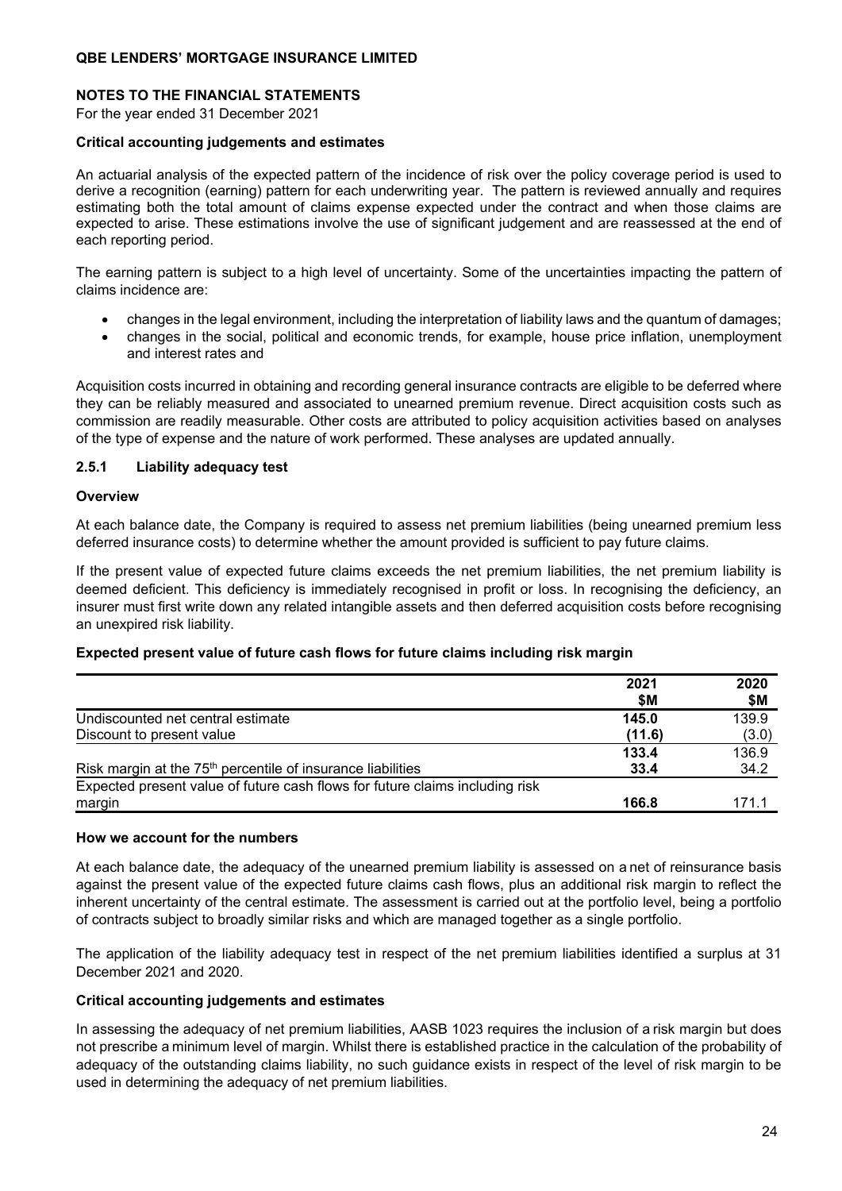**Critical accounting judgements and estimates**

An actuarial analysis of the expected pattern of the incidence of risk over the policy coverage period is used to derive a recognition (earning) pattern for each underwriting year. The pattern is reviewed annually and requires estimating both the total amount of claims expense expected under the contract and when those claims are expected to arise. These estimations involve the use of significant judgement and are reassessed at the end of each reporting period.

The earning pattern is subject to a high level of uncertainty. Some of the uncertainties impacting the pattern of claims incidence are:

- changes in the legal environment, including the interpretation of liability laws and the quantum of damages;
- changes in the social, political and economic trends, for example, house price inflation, unemployment and interest rates and

Acquisition costs incurred in obtaining and recording general insurance contracts are eligible to be deferred where they can be reliably measured and associated to unearned premium revenue. Direct acquisition costs such as commission are readily measurable. Other costs are attributed to policy acquisition activities based on analyses of the type of expense and the nature of work performed. These analyses are updated annually.

### 2.5.1 Liability adequacy test

**Overview**

At each balance date, the Company is required to assess net premium liabilities (being unearned premium less deferred insurance costs) to determine whether the amount provided is sufficient to pay future claims.

If the present value of expected future claims exceeds the net premium liabilities, the net premium liability is deemed deficient. This deficiency is immediately recognised in profit or loss. In recognising the deficiency, an insurer must first write down any related intangible assets and then deferred acquisition costs before recognising an unexpired risk liability.

**Expected present value of future cash flows for future claims including risk margin**

| | 2021<br>$M | 2020<br>$M |
|---|---|---|
| Undiscounted net central estimate | **145.0** | 139.9 |
| Discount to present value | **(11.6)** | (3.0) |
| | **133.4** | 136.9 |
| Risk margin at the 75th percentile of insurance liabilities | **33.4** | 34.2 |
| Expected present value of future cash flows for future claims including risk margin | **166.8** | 171.1 |

**How we account for the numbers**

At each balance date, the adequacy of the unearned premium liability is assessed on a net of reinsurance basis against the present value of the expected future claims cash flows, plus an additional risk margin to reflect the inherent uncertainty of the central estimate. The assessment is carried out at the portfolio level, being a portfolio of contracts subject to broadly similar risks and which are managed together as a single portfolio.

The application of the liability adequacy test in respect of the net premium liabilities identified a surplus at 31 December 2021 and 2020.

**Critical accounting judgements and estimates**

In assessing the adequacy of net premium liabilities, AASB 1023 requires the inclusion of a risk margin but does not prescribe a minimum level of margin. Whilst there is established practice in the calculation of the probability of adequacy of the outstanding claims liability, no such guidance exists in respect of the level of risk margin to be used in determining the adequacy of net premium liabilities.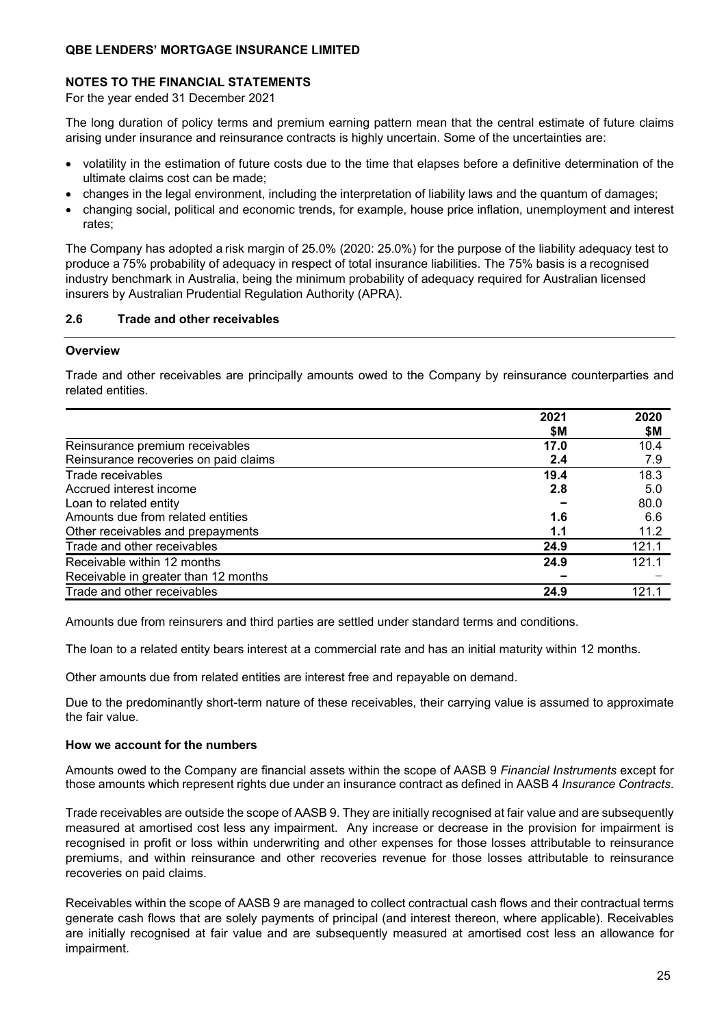**NOTES TO THE FINANCIAL STATEMENTS**

For the year ended 31 December 2021

The long duration of policy terms and premium earning pattern mean that the central estimate of future claims arising under insurance and reinsurance contracts is highly uncertain. Some of the uncertainties are:

- volatility in the estimation of future costs due to the time that elapses before a definitive determination of the ultimate claims cost can be made;
- changes in the legal environment, including the interpretation of liability laws and the quantum of damages;
- changing social, political and economic trends, for example, house price inflation, unemployment and interest rates;

The Company has adopted a risk margin of 25.0% (2020: 25.0%) for the purpose of the liability adequacy test to produce a 75% probability of adequacy in respect of total insurance liabilities. The 75% basis is a recognised industry benchmark in Australia, being the minimum probability of adequacy required for Australian licensed insurers by Australian Prudential Regulation Authority (APRA).

## 2.6 Trade and other receivables

### Overview

Trade and other receivables are principally amounts owed to the Company by reinsurance counterparties and related entities.

| | 2021 $M | 2020 $M |
|---|---|---|
| Reinsurance premium receivables | **17.0** | 10.4 |
| Reinsurance recoveries on paid claims | **2.4** | 7.9 |
| Trade receivables | **19.4** | 18.3 |
| Accrued interest income | **2.8** | 5.0 |
| Loan to related entity | **–** | 80.0 |
| Amounts due from related entities | **1.6** | 6.6 |
| Other receivables and prepayments | **1.1** | 11.2 |
| Trade and other receivables | **24.9** | 121.1 |
| Receivable within 12 months | **24.9** | 121.1 |
| Receivable in greater than 12 months | **–** | – |
| Trade and other receivables | **24.9** | 121.1 |

Amounts due from reinsurers and third parties are settled under standard terms and conditions.

The loan to a related entity bears interest at a commercial rate and has an initial maturity within 12 months.

Other amounts due from related entities are interest free and repayable on demand.

Due to the predominantly short-term nature of these receivables, their carrying value is assumed to approximate the fair value.

### How we account for the numbers

Amounts owed to the Company are financial assets within the scope of AASB 9 *Financial Instruments* except for those amounts which represent rights due under an insurance contract as defined in AASB 4 *Insurance Contracts*.

Trade receivables are outside the scope of AASB 9. They are initially recognised at fair value and are subsequently measured at amortised cost less any impairment. Any increase or decrease in the provision for impairment is recognised in profit or loss within underwriting and other expenses for those losses attributable to reinsurance premiums, and within reinsurance and other recoveries revenue for those losses attributable to reinsurance recoveries on paid claims.

Receivables within the scope of AASB 9 are managed to collect contractual cash flows and their contractual terms generate cash flows that are solely payments of principal (and interest thereon, where applicable). Receivables are initially recognised at fair value and are subsequently measured at amortised cost less an allowance for impairment.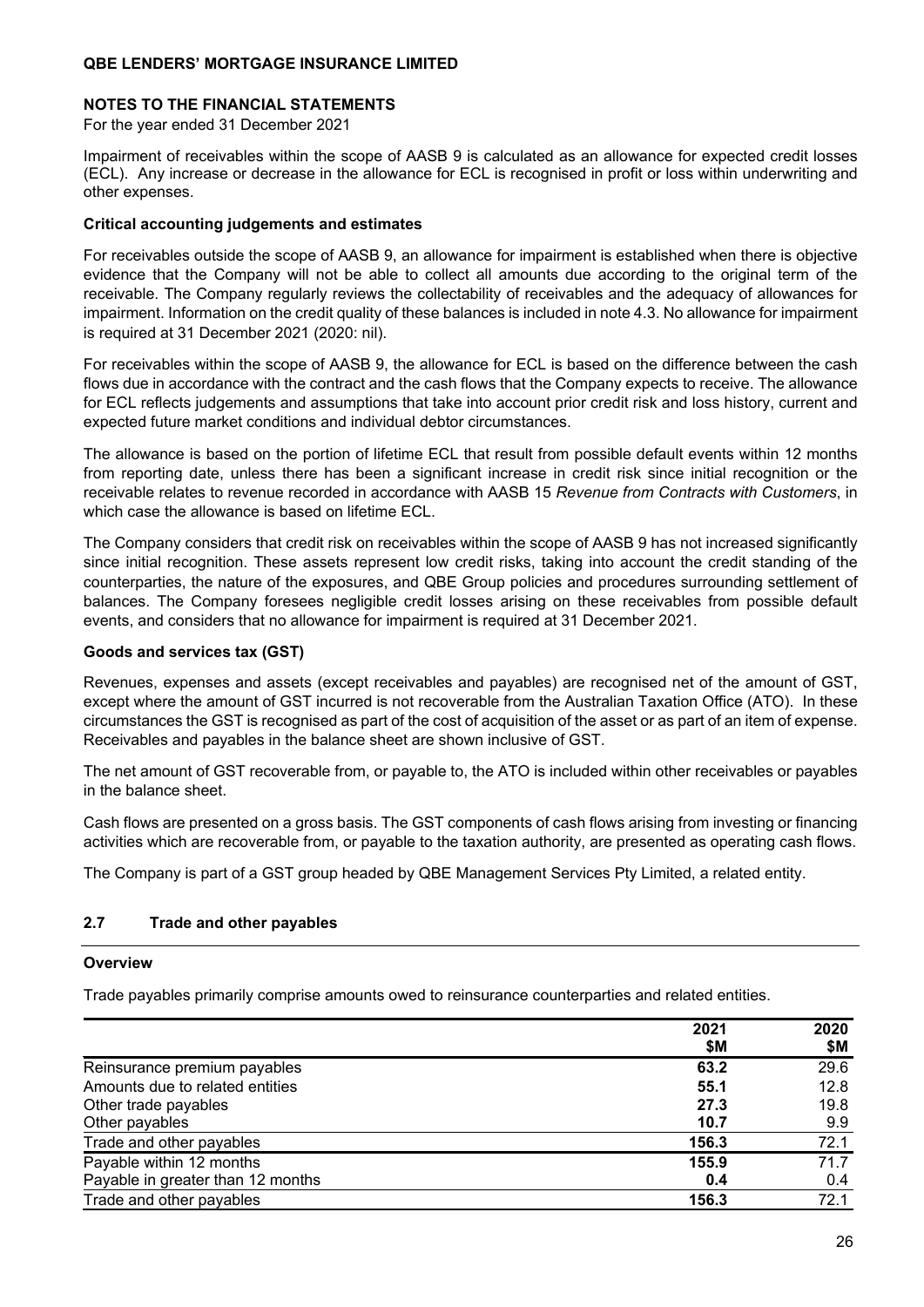**NOTES TO THE FINANCIAL STATEMENTS**

For the year ended 31 December 2021

Impairment of receivables within the scope of AASB 9 is calculated as an allowance for expected credit losses (ECL). Any increase or decrease in the allowance for ECL is recognised in profit or loss within underwriting and other expenses.

**Critical accounting judgements and estimates**

For receivables outside the scope of AASB 9, an allowance for impairment is established when there is objective evidence that the Company will not be able to collect all amounts due according to the original term of the receivable. The Company regularly reviews the collectability of receivables and the adequacy of allowances for impairment. Information on the credit quality of these balances is included in note 4.3. No allowance for impairment is required at 31 December 2021 (2020: nil).

For receivables within the scope of AASB 9, the allowance for ECL is based on the difference between the cash flows due in accordance with the contract and the cash flows that the Company expects to receive. The allowance for ECL reflects judgements and assumptions that take into account prior credit risk and loss history, current and expected future market conditions and individual debtor circumstances.

The allowance is based on the portion of lifetime ECL that result from possible default events within 12 months from reporting date, unless there has been a significant increase in credit risk since initial recognition or the receivable relates to revenue recorded in accordance with AASB 15 *Revenue from Contracts with Customers*, in which case the allowance is based on lifetime ECL.

The Company considers that credit risk on receivables within the scope of AASB 9 has not increased significantly since initial recognition. These assets represent low credit risks, taking into account the credit standing of the counterparties, the nature of the exposures, and QBE Group policies and procedures surrounding settlement of balances. The Company foresees negligible credit losses arising on these receivables from possible default events, and considers that no allowance for impairment is required at 31 December 2021.

**Goods and services tax (GST)**

Revenues, expenses and assets (except receivables and payables) are recognised net of the amount of GST, except where the amount of GST incurred is not recoverable from the Australian Taxation Office (ATO). In these circumstances the GST is recognised as part of the cost of acquisition of the asset or as part of an item of expense. Receivables and payables in the balance sheet are shown inclusive of GST.

The net amount of GST recoverable from, or payable to, the ATO is included within other receivables or payables in the balance sheet.

Cash flows are presented on a gross basis. The GST components of cash flows arising from investing or financing activities which are recoverable from, or payable to the taxation authority, are presented as operating cash flows.

The Company is part of a GST group headed by QBE Management Services Pty Limited, a related entity.

## 2.7 Trade and other payables

**Overview**

Trade payables primarily comprise amounts owed to reinsurance counterparties and related entities.

| | 2021 $M | 2020 $M |
|---|---|---|
| Reinsurance premium payables | **63.2** | 29.6 |
| Amounts due to related entities | **55.1** | 12.8 |
| Other trade payables | **27.3** | 19.8 |
| Other payables | **10.7** | 9.9 |
| Trade and other payables | **156.3** | 72.1 |
| Payable within 12 months | **155.9** | 71.7 |
| Payable in greater than 12 months | **0.4** | 0.4 |
| Trade and other payables | **156.3** | 72.1 |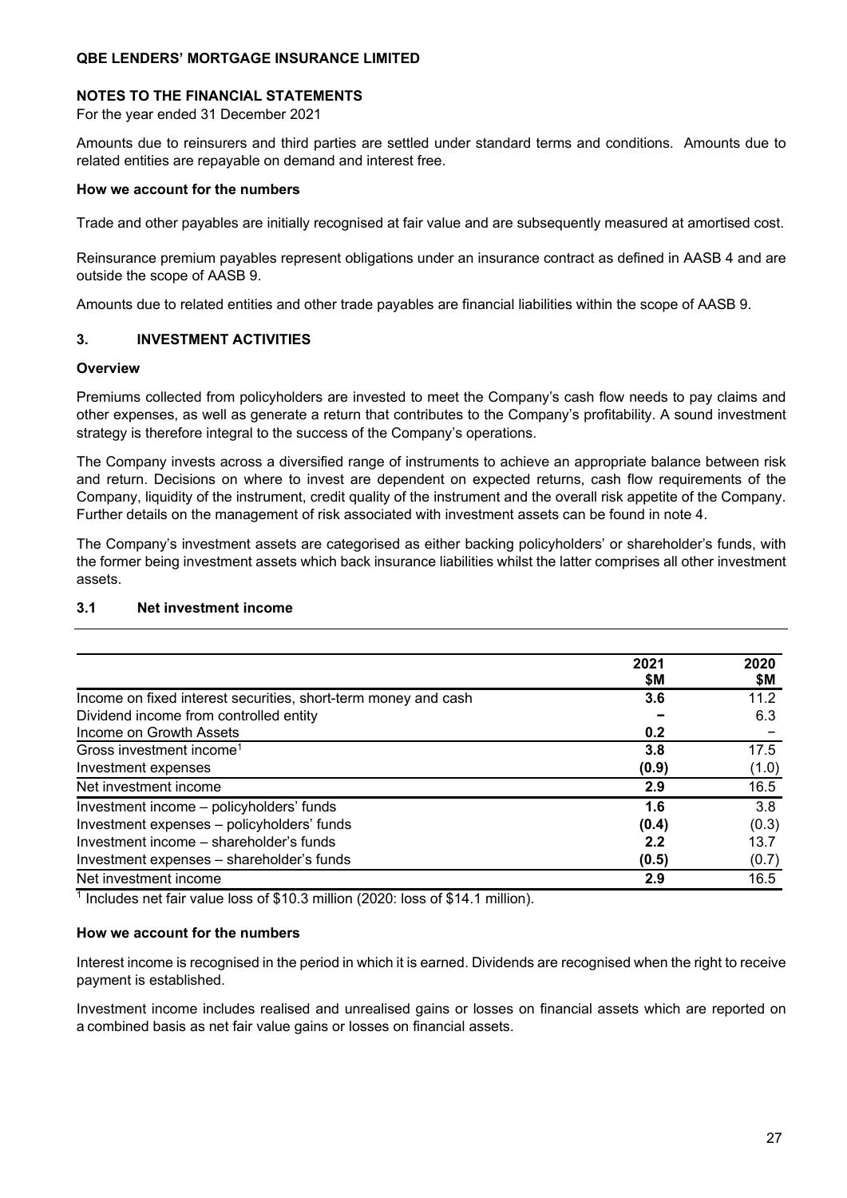QBE LENDERS' MORTGAGE INSURANCE LIMITED

## NOTES TO THE FINANCIAL STATEMENTS

For the year ended 31 December 2021

Amounts due to reinsurers and third parties are settled under standard terms and conditions. Amounts due to related entities are repayable on demand and interest free.

**How we account for the numbers**

Trade and other payables are initially recognised at fair value and are subsequently measured at amortised cost.

Reinsurance premium payables represent obligations under an insurance contract as defined in AASB 4 and are outside the scope of AASB 9.

Amounts due to related entities and other trade payables are financial liabilities within the scope of AASB 9.

## 3. INVESTMENT ACTIVITIES

**Overview**

Premiums collected from policyholders are invested to meet the Company's cash flow needs to pay claims and other expenses, as well as generate a return that contributes to the Company's profitability. A sound investment strategy is therefore integral to the success of the Company's operations.

The Company invests across a diversified range of instruments to achieve an appropriate balance between risk and return. Decisions on where to invest are dependent on expected returns, cash flow requirements of the Company, liquidity of the instrument, credit quality of the instrument and the overall risk appetite of the Company. Further details on the management of risk associated with investment assets can be found in note 4.

The Company's investment assets are categorised as either backing policyholders' or shareholder's funds, with the former being investment assets which back insurance liabilities whilst the latter comprises all other investment assets.

### 3.1 Net investment income

| | 2021 $M | 2020 $M |
|---|---|---|
| Income on fixed interest securities, short-term money and cash | **3.6** | 11.2 |
| Dividend income from controlled entity | **–** | 6.3 |
| Income on Growth Assets | **0.2** | – |
| Gross investment income[1] | **3.8** | 17.5 |
| Investment expenses | **(0.9)** | (1.0) |
| Net investment income | **2.9** | 16.5 |
| Investment income – policyholders' funds | **1.6** | 3.8 |
| Investment expenses – policyholders' funds | **(0.4)** | (0.3) |
| Investment income – shareholder's funds | **2.2** | 13.7 |
| Investment expenses – shareholder's funds | **(0.5)** | (0.7) |
| Net investment income | **2.9** | 16.5 |

[1] Includes net fair value loss of $10.3 million (2020: loss of $14.1 million).

**How we account for the numbers**

Interest income is recognised in the period in which it is earned. Dividends are recognised when the right to receive payment is established.

Investment income includes realised and unrealised gains or losses on financial assets which are reported on a combined basis as net fair value gains or losses on financial assets.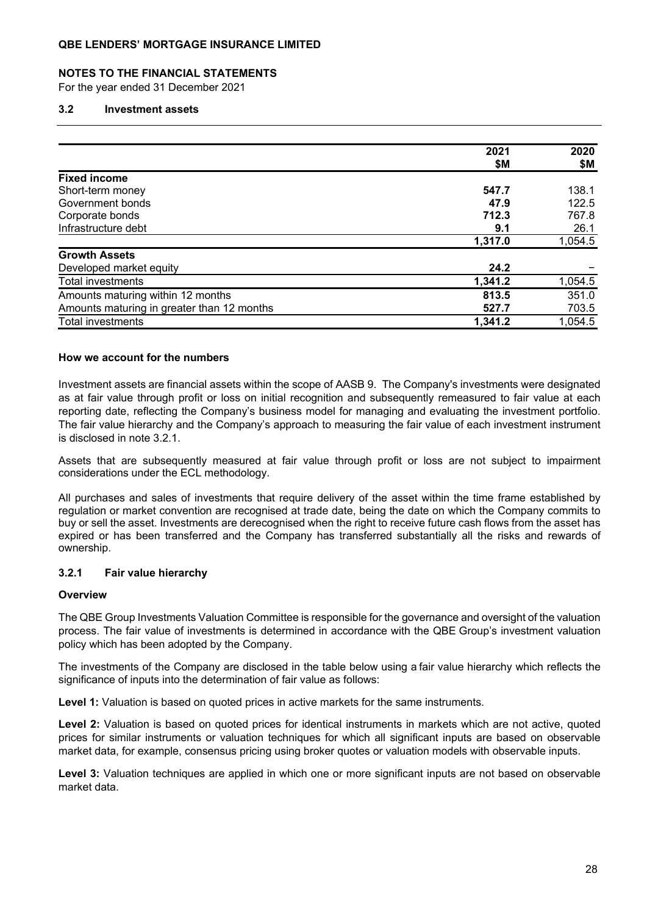## NOTES TO THE FINANCIAL STATEMENTS

For the year ended 31 December 2021

### 3.2 Investment assets

| | 2021 $M | 2020 $M |
|---|---|---|
| **Fixed income** | | |
| Short-term money | **547.7** | 138.1 |
| Government bonds | **47.9** | 122.5 |
| Corporate bonds | **712.3** | 767.8 |
| Infrastructure debt | **9.1** | 26.1 |
| | **1,317.0** | 1,054.5 |
| **Growth Assets** | | |
| Developed market equity | **24.2** | – |
| Total investments | **1,341.2** | 1,054.5 |
| Amounts maturing within 12 months | **813.5** | 351.0 |
| Amounts maturing in greater than 12 months | **527.7** | 703.5 |
| Total investments | **1,341.2** | 1,054.5 |

**How we account for the numbers**

Investment assets are financial assets within the scope of AASB 9. The Company's investments were designated as at fair value through profit or loss on initial recognition and subsequently remeasured to fair value at each reporting date, reflecting the Company's business model for managing and evaluating the investment portfolio. The fair value hierarchy and the Company's approach to measuring the fair value of each investment instrument is disclosed in note 3.2.1.

Assets that are subsequently measured at fair value through profit or loss are not subject to impairment considerations under the ECL methodology.

All purchases and sales of investments that require delivery of the asset within the time frame established by regulation or market convention are recognised at trade date, being the date on which the Company commits to buy or sell the asset. Investments are derecognised when the right to receive future cash flows from the asset has expired or has been transferred and the Company has transferred substantially all the risks and rewards of ownership.

### 3.2.1 Fair value hierarchy

**Overview**

The QBE Group Investments Valuation Committee is responsible for the governance and oversight of the valuation process. The fair value of investments is determined in accordance with the QBE Group's investment valuation policy which has been adopted by the Company.

The investments of the Company are disclosed in the table below using a fair value hierarchy which reflects the significance of inputs into the determination of fair value as follows:

**Level 1:** Valuation is based on quoted prices in active markets for the same instruments.

**Level 2:** Valuation is based on quoted prices for identical instruments in markets which are not active, quoted prices for similar instruments or valuation techniques for which all significant inputs are based on observable market data, for example, consensus pricing using broker quotes or valuation models with observable inputs.

**Level 3:** Valuation techniques are applied in which one or more significant inputs are not based on observable market data.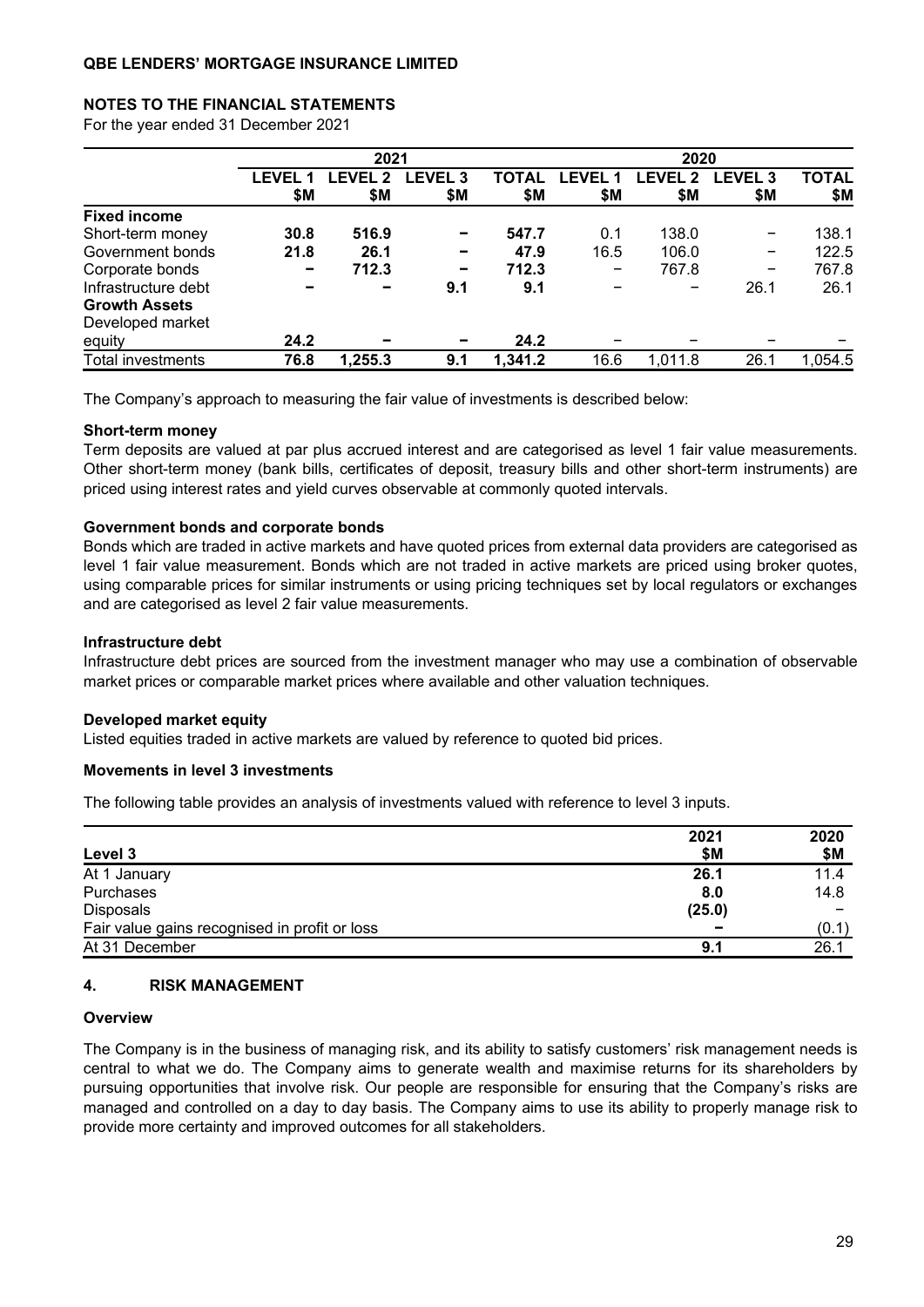**NOTES TO THE FINANCIAL STATEMENTS**

For the year ended 31 December 2021

| | 2021 | | | | 2020 | | | |
|---|---|---|---|---|---|---|---|---|
| | **LEVEL 1 $M** | **LEVEL 2 $M** | **LEVEL 3 $M** | **TOTAL $M** | **LEVEL 1 $M** | **LEVEL 2 $M** | **LEVEL 3 $M** | **TOTAL $M** |
| **Fixed income** | | | | | | | | |
| Short-term money | **30.8** | **516.9** | **–** | **547.7** | 0.1 | 138.0 | – | 138.1 |
| Government bonds | **21.8** | **26.1** | **–** | **47.9** | 16.5 | 106.0 | – | 122.5 |
| Corporate bonds | **–** | **712.3** | **–** | **712.3** | – | 767.8 | – | 767.8 |
| Infrastructure debt | **–** | **–** | **9.1** | **9.1** | – | – | 26.1 | 26.1 |
| **Growth Assets** | | | | | | | | |
| Developed market equity | **24.2** | **–** | **–** | **24.2** | – | – | – | – |
| Total investments | **76.8** | **1,255.3** | **9.1** | **1,341.2** | 16.6 | 1,011.8 | 26.1 | 1,054.5 |

The Company's approach to measuring the fair value of investments is described below:

**Short-term money**

Term deposits are valued at par plus accrued interest and are categorised as level 1 fair value measurements. Other short-term money (bank bills, certificates of deposit, treasury bills and other short-term instruments) are priced using interest rates and yield curves observable at commonly quoted intervals.

**Government bonds and corporate bonds**

Bonds which are traded in active markets and have quoted prices from external data providers are categorised as level 1 fair value measurement. Bonds which are not traded in active markets are priced using broker quotes, using comparable prices for similar instruments or using pricing techniques set by local regulators or exchanges and are categorised as level 2 fair value measurements.

**Infrastructure debt**

Infrastructure debt prices are sourced from the investment manager who may use a combination of observable market prices or comparable market prices where available and other valuation techniques.

**Developed market equity**

Listed equities traded in active markets are valued by reference to quoted bid prices.

**Movements in level 3 investments**

The following table provides an analysis of investments valued with reference to level 3 inputs.

| Level 3 | 2021 $M | 2020 $M |
|---|---|---|
| At 1 January | **26.1** | 11.4 |
| Purchases | **8.0** | 14.8 |
| Disposals | **(25.0)** | – |
| Fair value gains recognised in profit or loss | **–** | (0.1) |
| At 31 December | **9.1** | 26.1 |

## 4. RISK MANAGEMENT

**Overview**

The Company is in the business of managing risk, and its ability to satisfy customers' risk management needs is central to what we do. The Company aims to generate wealth and maximise returns for its shareholders by pursuing opportunities that involve risk. Our people are responsible for ensuring that the Company's risks are managed and controlled on a day to day basis. The Company aims to use its ability to properly manage risk to provide more certainty and improved outcomes for all stakeholders.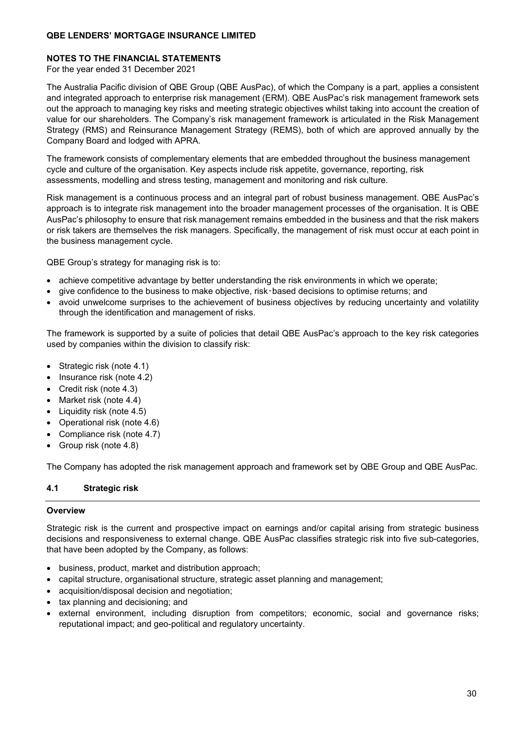# QBE LENDERS' MORTGAGE INSURANCE LIMITED

## NOTES TO THE FINANCIAL STATEMENTS

For the year ended 31 December 2021

The Australia Pacific division of QBE Group (QBE AusPac), of which the Company is a part, applies a consistent and integrated approach to enterprise risk management (ERM). QBE AusPac's risk management framework sets out the approach to managing key risks and meeting strategic objectives whilst taking into account the creation of value for our shareholders. The Company's risk management framework is articulated in the Risk Management Strategy (RMS) and Reinsurance Management Strategy (REMS), both of which are approved annually by the Company Board and lodged with APRA.

The framework consists of complementary elements that are embedded throughout the business management cycle and culture of the organisation. Key aspects include risk appetite, governance, reporting, risk assessments, modelling and stress testing, management and monitoring and risk culture.

Risk management is a continuous process and an integral part of robust business management. QBE AusPac's approach is to integrate risk management into the broader management processes of the organisation. It is QBE AusPac's philosophy to ensure that risk management remains embedded in the business and that the risk makers or risk takers are themselves the risk managers. Specifically, the management of risk must occur at each point in the business management cycle.

QBE Group's strategy for managing risk is to:

- achieve competitive advantage by better understanding the risk environments in which we operate;
- give confidence to the business to make objective, risk-based decisions to optimise returns; and
- avoid unwelcome surprises to the achievement of business objectives by reducing uncertainty and volatility through the identification and management of risks.

The framework is supported by a suite of policies that detail QBE AusPac's approach to the key risk categories used by companies within the division to classify risk:

- Strategic risk (note 4.1)
- Insurance risk (note 4.2)
- Credit risk (note 4.3)
- Market risk (note 4.4)
- Liquidity risk (note 4.5)
- Operational risk (note 4.6)
- Compliance risk (note 4.7)
- Group risk (note 4.8)

The Company has adopted the risk management approach and framework set by QBE Group and QBE AusPac.

### 4.1 Strategic risk

#### Overview

Strategic risk is the current and prospective impact on earnings and/or capital arising from strategic business decisions and responsiveness to external change. QBE AusPac classifies strategic risk into five sub-categories, that have been adopted by the Company, as follows:

- business, product, market and distribution approach;
- capital structure, organisational structure, strategic asset planning and management;
- acquisition/disposal decision and negotiation;
- tax planning and decisioning; and
- external environment, including disruption from competitors; economic, social and governance risks; reputational impact; and geo-political and regulatory uncertainty.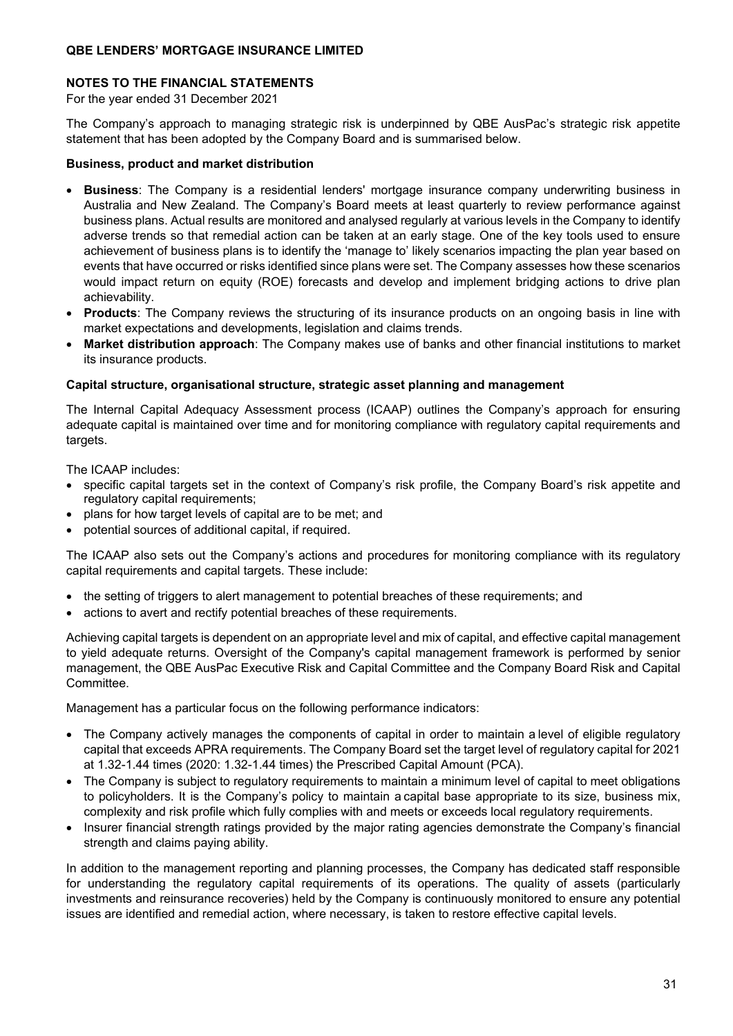## NOTES TO THE FINANCIAL STATEMENTS

For the year ended 31 December 2021

The Company's approach to managing strategic risk is underpinned by QBE AusPac's strategic risk appetite statement that has been adopted by the Company Board and is summarised below.

### Business, product and market distribution

- **Business**: The Company is a residential lenders' mortgage insurance company underwriting business in Australia and New Zealand. The Company's Board meets at least quarterly to review performance against business plans. Actual results are monitored and analysed regularly at various levels in the Company to identify adverse trends so that remedial action can be taken at an early stage. One of the key tools used to ensure achievement of business plans is to identify the 'manage to' likely scenarios impacting the plan year based on events that have occurred or risks identified since plans were set. The Company assesses how these scenarios would impact return on equity (ROE) forecasts and develop and implement bridging actions to drive plan achievability.
- **Products**: The Company reviews the structuring of its insurance products on an ongoing basis in line with market expectations and developments, legislation and claims trends.
- **Market distribution approach**: The Company makes use of banks and other financial institutions to market its insurance products.

### Capital structure, organisational structure, strategic asset planning and management

The Internal Capital Adequacy Assessment process (ICAAP) outlines the Company's approach for ensuring adequate capital is maintained over time and for monitoring compliance with regulatory capital requirements and targets.

The ICAAP includes:

- specific capital targets set in the context of Company's risk profile, the Company Board's risk appetite and regulatory capital requirements;
- plans for how target levels of capital are to be met; and
- potential sources of additional capital, if required.

The ICAAP also sets out the Company's actions and procedures for monitoring compliance with its regulatory capital requirements and capital targets. These include:

- the setting of triggers to alert management to potential breaches of these requirements; and
- actions to avert and rectify potential breaches of these requirements.

Achieving capital targets is dependent on an appropriate level and mix of capital, and effective capital management to yield adequate returns. Oversight of the Company's capital management framework is performed by senior management, the QBE AusPac Executive Risk and Capital Committee and the Company Board Risk and Capital Committee.

Management has a particular focus on the following performance indicators:

- The Company actively manages the components of capital in order to maintain a level of eligible regulatory capital that exceeds APRA requirements. The Company Board set the target level of regulatory capital for 2021 at 1.32-1.44 times (2020: 1.32-1.44 times) the Prescribed Capital Amount (PCA).
- The Company is subject to regulatory requirements to maintain a minimum level of capital to meet obligations to policyholders. It is the Company's policy to maintain a capital base appropriate to its size, business mix, complexity and risk profile which fully complies with and meets or exceeds local regulatory requirements.
- Insurer financial strength ratings provided by the major rating agencies demonstrate the Company's financial strength and claims paying ability.

In addition to the management reporting and planning processes, the Company has dedicated staff responsible for understanding the regulatory capital requirements of its operations. The quality of assets (particularly investments and reinsurance recoveries) held by the Company is continuously monitored to ensure any potential issues are identified and remedial action, where necessary, is taken to restore effective capital levels.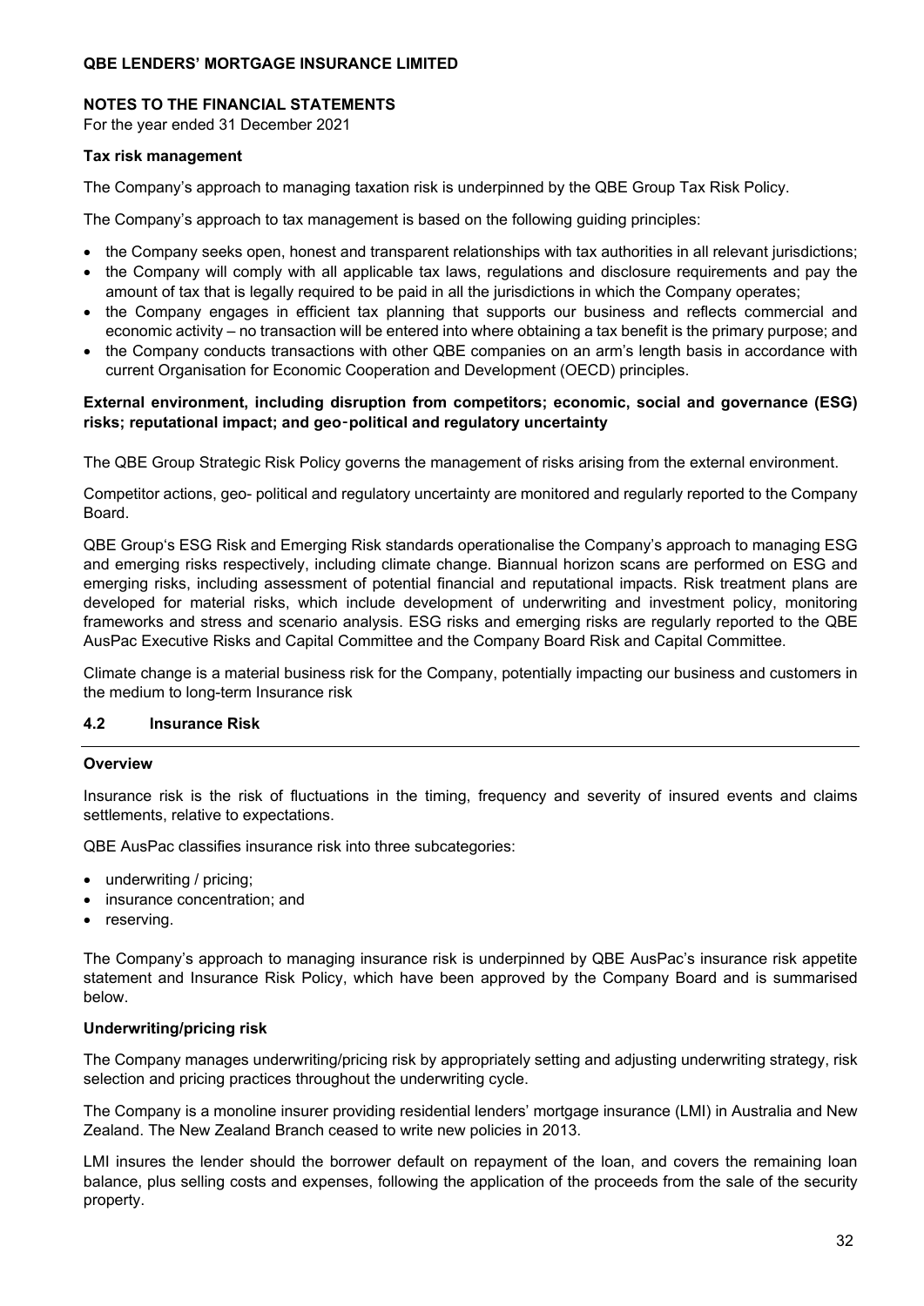## NOTES TO THE FINANCIAL STATEMENTS

For the year ended 31 December 2021

### Tax risk management

The Company's approach to managing taxation risk is underpinned by the QBE Group Tax Risk Policy.

The Company's approach to tax management is based on the following guiding principles:

- the Company seeks open, honest and transparent relationships with tax authorities in all relevant jurisdictions;
- the Company will comply with all applicable tax laws, regulations and disclosure requirements and pay the amount of tax that is legally required to be paid in all the jurisdictions in which the Company operates;
- the Company engages in efficient tax planning that supports our business and reflects commercial and economic activity – no transaction will be entered into where obtaining a tax benefit is the primary purpose; and
- the Company conducts transactions with other QBE companies on an arm's length basis in accordance with current Organisation for Economic Cooperation and Development (OECD) principles.

### External environment, including disruption from competitors; economic, social and governance (ESG) risks; reputational impact; and geo‑political and regulatory uncertainty

The QBE Group Strategic Risk Policy governs the management of risks arising from the external environment.

Competitor actions, geo- political and regulatory uncertainty are monitored and regularly reported to the Company Board.

QBE Group's ESG Risk and Emerging Risk standards operationalise the Company's approach to managing ESG and emerging risks respectively, including climate change. Biannual horizon scans are performed on ESG and emerging risks, including assessment of potential financial and reputational impacts. Risk treatment plans are developed for material risks, which include development of underwriting and investment policy, monitoring frameworks and stress and scenario analysis. ESG risks and emerging risks are regularly reported to the QBE AusPac Executive Risks and Capital Committee and the Company Board Risk and Capital Committee.

Climate change is a material business risk for the Company, potentially impacting our business and customers in the medium to long-term Insurance risk

## 4.2 Insurance Risk

### Overview

Insurance risk is the risk of fluctuations in the timing, frequency and severity of insured events and claims settlements, relative to expectations.

QBE AusPac classifies insurance risk into three subcategories:

- underwriting / pricing;
- insurance concentration; and
- reserving.

The Company's approach to managing insurance risk is underpinned by QBE AusPac's insurance risk appetite statement and Insurance Risk Policy, which have been approved by the Company Board and is summarised below.

### Underwriting/pricing risk

The Company manages underwriting/pricing risk by appropriately setting and adjusting underwriting strategy, risk selection and pricing practices throughout the underwriting cycle.

The Company is a monoline insurer providing residential lenders' mortgage insurance (LMI) in Australia and New Zealand. The New Zealand Branch ceased to write new policies in 2013.

LMI insures the lender should the borrower default on repayment of the loan, and covers the remaining loan balance, plus selling costs and expenses, following the application of the proceeds from the sale of the security property.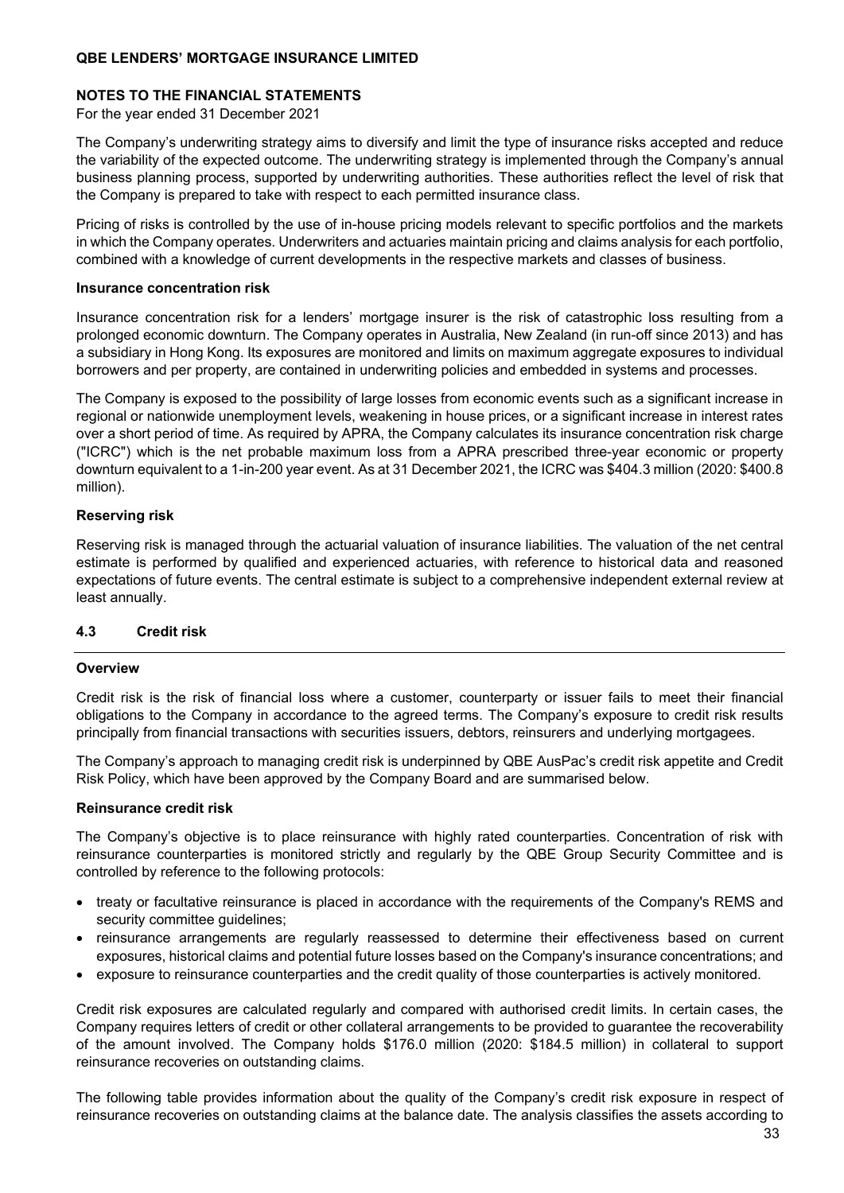The Company's underwriting strategy aims to diversify and limit the type of insurance risks accepted and reduce the variability of the expected outcome. The underwriting strategy is implemented through the Company's annual business planning process, supported by underwriting authorities. These authorities reflect the level of risk that the Company is prepared to take with respect to each permitted insurance class.

Pricing of risks is controlled by the use of in-house pricing models relevant to specific portfolios and the markets in which the Company operates. Underwriters and actuaries maintain pricing and claims analysis for each portfolio, combined with a knowledge of current developments in the respective markets and classes of business.

**Insurance concentration risk**

Insurance concentration risk for a lenders' mortgage insurer is the risk of catastrophic loss resulting from a prolonged economic downturn. The Company operates in Australia, New Zealand (in run-off since 2013) and has a subsidiary in Hong Kong. Its exposures are monitored and limits on maximum aggregate exposures to individual borrowers and per property, are contained in underwriting policies and embedded in systems and processes.

The Company is exposed to the possibility of large losses from economic events such as a significant increase in regional or nationwide unemployment levels, weakening in house prices, or a significant increase in interest rates over a short period of time. As required by APRA, the Company calculates its insurance concentration risk charge ("ICRC") which is the net probable maximum loss from a APRA prescribed three-year economic or property downturn equivalent to a 1-in-200 year event. As at 31 December 2021, the ICRC was $404.3 million (2020: $400.8 million).

**Reserving risk**

Reserving risk is managed through the actuarial valuation of insurance liabilities. The valuation of the net central estimate is performed by qualified and experienced actuaries, with reference to historical data and reasoned expectations of future events. The central estimate is subject to a comprehensive independent external review at least annually.

## 4.3 Credit risk

**Overview**

Credit risk is the risk of financial loss where a customer, counterparty or issuer fails to meet their financial obligations to the Company in accordance to the agreed terms. The Company's exposure to credit risk results principally from financial transactions with securities issuers, debtors, reinsurers and underlying mortgagees.

The Company's approach to managing credit risk is underpinned by QBE AusPac's credit risk appetite and Credit Risk Policy, which have been approved by the Company Board and are summarised below.

**Reinsurance credit risk**

The Company's objective is to place reinsurance with highly rated counterparties. Concentration of risk with reinsurance counterparties is monitored strictly and regularly by the QBE Group Security Committee and is controlled by reference to the following protocols:

- treaty or facultative reinsurance is placed in accordance with the requirements of the Company's REMS and security committee guidelines;
- reinsurance arrangements are regularly reassessed to determine their effectiveness based on current exposures, historical claims and potential future losses based on the Company's insurance concentrations; and
- exposure to reinsurance counterparties and the credit quality of those counterparties is actively monitored.

Credit risk exposures are calculated regularly and compared with authorised credit limits. In certain cases, the Company requires letters of credit or other collateral arrangements to be provided to guarantee the recoverability of the amount involved. The Company holds $176.0 million (2020: $184.5 million) in collateral to support reinsurance recoveries on outstanding claims.

The following table provides information about the quality of the Company's credit risk exposure in respect of reinsurance recoveries on outstanding claims at the balance date. The analysis classifies the assets according to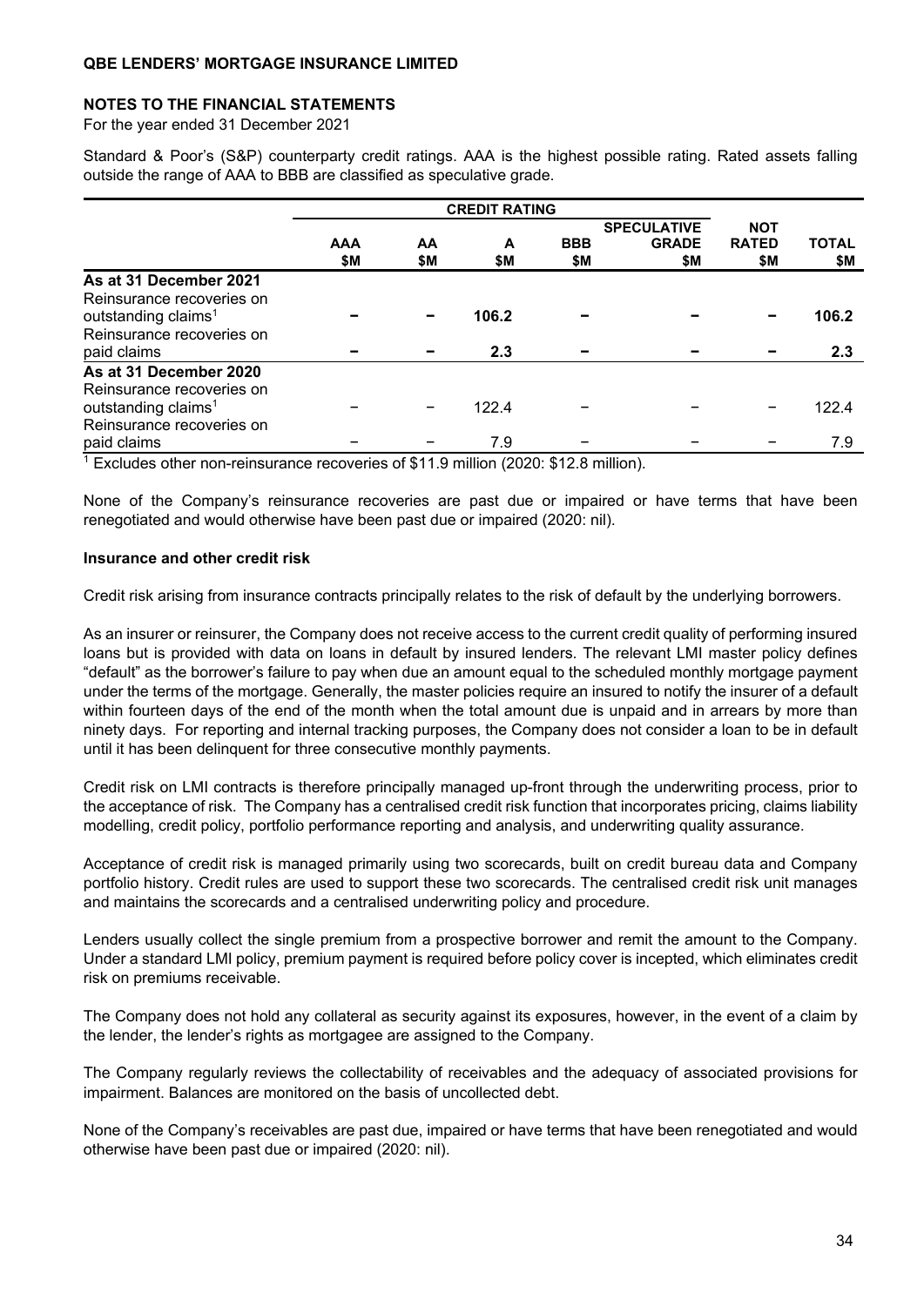Standard & Poor's (S&P) counterparty credit ratings. AAA is the highest possible rating. Rated assets falling outside the range of AAA to BBB are classified as speculative grade.

| | CREDIT RATING | | | | | | |
|---|---|---|---|---|---|---|---|
| | AAA $M | AA $M | A $M | BBB $M | SPECULATIVE GRADE $M | NOT RATED $M | TOTAL $M |
| **As at 31 December 2021** | | | | | | | |
| Reinsurance recoveries on outstanding claims[1] | **–** | **–** | **106.2** | **–** | **–** | **–** | **106.2** |
| Reinsurance recoveries on paid claims | **–** | **–** | **2.3** | **–** | **–** | **–** | **2.3** |
| **As at 31 December 2020** | | | | | | | |
| Reinsurance recoveries on outstanding claims[1] | – | – | 122.4 | – | – | – | 122.4 |
| Reinsurance recoveries on paid claims | – | – | 7.9 | – | – | – | 7.9 |

[1] Excludes other non-reinsurance recoveries of $11.9 million (2020: $12.8 million).

None of the Company's reinsurance recoveries are past due or impaired or have terms that have been renegotiated and would otherwise have been past due or impaired (2020: nil).

**Insurance and other credit risk**

Credit risk arising from insurance contracts principally relates to the risk of default by the underlying borrowers.

As an insurer or reinsurer, the Company does not receive access to the current credit quality of performing insured loans but is provided with data on loans in default by insured lenders. The relevant LMI master policy defines "default" as the borrower's failure to pay when due an amount equal to the scheduled monthly mortgage payment under the terms of the mortgage. Generally, the master policies require an insured to notify the insurer of a default within fourteen days of the end of the month when the total amount due is unpaid and in arrears by more than ninety days. For reporting and internal tracking purposes, the Company does not consider a loan to be in default until it has been delinquent for three consecutive monthly payments.

Credit risk on LMI contracts is therefore principally managed up-front through the underwriting process, prior to the acceptance of risk. The Company has a centralised credit risk function that incorporates pricing, claims liability modelling, credit policy, portfolio performance reporting and analysis, and underwriting quality assurance.

Acceptance of credit risk is managed primarily using two scorecards, built on credit bureau data and Company portfolio history. Credit rules are used to support these two scorecards. The centralised credit risk unit manages and maintains the scorecards and a centralised underwriting policy and procedure.

Lenders usually collect the single premium from a prospective borrower and remit the amount to the Company. Under a standard LMI policy, premium payment is required before policy cover is incepted, which eliminates credit risk on premiums receivable.

The Company does not hold any collateral as security against its exposures, however, in the event of a claim by the lender, the lender's rights as mortgagee are assigned to the Company.

The Company regularly reviews the collectability of receivables and the adequacy of associated provisions for impairment. Balances are monitored on the basis of uncollected debt.

None of the Company's receivables are past due, impaired or have terms that have been renegotiated and would otherwise have been past due or impaired (2020: nil).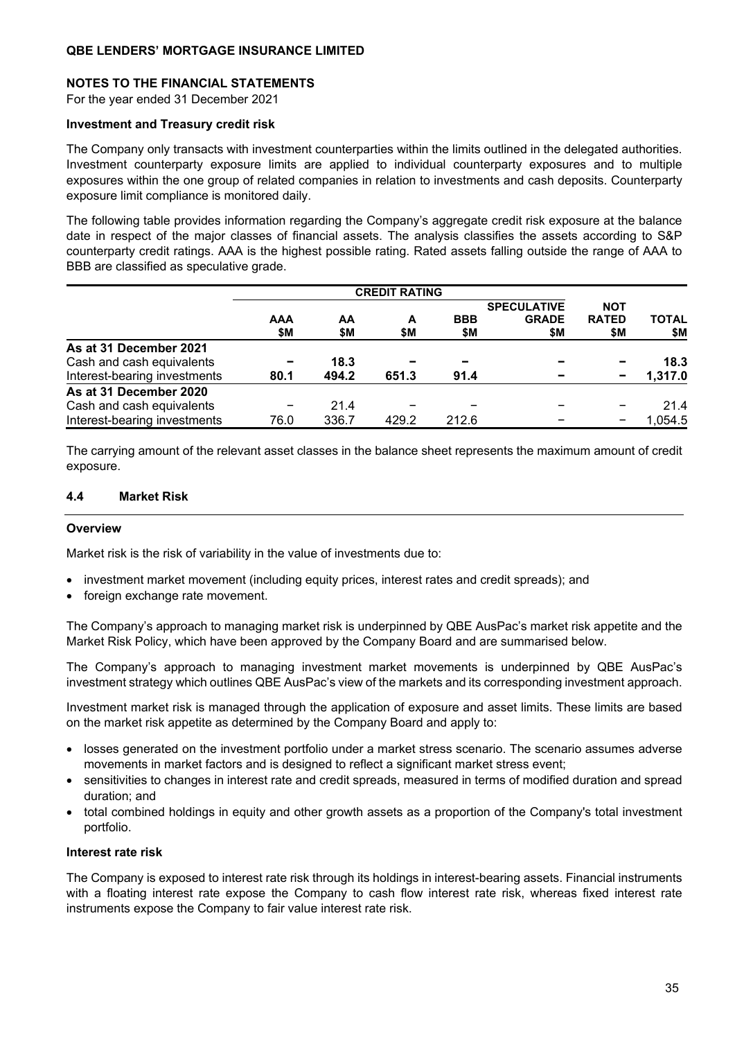**Investment and Treasury credit risk**

The Company only transacts with investment counterparties within the limits outlined in the delegated authorities. Investment counterparty exposure limits are applied to individual counterparty exposures and to multiple exposures within the one group of related companies in relation to investments and cash deposits. Counterparty exposure limit compliance is monitored daily.

The following table provides information regarding the Company's aggregate credit risk exposure at the balance date in respect of the major classes of financial assets. The analysis classifies the assets according to S&P counterparty credit ratings. AAA is the highest possible rating. Rated assets falling outside the range of AAA to BBB are classified as speculative grade.

| | CREDIT RATING | | | | | | |
|---|---|---|---|---|---|---|---|
| | **AAA $M** | **AA $M** | **A $M** | **BBB $M** | **SPECULATIVE GRADE $M** | **NOT RATED $M** | **TOTAL $M** |
| **As at 31 December 2021** | | | | | | | |
| Cash and cash equivalents | **–** | **18.3** | **–** | **–** | **–** | **–** | **18.3** |
| Interest-bearing investments | **80.1** | **494.2** | **651.3** | **91.4** | **–** | **–** | **1,317.0** |
| **As at 31 December 2020** | | | | | | | |
| Cash and cash equivalents | – | 21.4 | – | – | – | – | 21.4 |
| Interest-bearing investments | 76.0 | 336.7 | 429.2 | 212.6 | – | – | 1,054.5 |

The carrying amount of the relevant asset classes in the balance sheet represents the maximum amount of credit exposure.

## 4.4 Market Risk

**Overview**

Market risk is the risk of variability in the value of investments due to:

- investment market movement (including equity prices, interest rates and credit spreads); and
- foreign exchange rate movement.

The Company's approach to managing market risk is underpinned by QBE AusPac's market risk appetite and the Market Risk Policy, which have been approved by the Company Board and are summarised below.

The Company's approach to managing investment market movements is underpinned by QBE AusPac's investment strategy which outlines QBE AusPac's view of the markets and its corresponding investment approach.

Investment market risk is managed through the application of exposure and asset limits. These limits are based on the market risk appetite as determined by the Company Board and apply to:

- losses generated on the investment portfolio under a market stress scenario. The scenario assumes adverse movements in market factors and is designed to reflect a significant market stress event;
- sensitivities to changes in interest rate and credit spreads, measured in terms of modified duration and spread duration; and
- total combined holdings in equity and other growth assets as a proportion of the Company's total investment portfolio.

**Interest rate risk**

The Company is exposed to interest rate risk through its holdings in interest-bearing assets. Financial instruments with a floating interest rate expose the Company to cash flow interest rate risk, whereas fixed interest rate instruments expose the Company to fair value interest rate risk.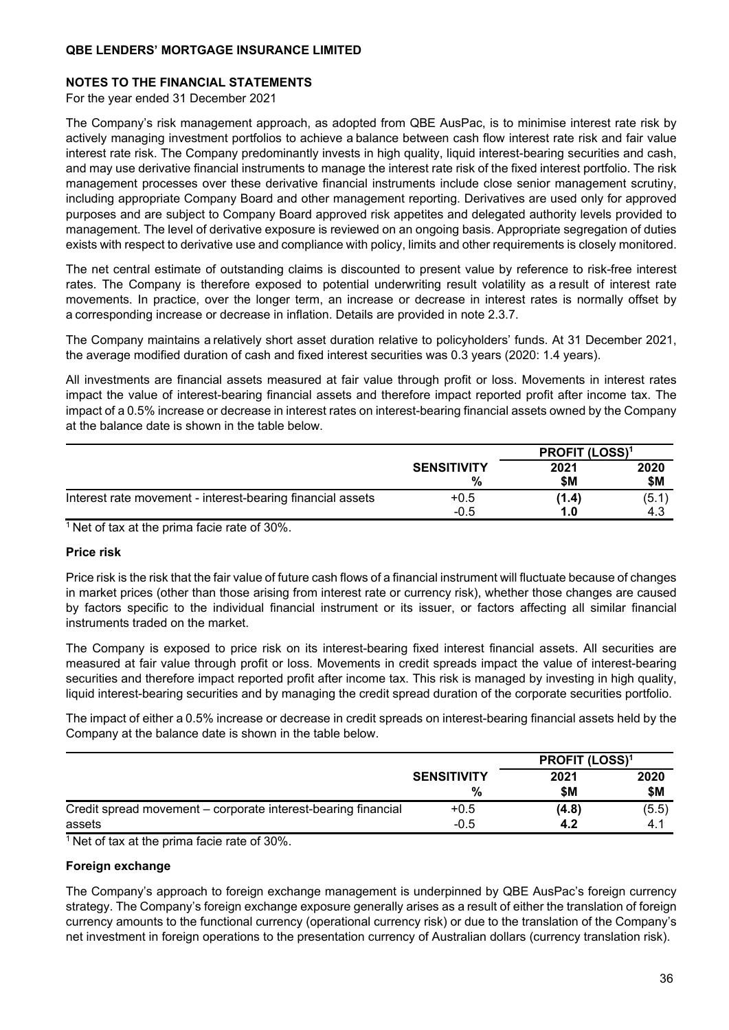**NOTES TO THE FINANCIAL STATEMENTS**

For the year ended 31 December 2021

The Company's risk management approach, as adopted from QBE AusPac, is to minimise interest rate risk by actively managing investment portfolios to achieve a balance between cash flow interest rate risk and fair value interest rate risk. The Company predominantly invests in high quality, liquid interest-bearing securities and cash, and may use derivative financial instruments to manage the interest rate risk of the fixed interest portfolio. The risk management processes over these derivative financial instruments include close senior management scrutiny, including appropriate Company Board and other management reporting. Derivatives are used only for approved purposes and are subject to Company Board approved risk appetites and delegated authority levels provided to management. The level of derivative exposure is reviewed on an ongoing basis. Appropriate segregation of duties exists with respect to derivative use and compliance with policy, limits and other requirements is closely monitored.

The net central estimate of outstanding claims is discounted to present value by reference to risk-free interest rates. The Company is therefore exposed to potential underwriting result volatility as a result of interest rate movements. In practice, over the longer term, an increase or decrease in interest rates is normally offset by a corresponding increase or decrease in inflation. Details are provided in note 2.3.7.

The Company maintains a relatively short asset duration relative to policyholders' funds. At 31 December 2021, the average modified duration of cash and fixed interest securities was 0.3 years (2020: 1.4 years).

All investments are financial assets measured at fair value through profit or loss. Movements in interest rates impact the value of interest-bearing financial assets and therefore impact reported profit after income tax. The impact of a 0.5% increase or decrease in interest rates on interest-bearing financial assets owned by the Company at the balance date is shown in the table below.

| | SENSITIVITY | PROFIT (LOSS)[1] | |
|---|---|---|---|
| | % | 2021 $M | 2020 $M |
| Interest rate movement - interest-bearing financial assets | +0.5 | **(1.4)** | (5.1) |
| | -0.5 | **1.0** | 4.3 |

[1] Net of tax at the prima facie rate of 30%.

**Price risk**

Price risk is the risk that the fair value of future cash flows of a financial instrument will fluctuate because of changes in market prices (other than those arising from interest rate or currency risk), whether those changes are caused by factors specific to the individual financial instrument or its issuer, or factors affecting all similar financial instruments traded on the market.

The Company is exposed to price risk on its interest-bearing fixed interest financial assets. All securities are measured at fair value through profit or loss. Movements in credit spreads impact the value of interest-bearing securities and therefore impact reported profit after income tax. This risk is managed by investing in high quality, liquid interest-bearing securities and by managing the credit spread duration of the corporate securities portfolio.

The impact of either a 0.5% increase or decrease in credit spreads on interest-bearing financial assets held by the Company at the balance date is shown in the table below.

| | SENSITIVITY | PROFIT (LOSS)[1] | |
|---|---|---|---|
| | % | 2021 $M | 2020 $M |
| Credit spread movement – corporate interest-bearing financial assets | +0.5 | **(4.8)** | (5.5) |
| | -0.5 | **4.2** | 4.1 |

[1] Net of tax at the prima facie rate of 30%.

**Foreign exchange**

The Company's approach to foreign exchange management is underpinned by QBE AusPac's foreign currency strategy. The Company's foreign exchange exposure generally arises as a result of either the translation of foreign currency amounts to the functional currency (operational currency risk) or due to the translation of the Company's net investment in foreign operations to the presentation currency of Australian dollars (currency translation risk).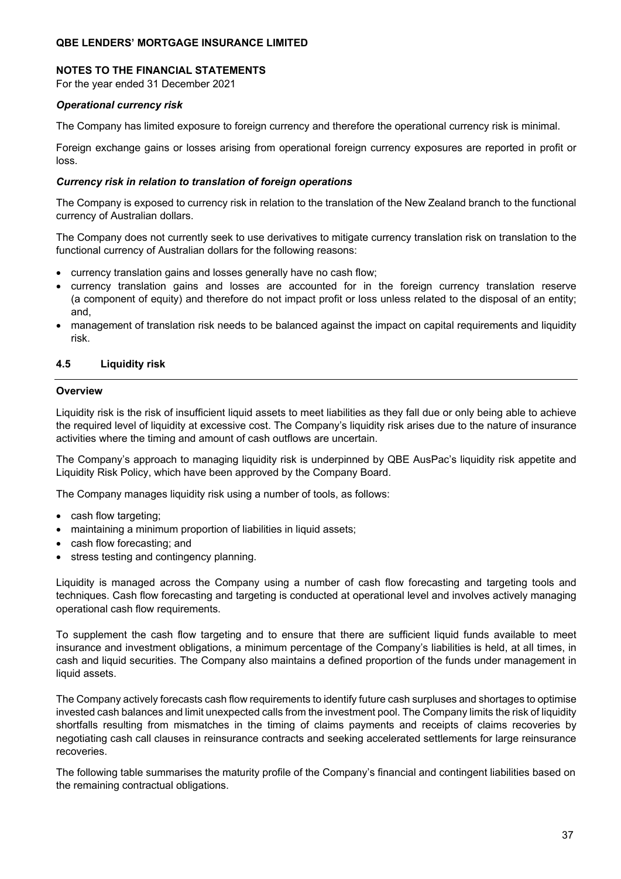### *Operational currency risk*

The Company has limited exposure to foreign currency and therefore the operational currency risk is minimal.

Foreign exchange gains or losses arising from operational foreign currency exposures are reported in profit or loss.

### *Currency risk in relation to translation of foreign operations*

The Company is exposed to currency risk in relation to the translation of the New Zealand branch to the functional currency of Australian dollars.

The Company does not currently seek to use derivatives to mitigate currency translation risk on translation to the functional currency of Australian dollars for the following reasons:

- currency translation gains and losses generally have no cash flow;
- currency translation gains and losses are accounted for in the foreign currency translation reserve (a component of equity) and therefore do not impact profit or loss unless related to the disposal of an entity; and,
- management of translation risk needs to be balanced against the impact on capital requirements and liquidity risk.

## 4.5 Liquidity risk

**Overview**

Liquidity risk is the risk of insufficient liquid assets to meet liabilities as they fall due or only being able to achieve the required level of liquidity at excessive cost. The Company's liquidity risk arises due to the nature of insurance activities where the timing and amount of cash outflows are uncertain.

The Company's approach to managing liquidity risk is underpinned by QBE AusPac's liquidity risk appetite and Liquidity Risk Policy, which have been approved by the Company Board.

The Company manages liquidity risk using a number of tools, as follows:

- cash flow targeting;
- maintaining a minimum proportion of liabilities in liquid assets;
- cash flow forecasting; and
- stress testing and contingency planning.

Liquidity is managed across the Company using a number of cash flow forecasting and targeting tools and techniques. Cash flow forecasting and targeting is conducted at operational level and involves actively managing operational cash flow requirements.

To supplement the cash flow targeting and to ensure that there are sufficient liquid funds available to meet insurance and investment obligations, a minimum percentage of the Company's liabilities is held, at all times, in cash and liquid securities. The Company also maintains a defined proportion of the funds under management in liquid assets.

The Company actively forecasts cash flow requirements to identify future cash surpluses and shortages to optimise invested cash balances and limit unexpected calls from the investment pool. The Company limits the risk of liquidity shortfalls resulting from mismatches in the timing of claims payments and receipts of claims recoveries by negotiating cash call clauses in reinsurance contracts and seeking accelerated settlements for large reinsurance recoveries.

The following table summarises the maturity profile of the Company's financial and contingent liabilities based on the remaining contractual obligations.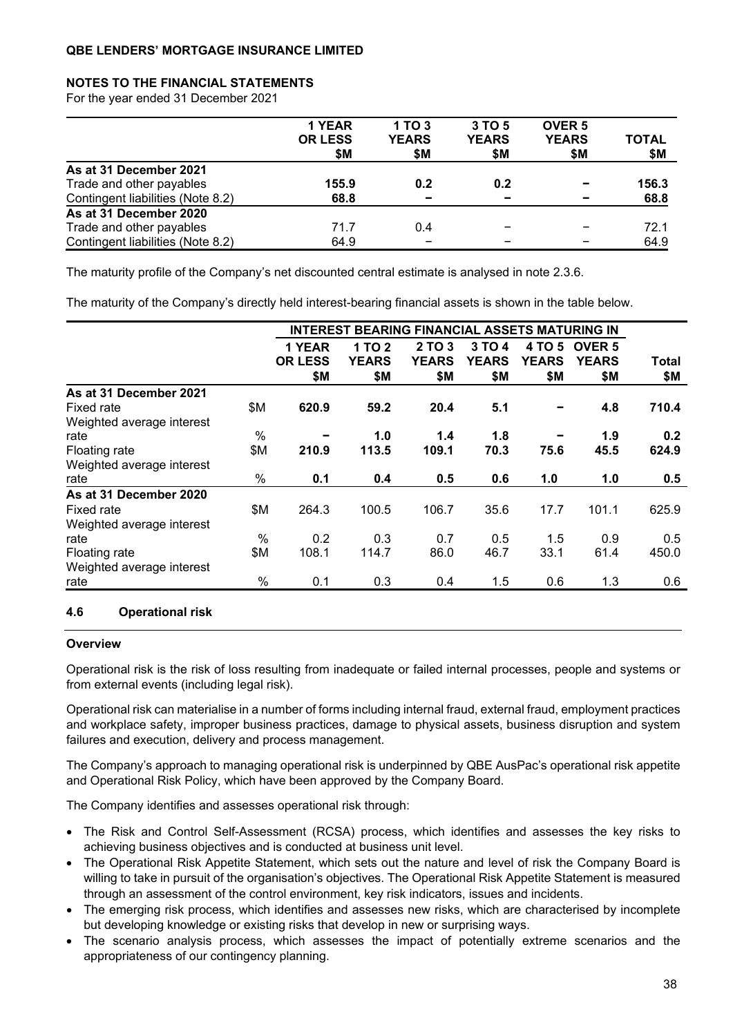|  | 1 YEAR OR LESS $M | 1 TO 3 YEARS $M | 3 TO 5 YEARS $M | OVER 5 YEARS $M | TOTAL $M |
|---|---|---|---|---|---|
| **As at 31 December 2021** |  |  |  |  |  |
| Trade and other payables | **155.9** | **0.2** | **0.2** | **–** | **156.3** |
| Contingent liabilities (Note 8.2) | **68.8** | **–** | **–** | **–** | **68.8** |
| **As at 31 December 2020** |  |  |  |  |  |
| Trade and other payables | 71.7 | 0.4 | – | – | 72.1 |
| Contingent liabilities (Note 8.2) | 64.9 | – | – | – | 64.9 |

The maturity profile of the Company's net discounted central estimate is analysed in note 2.3.6.

The maturity of the Company's directly held interest-bearing financial assets is shown in the table below.

|  |  | INTEREST BEARING FINANCIAL ASSETS MATURING IN |  |  |  |  |  |  |
|---|---|---|---|---|---|---|---|---|
|  |  | 1 YEAR OR LESS $M | 1 TO 2 YEARS $M | 2 TO 3 YEARS $M | 3 TO 4 YEARS $M | 4 TO 5 YEARS $M | OVER 5 YEARS $M | Total $M |
| **As at 31 December 2021** |  |  |  |  |  |  |  |  |
| Fixed rate | $M | **620.9** | **59.2** | **20.4** | **5.1** | **–** | **4.8** | **710.4** |
| Weighted average interest rate | % | **–** | **1.0** | **1.4** | **1.8** | **–** | **1.9** | **0.2** |
| Floating rate | $M | **210.9** | **113.5** | **109.1** | **70.3** | **75.6** | **45.5** | **624.9** |
| Weighted average interest rate | % | **0.1** | **0.4** | **0.5** | **0.6** | **1.0** | **1.0** | **0.5** |
| **As at 31 December 2020** |  |  |  |  |  |  |  |  |
| Fixed rate | $M | 264.3 | 100.5 | 106.7 | 35.6 | 17.7 | 101.1 | 625.9 |
| Weighted average interest rate | % | 0.2 | 0.3 | 0.7 | 0.5 | 1.5 | 0.9 | 0.5 |
| Floating rate | $M | 108.1 | 114.7 | 86.0 | 46.7 | 33.1 | 61.4 | 450.0 |
| Weighted average interest rate | % | 0.1 | 0.3 | 0.4 | 1.5 | 0.6 | 1.3 | 0.6 |

### 4.6 Operational risk

**Overview**

Operational risk is the risk of loss resulting from inadequate or failed internal processes, people and systems or from external events (including legal risk).

Operational risk can materialise in a number of forms including internal fraud, external fraud, employment practices and workplace safety, improper business practices, damage to physical assets, business disruption and system failures and execution, delivery and process management.

The Company's approach to managing operational risk is underpinned by QBE AusPac's operational risk appetite and Operational Risk Policy, which have been approved by the Company Board.

The Company identifies and assesses operational risk through:

- The Risk and Control Self-Assessment (RCSA) process, which identifies and assesses the key risks to achieving business objectives and is conducted at business unit level.
- The Operational Risk Appetite Statement, which sets out the nature and level of risk the Company Board is willing to take in pursuit of the organisation's objectives. The Operational Risk Appetite Statement is measured through an assessment of the control environment, key risk indicators, issues and incidents.
- The emerging risk process, which identifies and assesses new risks, which are characterised by incomplete but developing knowledge or existing risks that develop in new or surprising ways.
- The scenario analysis process, which assesses the impact of potentially extreme scenarios and the appropriateness of our contingency planning.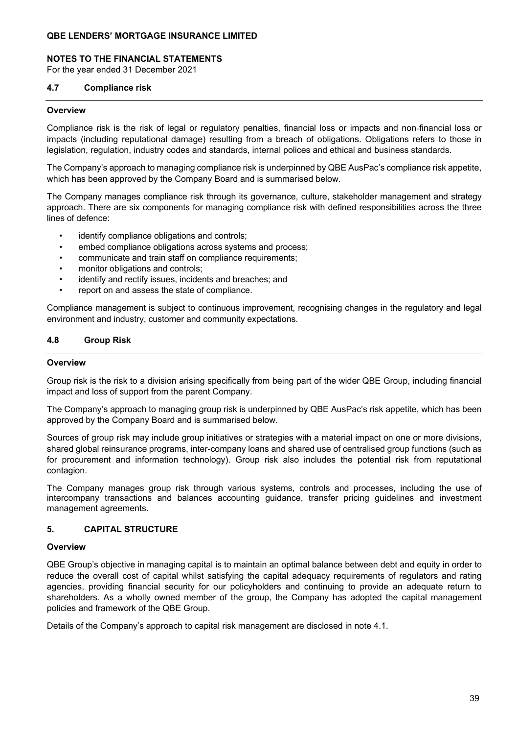### 4.7 Compliance risk

**Overview**

Compliance risk is the risk of legal or regulatory penalties, financial loss or impacts and non-financial loss or impacts (including reputational damage) resulting from a breach of obligations. Obligations refers to those in legislation, regulation, industry codes and standards, internal polices and ethical and business standards.

The Company's approach to managing compliance risk is underpinned by QBE AusPac's compliance risk appetite, which has been approved by the Company Board and is summarised below.

The Company manages compliance risk through its governance, culture, stakeholder management and strategy approach. There are six components for managing compliance risk with defined responsibilities across the three lines of defence:

- identify compliance obligations and controls;
- embed compliance obligations across systems and process;
- communicate and train staff on compliance requirements;
- monitor obligations and controls;
- identify and rectify issues, incidents and breaches; and
- report on and assess the state of compliance.

Compliance management is subject to continuous improvement, recognising changes in the regulatory and legal environment and industry, customer and community expectations.

### 4.8 Group Risk

**Overview**

Group risk is the risk to a division arising specifically from being part of the wider QBE Group, including financial impact and loss of support from the parent Company.

The Company's approach to managing group risk is underpinned by QBE AusPac's risk appetite, which has been approved by the Company Board and is summarised below.

Sources of group risk may include group initiatives or strategies with a material impact on one or more divisions, shared global reinsurance programs, inter-company loans and shared use of centralised group functions (such as for procurement and information technology). Group risk also includes the potential risk from reputational contagion.

The Company manages group risk through various systems, controls and processes, including the use of intercompany transactions and balances accounting guidance, transfer pricing guidelines and investment management agreements.

## 5. CAPITAL STRUCTURE

**Overview**

QBE Group's objective in managing capital is to maintain an optimal balance between debt and equity in order to reduce the overall cost of capital whilst satisfying the capital adequacy requirements of regulators and rating agencies, providing financial security for our policyholders and continuing to provide an adequate return to shareholders. As a wholly owned member of the group, the Company has adopted the capital management policies and framework of the QBE Group.

Details of the Company's approach to capital risk management are disclosed in note 4.1.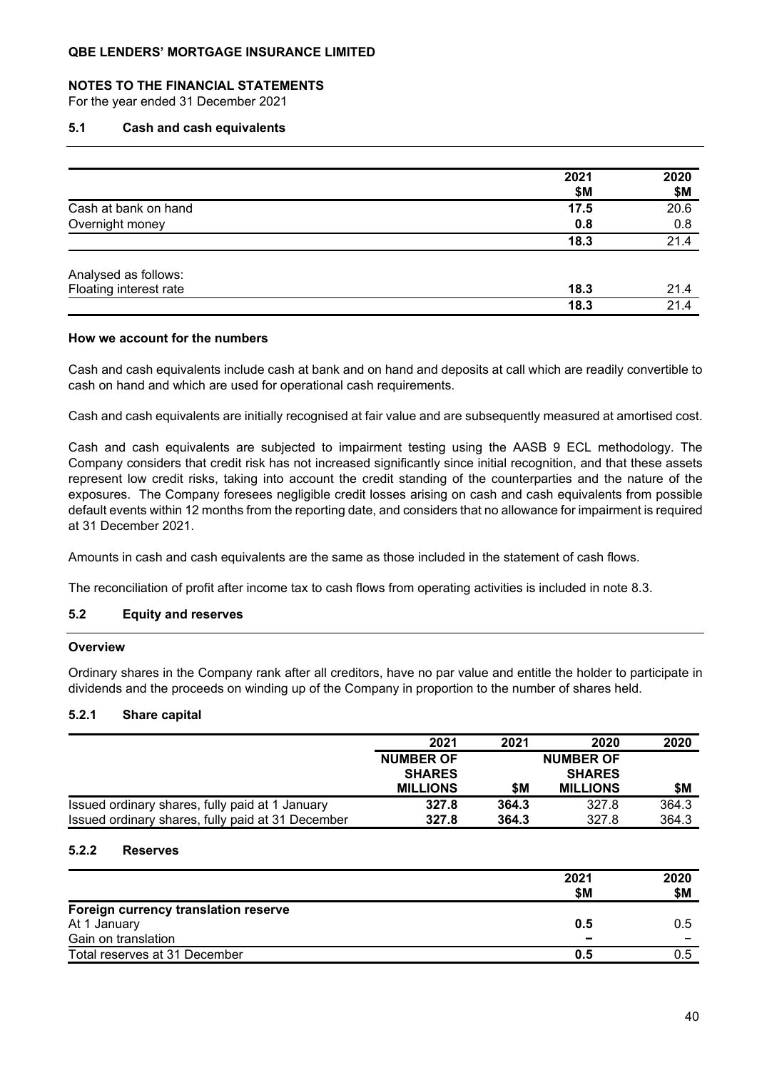**QBE LENDERS' MORTGAGE INSURANCE LIMITED**

**NOTES TO THE FINANCIAL STATEMENTS**

For the year ended 31 December 2021

### 5.1 Cash and cash equivalents

| | 2021 $M | 2020 $M |
|---|---|---|
| Cash at bank on hand | **17.5** | 20.6 |
| Overnight money | **0.8** | 0.8 |
| | **18.3** | 21.4 |
| Analysed as follows: | | |
| Floating interest rate | **18.3** | 21.4 |
| | **18.3** | 21.4 |

**How we account for the numbers**

Cash and cash equivalents include cash at bank and on hand and deposits at call which are readily convertible to cash on hand and which are used for operational cash requirements.

Cash and cash equivalents are initially recognised at fair value and are subsequently measured at amortised cost.

Cash and cash equivalents are subjected to impairment testing using the AASB 9 ECL methodology. The Company considers that credit risk has not increased significantly since initial recognition, and that these assets represent low credit risks, taking into account the credit standing of the counterparties and the nature of the exposures. The Company foresees negligible credit losses arising on cash and cash equivalents from possible default events within 12 months from the reporting date, and considers that no allowance for impairment is required at 31 December 2021.

Amounts in cash and cash equivalents are the same as those included in the statement of cash flows.

The reconciliation of profit after income tax to cash flows from operating activities is included in note 8.3.

### 5.2 Equity and reserves

**Overview**

Ordinary shares in the Company rank after all creditors, have no par value and entitle the holder to participate in dividends and the proceeds on winding up of the Company in proportion to the number of shares held.

#### 5.2.1 Share capital

| | 2021 NUMBER OF SHARES MILLIONS | 2021 $M | 2020 NUMBER OF SHARES MILLIONS | 2020 $M |
|---|---|---|---|---|
| Issued ordinary shares, fully paid at 1 January | **327.8** | **364.3** | 327.8 | 364.3 |
| Issued ordinary shares, fully paid at 31 December | **327.8** | **364.3** | 327.8 | 364.3 |

#### 5.2.2 Reserves

| | 2021 $M | 2020 $M |
|---|---|---|
| **Foreign currency translation reserve** | | |
| At 1 January | **0.5** | 0.5 |
| Gain on translation | **–** | – |
| Total reserves at 31 December | **0.5** | 0.5 |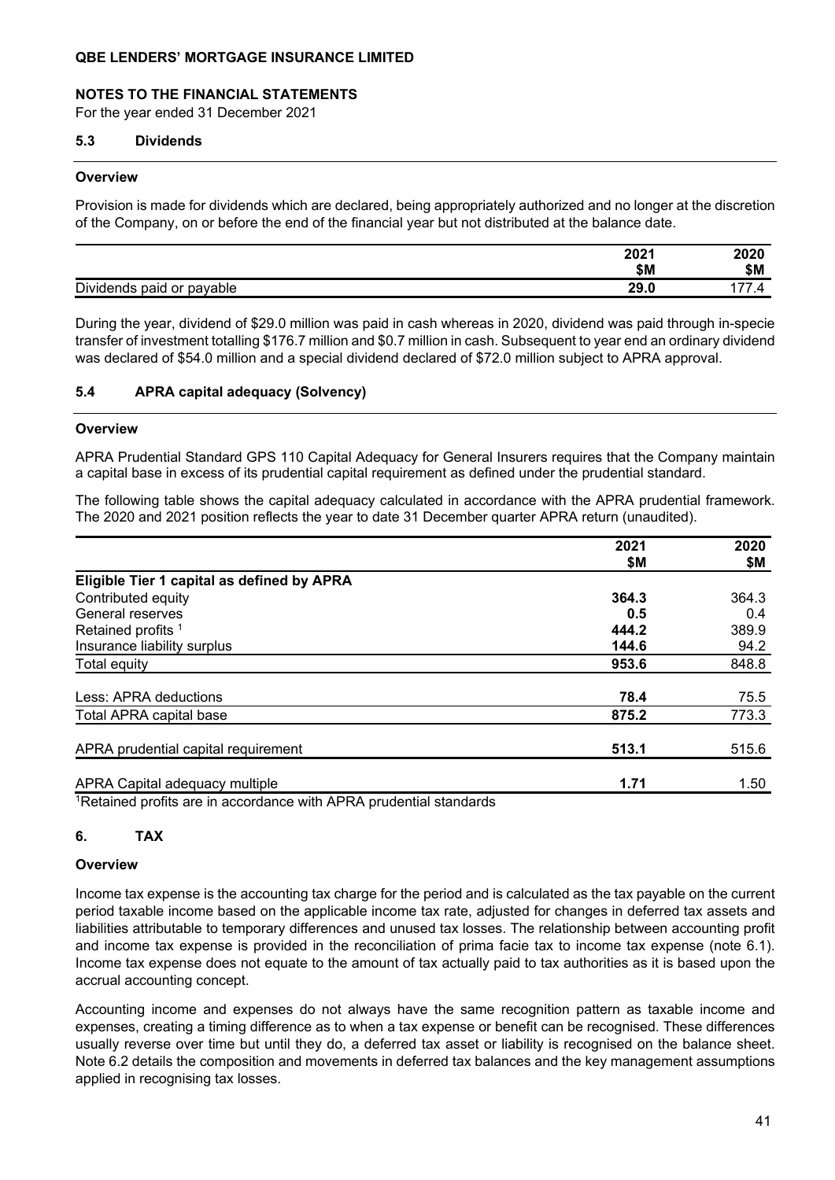## NOTES TO THE FINANCIAL STATEMENTS

For the year ended 31 December 2021

### 5.3 Dividends

**Overview**

Provision is made for dividends which are declared, being appropriately authorized and no longer at the discretion of the Company, on or before the end of the financial year but not distributed at the balance date.

| | 2021 $M | 2020 $M |
|---|---|---|
| Dividends paid or payable | **29.0** | 177.4 |

During the year, dividend of $29.0 million was paid in cash whereas in 2020, dividend was paid through in-specie transfer of investment totalling $176.7 million and $0.7 million in cash. Subsequent to year end an ordinary dividend was declared of $54.0 million and a special dividend declared of $72.0 million subject to APRA approval.

### 5.4 APRA capital adequacy (Solvency)

**Overview**

APRA Prudential Standard GPS 110 Capital Adequacy for General Insurers requires that the Company maintain a capital base in excess of its prudential capital requirement as defined under the prudential standard.

The following table shows the capital adequacy calculated in accordance with the APRA prudential framework. The 2020 and 2021 position reflects the year to date 31 December quarter APRA return (unaudited).

| | 2021 $M | 2020 $M |
|---|---|---|
| **Eligible Tier 1 capital as defined by APRA** | | |
| Contributed equity | **364.3** | 364.3 |
| General reserves | **0.5** | 0.4 |
| Retained profits [1] | **444.2** | 389.9 |
| Insurance liability surplus | **144.6** | 94.2 |
| Total equity | **953.6** | 848.8 |
| Less: APRA deductions | **78.4** | 75.5 |
| Total APRA capital base | **875.2** | 773.3 |
| APRA prudential capital requirement | **513.1** | 515.6 |
| APRA Capital adequacy multiple | **1.71** | 1.50 |

[1]Retained profits are in accordance with APRA prudential standards

## 6. TAX

**Overview**

Income tax expense is the accounting tax charge for the period and is calculated as the tax payable on the current period taxable income based on the applicable income tax rate, adjusted for changes in deferred tax assets and liabilities attributable to temporary differences and unused tax losses. The relationship between accounting profit and income tax expense is provided in the reconciliation of prima facie tax to income tax expense (note 6.1). Income tax expense does not equate to the amount of tax actually paid to tax authorities as it is based upon the accrual accounting concept.

Accounting income and expenses do not always have the same recognition pattern as taxable income and expenses, creating a timing difference as to when a tax expense or benefit can be recognised. These differences usually reverse over time but until they do, a deferred tax asset or liability is recognised on the balance sheet. Note 6.2 details the composition and movements in deferred tax balances and the key management assumptions applied in recognising tax losses.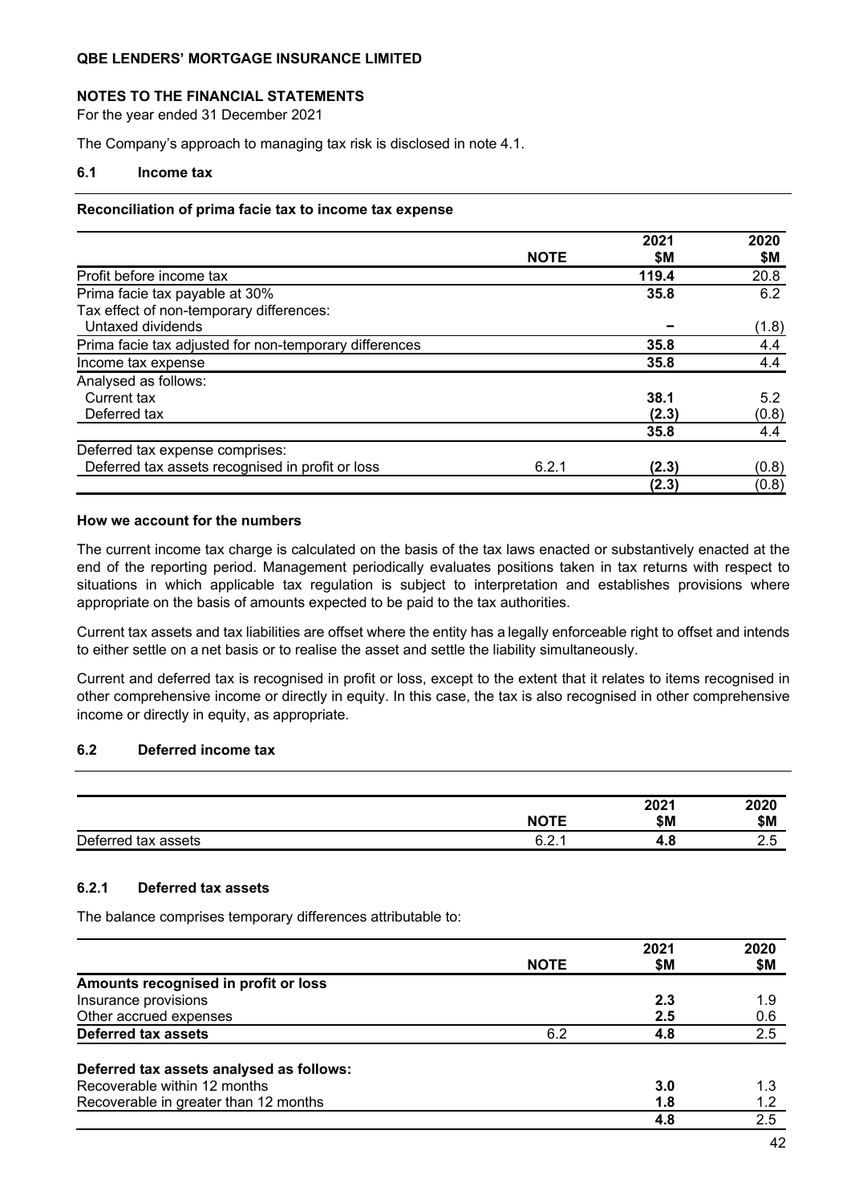## NOTES TO THE FINANCIAL STATEMENTS

For the year ended 31 December 2021

The Company's approach to managing tax risk is disclosed in note 4.1.

### 6.1 Income tax

**Reconciliation of prima facie tax to income tax expense**

| | NOTE | 2021 $M | 2020 $M |
|---|---|---|---|
| Profit before income tax | | **119.4** | 20.8 |
| Prima facie tax payable at 30% | | **35.8** | 6.2 |
| Tax effect of non-temporary differences: | | | |
| Untaxed dividends | | **–** | (1.8) |
| Prima facie tax adjusted for non-temporary differences | | **35.8** | 4.4 |
| Income tax expense | | **35.8** | 4.4 |
| Analysed as follows: | | | |
| Current tax | | **38.1** | 5.2 |
| Deferred tax | | **(2.3)** | (0.8) |
| | | **35.8** | 4.4 |
| Deferred tax expense comprises: | | | |
| Deferred tax assets recognised in profit or loss | 6.2.1 | **(2.3)** | (0.8) |
| | | **(2.3)** | (0.8) |

**How we account for the numbers**

The current income tax charge is calculated on the basis of the tax laws enacted or substantively enacted at the end of the reporting period. Management periodically evaluates positions taken in tax returns with respect to situations in which applicable tax regulation is subject to interpretation and establishes provisions where appropriate on the basis of amounts expected to be paid to the tax authorities.

Current tax assets and tax liabilities are offset where the entity has a legally enforceable right to offset and intends to either settle on a net basis or to realise the asset and settle the liability simultaneously.

Current and deferred tax is recognised in profit or loss, except to the extent that it relates to items recognised in other comprehensive income or directly in equity. In this case, the tax is also recognised in other comprehensive income or directly in equity, as appropriate.

### 6.2 Deferred income tax

| | NOTE | 2021 $M | 2020 $M |
|---|---|---|---|
| Deferred tax assets | 6.2.1 | **4.8** | 2.5 |

#### 6.2.1 Deferred tax assets

The balance comprises temporary differences attributable to:

| | NOTE | 2021 $M | 2020 $M |
|---|---|---|---|
| **Amounts recognised in profit or loss** | | | |
| Insurance provisions | | **2.3** | 1.9 |
| Other accrued expenses | | **2.5** | 0.6 |
| **Deferred tax assets** | 6.2 | **4.8** | 2.5 |
| | | | |
| **Deferred tax assets analysed as follows:** | | | |
| Recoverable within 12 months | | **3.0** | 1.3 |
| Recoverable in greater than 12 months | | **1.8** | 1.2 |
| | | **4.8** | 2.5 |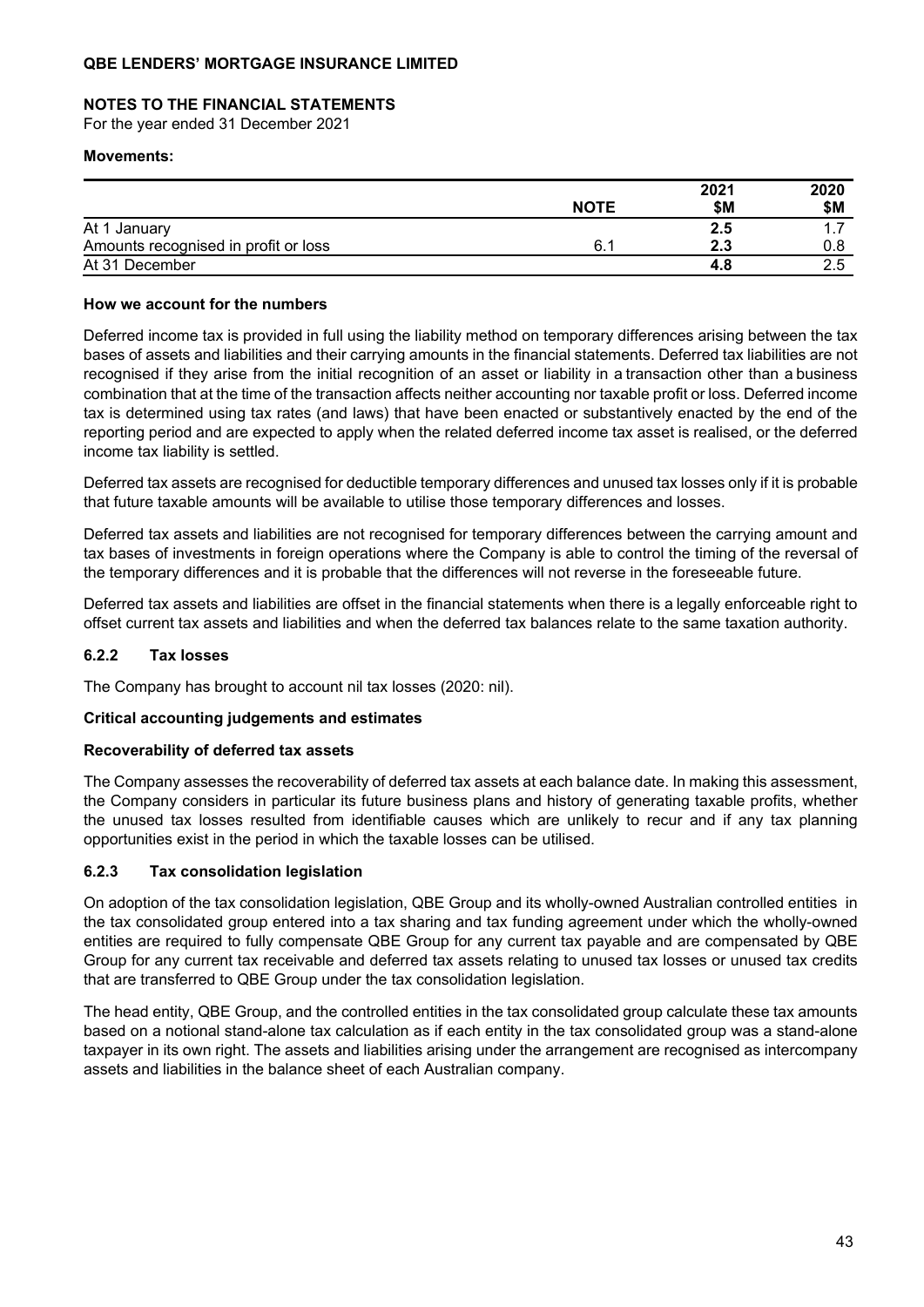**Movements:**

| | NOTE | 2021 $M | 2020 $M |
|---|---|---|---|
| At 1 January | | **2.5** | 1.7 |
| Amounts recognised in profit or loss | 6.1 | **2.3** | 0.8 |
| At 31 December | | **4.8** | 2.5 |

**How we account for the numbers**

Deferred income tax is provided in full using the liability method on temporary differences arising between the tax bases of assets and liabilities and their carrying amounts in the financial statements. Deferred tax liabilities are not recognised if they arise from the initial recognition of an asset or liability in a transaction other than a business combination that at the time of the transaction affects neither accounting nor taxable profit or loss. Deferred income tax is determined using tax rates (and laws) that have been enacted or substantively enacted by the end of the reporting period and are expected to apply when the related deferred income tax asset is realised, or the deferred income tax liability is settled.

Deferred tax assets are recognised for deductible temporary differences and unused tax losses only if it is probable that future taxable amounts will be available to utilise those temporary differences and losses.

Deferred tax assets and liabilities are not recognised for temporary differences between the carrying amount and tax bases of investments in foreign operations where the Company is able to control the timing of the reversal of the temporary differences and it is probable that the differences will not reverse in the foreseeable future.

Deferred tax assets and liabilities are offset in the financial statements when there is a legally enforceable right to offset current tax assets and liabilities and when the deferred tax balances relate to the same taxation authority.

### 6.2.2 Tax losses

The Company has brought to account nil tax losses (2020: nil).

**Critical accounting judgements and estimates**

**Recoverability of deferred tax assets**

The Company assesses the recoverability of deferred tax assets at each balance date. In making this assessment, the Company considers in particular its future business plans and history of generating taxable profits, whether the unused tax losses resulted from identifiable causes which are unlikely to recur and if any tax planning opportunities exist in the period in which the taxable losses can be utilised.

### 6.2.3 Tax consolidation legislation

On adoption of the tax consolidation legislation, QBE Group and its wholly-owned Australian controlled entities in the tax consolidated group entered into a tax sharing and tax funding agreement under which the wholly-owned entities are required to fully compensate QBE Group for any current tax payable and are compensated by QBE Group for any current tax receivable and deferred tax assets relating to unused tax losses or unused tax credits that are transferred to QBE Group under the tax consolidation legislation.

The head entity, QBE Group, and the controlled entities in the tax consolidated group calculate these tax amounts based on a notional stand-alone tax calculation as if each entity in the tax consolidated group was a stand-alone taxpayer in its own right. The assets and liabilities arising under the arrangement are recognised as intercompany assets and liabilities in the balance sheet of each Australian company.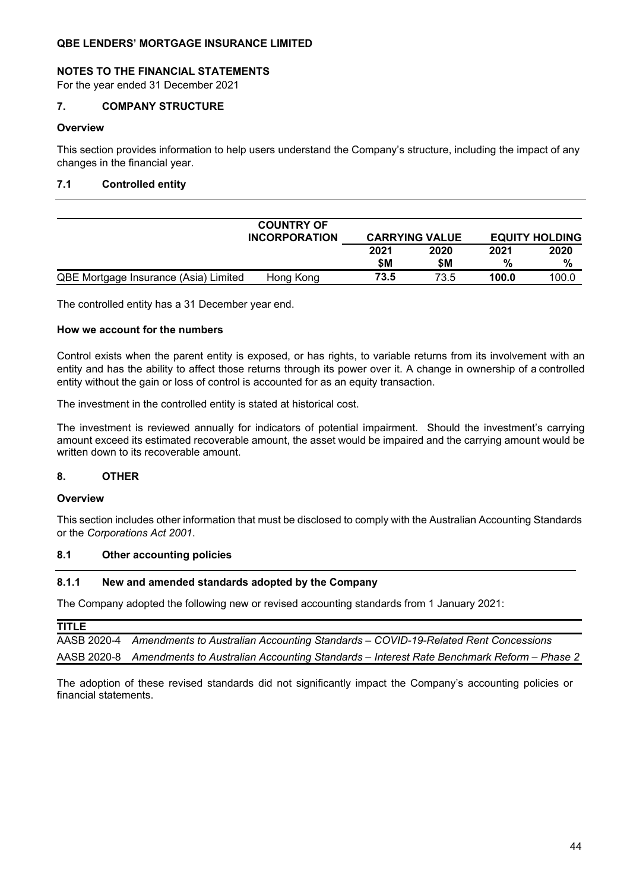# QBE LENDERS' MORTGAGE INSURANCE LIMITED

## NOTES TO THE FINANCIAL STATEMENTS

For the year ended 31 December 2021

## 7. COMPANY STRUCTURE

### Overview

This section provides information to help users understand the Company's structure, including the impact of any changes in the financial year.

### 7.1 Controlled entity

| | COUNTRY OF INCORPORATION | CARRYING VALUE | | EQUITY HOLDING | |
|---|---|---|---|---|---|
| | | 2021 $M | 2020 $M | 2021 % | 2020 % |
| QBE Mortgage Insurance (Asia) Limited | Hong Kong | **73.5** | 73.5 | **100.0** | 100.0 |

The controlled entity has a 31 December year end.

**How we account for the numbers**

Control exists when the parent entity is exposed, or has rights, to variable returns from its involvement with an entity and has the ability to affect those returns through its power over it. A change in ownership of a controlled entity without the gain or loss of control is accounted for as an equity transaction.

The investment in the controlled entity is stated at historical cost.

The investment is reviewed annually for indicators of potential impairment. Should the investment's carrying amount exceed its estimated recoverable amount, the asset would be impaired and the carrying amount would be written down to its recoverable amount.

## 8. OTHER

### Overview

This section includes other information that must be disclosed to comply with the Australian Accounting Standards or the *Corporations Act 2001*.

### 8.1 Other accounting policies

#### 8.1.1 New and amended standards adopted by the Company

The Company adopted the following new or revised accounting standards from 1 January 2021:

| TITLE | |
|---|---|
| AASB 2020-4 | *Amendments to Australian Accounting Standards – COVID-19-Related Rent Concessions* |
| AASB 2020-8 | *Amendments to Australian Accounting Standards – Interest Rate Benchmark Reform – Phase 2* |

The adoption of these revised standards did not significantly impact the Company's accounting policies or financial statements.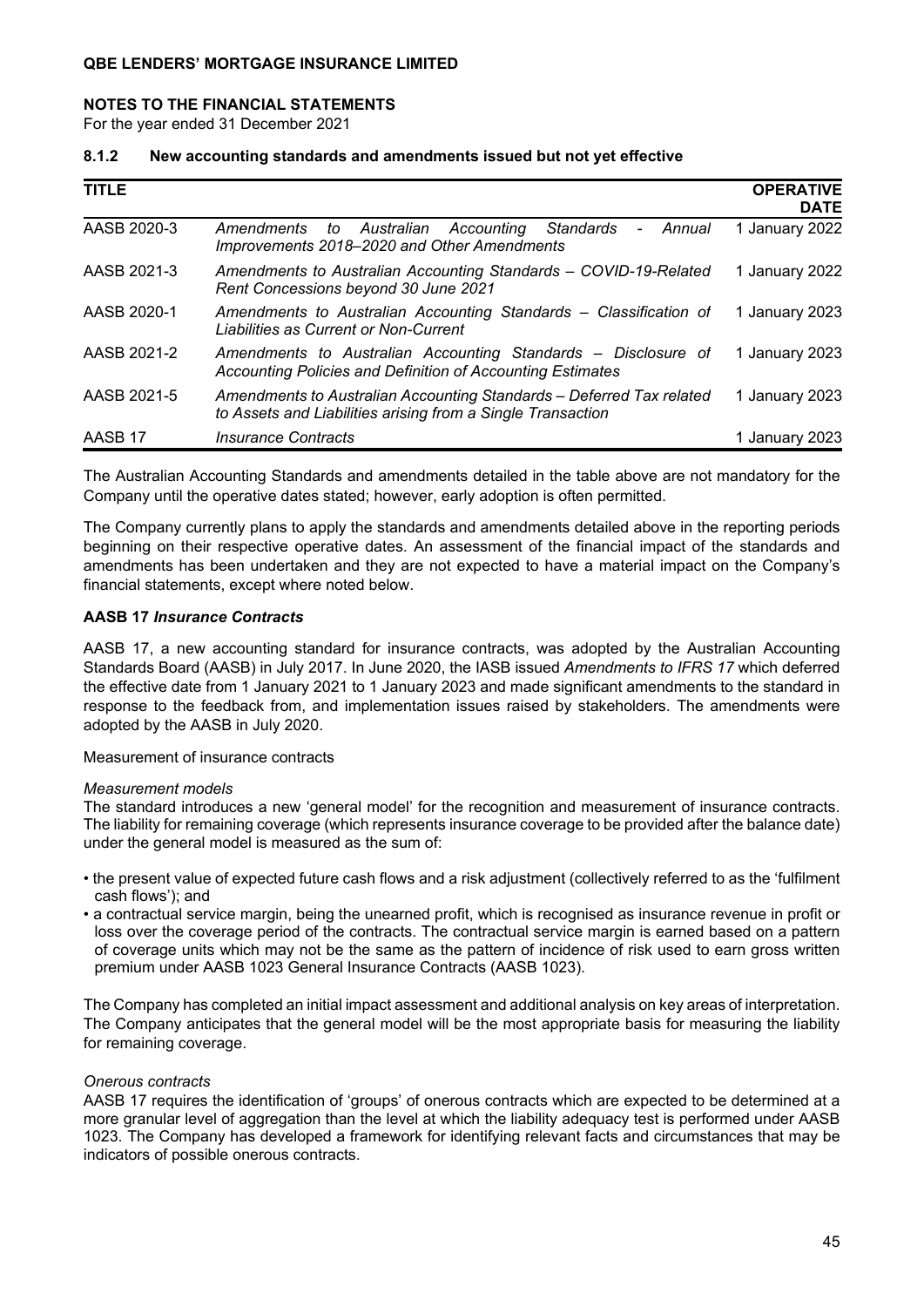### 8.1.2 New accounting standards and amendments issued but not yet effective

| TITLE | | OPERATIVE DATE |
|---|---|---|
| AASB 2020-3 | *Amendments to Australian Accounting Standards - Annual Improvements 2018–2020 and Other Amendments* | 1 January 2022 |
| AASB 2021-3 | *Amendments to Australian Accounting Standards – COVID-19-Related Rent Concessions beyond 30 June 2021* | 1 January 2022 |
| AASB 2020-1 | *Amendments to Australian Accounting Standards – Classification of Liabilities as Current or Non-Current* | 1 January 2023 |
| AASB 2021-2 | *Amendments to Australian Accounting Standards – Disclosure of Accounting Policies and Definition of Accounting Estimates* | 1 January 2023 |
| AASB 2021-5 | *Amendments to Australian Accounting Standards – Deferred Tax related to Assets and Liabilities arising from a Single Transaction* | 1 January 2023 |
| AASB 17 | *Insurance Contracts* | 1 January 2023 |

The Australian Accounting Standards and amendments detailed in the table above are not mandatory for the Company until the operative dates stated; however, early adoption is often permitted.

The Company currently plans to apply the standards and amendments detailed above in the reporting periods beginning on their respective operative dates. An assessment of the financial impact of the standards and amendments has been undertaken and they are not expected to have a material impact on the Company's financial statements, except where noted below.

**AASB 17 *Insurance Contracts***

AASB 17, a new accounting standard for insurance contracts, was adopted by the Australian Accounting Standards Board (AASB) in July 2017. In June 2020, the IASB issued *Amendments to IFRS 17* which deferred the effective date from 1 January 2021 to 1 January 2023 and made significant amendments to the standard in response to the feedback from, and implementation issues raised by stakeholders. The amendments were adopted by the AASB in July 2020.

Measurement of insurance contracts

*Measurement models*
The standard introduces a new 'general model' for the recognition and measurement of insurance contracts. The liability for remaining coverage (which represents insurance coverage to be provided after the balance date) under the general model is measured as the sum of:

- the present value of expected future cash flows and a risk adjustment (collectively referred to as the 'fulfilment cash flows'); and
- a contractual service margin, being the unearned profit, which is recognised as insurance revenue in profit or loss over the coverage period of the contracts. The contractual service margin is earned based on a pattern of coverage units which may not be the same as the pattern of incidence of risk used to earn gross written premium under AASB 1023 General Insurance Contracts (AASB 1023).

The Company has completed an initial impact assessment and additional analysis on key areas of interpretation. The Company anticipates that the general model will be the most appropriate basis for measuring the liability for remaining coverage.

*Onerous contracts*
AASB 17 requires the identification of 'groups' of onerous contracts which are expected to be determined at a more granular level of aggregation than the level at which the liability adequacy test is performed under AASB 1023. The Company has developed a framework for identifying relevant facts and circumstances that may be indicators of possible onerous contracts.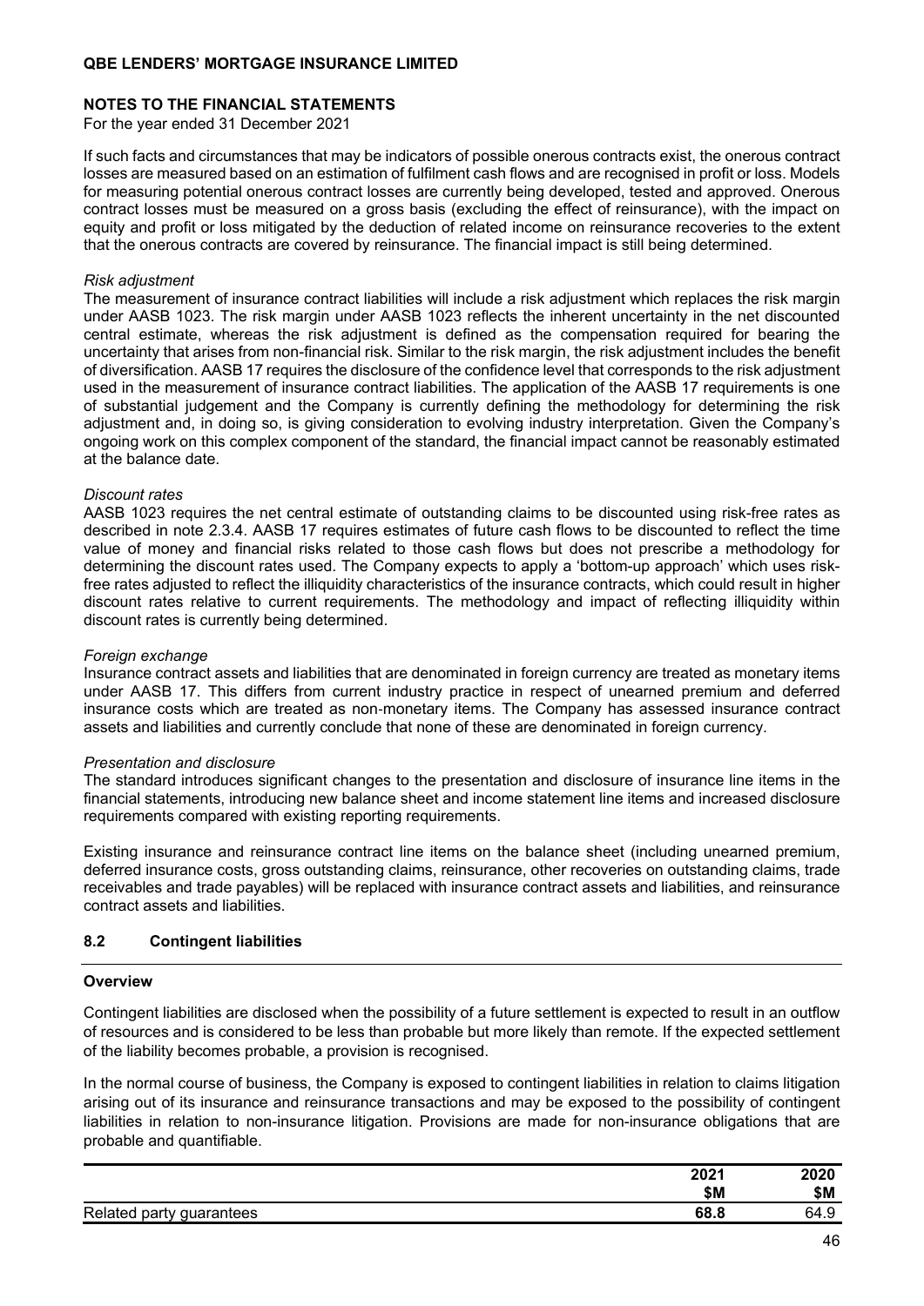If such facts and circumstances that may be indicators of possible onerous contracts exist, the onerous contract losses are measured based on an estimation of fulfilment cash flows and are recognised in profit or loss. Models for measuring potential onerous contract losses are currently being developed, tested and approved. Onerous contract losses must be measured on a gross basis (excluding the effect of reinsurance), with the impact on equity and profit or loss mitigated by the deduction of related income on reinsurance recoveries to the extent that the onerous contracts are covered by reinsurance. The financial impact is still being determined.

*Risk adjustment*

The measurement of insurance contract liabilities will include a risk adjustment which replaces the risk margin under AASB 1023. The risk margin under AASB 1023 reflects the inherent uncertainty in the net discounted central estimate, whereas the risk adjustment is defined as the compensation required for bearing the uncertainty that arises from non-financial risk. Similar to the risk margin, the risk adjustment includes the benefit of diversification. AASB 17 requires the disclosure of the confidence level that corresponds to the risk adjustment used in the measurement of insurance contract liabilities. The application of the AASB 17 requirements is one of substantial judgement and the Company is currently defining the methodology for determining the risk adjustment and, in doing so, is giving consideration to evolving industry interpretation. Given the Company's ongoing work on this complex component of the standard, the financial impact cannot be reasonably estimated at the balance date.

*Discount rates*

AASB 1023 requires the net central estimate of outstanding claims to be discounted using risk-free rates as described in note 2.3.4. AASB 17 requires estimates of future cash flows to be discounted to reflect the time value of money and financial risks related to those cash flows but does not prescribe a methodology for determining the discount rates used. The Company expects to apply a 'bottom-up approach' which uses risk-free rates adjusted to reflect the illiquidity characteristics of the insurance contracts, which could result in higher discount rates relative to current requirements. The methodology and impact of reflecting illiquidity within discount rates is currently being determined.

*Foreign exchange*

Insurance contract assets and liabilities that are denominated in foreign currency are treated as monetary items under AASB 17. This differs from current industry practice in respect of unearned premium and deferred insurance costs which are treated as non-monetary items. The Company has assessed insurance contract assets and liabilities and currently conclude that none of these are denominated in foreign currency.

*Presentation and disclosure*

The standard introduces significant changes to the presentation and disclosure of insurance line items in the financial statements, introducing new balance sheet and income statement line items and increased disclosure requirements compared with existing reporting requirements.

Existing insurance and reinsurance contract line items on the balance sheet (including unearned premium, deferred insurance costs, gross outstanding claims, reinsurance, other recoveries on outstanding claims, trade receivables and trade payables) will be replaced with insurance contract assets and liabilities, and reinsurance contract assets and liabilities.

### 8.2 Contingent liabilities

**Overview**

Contingent liabilities are disclosed when the possibility of a future settlement is expected to result in an outflow of resources and is considered to be less than probable but more likely than remote. If the expected settlement of the liability becomes probable, a provision is recognised.

In the normal course of business, the Company is exposed to contingent liabilities in relation to claims litigation arising out of its insurance and reinsurance transactions and may be exposed to the possibility of contingent liabilities in relation to non-insurance litigation. Provisions are made for non-insurance obligations that are probable and quantifiable.

| | 2021 $M | 2020 $M |
|---|---|---|
| Related party guarantees | **68.8** | 64.9 |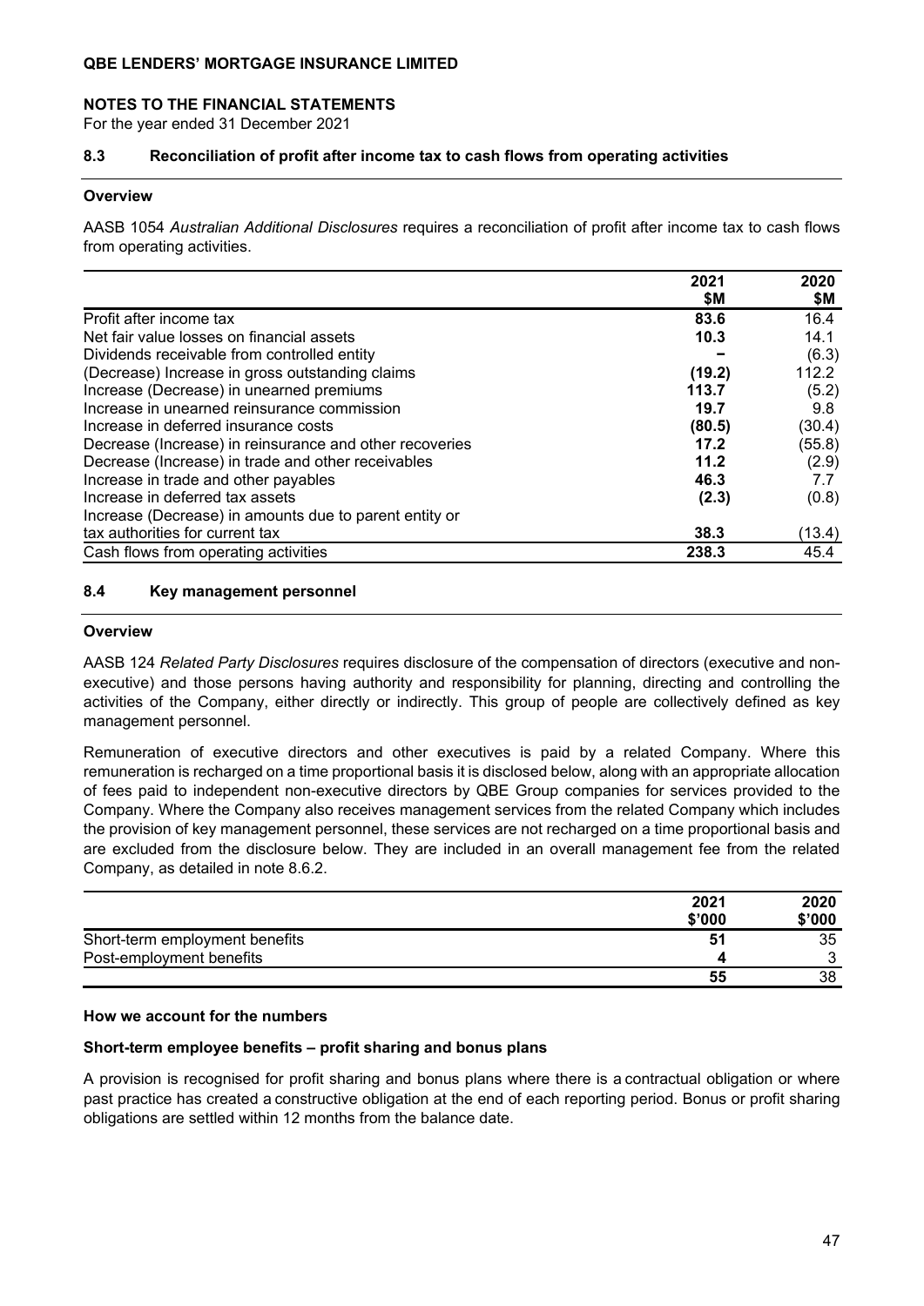## 8.3 Reconciliation of profit after income tax to cash flows from operating activities

### Overview

AASB 1054 *Australian Additional Disclosures* requires a reconciliation of profit after income tax to cash flows from operating activities.

| | 2021 $M | 2020 $M |
|---|---|---|
| Profit after income tax | **83.6** | 16.4 |
| Net fair value losses on financial assets | **10.3** | 14.1 |
| Dividends receivable from controlled entity | **–** | (6.3) |
| (Decrease) Increase in gross outstanding claims | **(19.2)** | 112.2 |
| Increase (Decrease) in unearned premiums | **113.7** | (5.2) |
| Increase in unearned reinsurance commission | **19.7** | 9.8 |
| Increase in deferred insurance costs | **(80.5)** | (30.4) |
| Decrease (Increase) in reinsurance and other recoveries | **17.2** | (55.8) |
| Decrease (Increase) in trade and other receivables | **11.2** | (2.9) |
| Increase in trade and other payables | **46.3** | 7.7 |
| Increase in deferred tax assets | **(2.3)** | (0.8) |
| Increase (Decrease) in amounts due to parent entity or tax authorities for current tax | **38.3** | (13.4) |
| Cash flows from operating activities | **238.3** | 45.4 |

## 8.4 Key management personnel

### Overview

AASB 124 *Related Party Disclosures* requires disclosure of the compensation of directors (executive and non-executive) and those persons having authority and responsibility for planning, directing and controlling the activities of the Company, either directly or indirectly. This group of people are collectively defined as key management personnel.

Remuneration of executive directors and other executives is paid by a related Company. Where this remuneration is recharged on a time proportional basis it is disclosed below, along with an appropriate allocation of fees paid to independent non-executive directors by QBE Group companies for services provided to the Company. Where the Company also receives management services from the related Company which includes the provision of key management personnel, these services are not recharged on a time proportional basis and are excluded from the disclosure below. They are included in an overall management fee from the related Company, as detailed in note 8.6.2.

| | 2021 $'000 | 2020 $'000 |
|---|---|---|
| Short-term employment benefits | **51** | 35 |
| Post-employment benefits | **4** | 3 |
| | **55** | 38 |

### How we account for the numbers

**Short-term employee benefits – profit sharing and bonus plans**

A provision is recognised for profit sharing and bonus plans where there is a contractual obligation or where past practice has created a constructive obligation at the end of each reporting period. Bonus or profit sharing obligations are settled within 12 months from the balance date.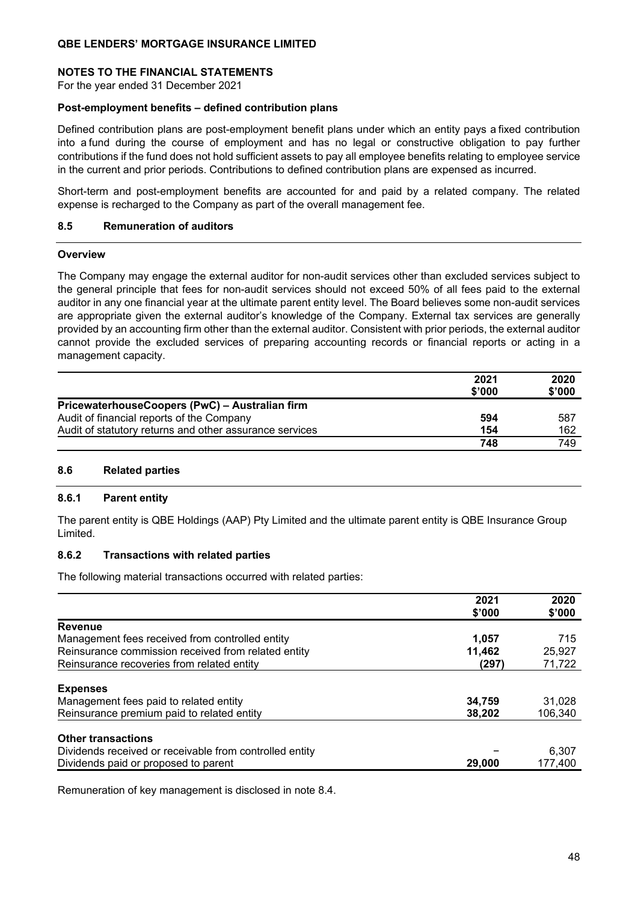**NOTES TO THE FINANCIAL STATEMENTS**

For the year ended 31 December 2021

**Post-employment benefits – defined contribution plans**

Defined contribution plans are post-employment benefit plans under which an entity pays a fixed contribution into a fund during the course of employment and has no legal or constructive obligation to pay further contributions if the fund does not hold sufficient assets to pay all employee benefits relating to employee service in the current and prior periods. Contributions to defined contribution plans are expensed as incurred.

Short-term and post-employment benefits are accounted for and paid by a related company. The related expense is recharged to the Company as part of the overall management fee.

## 8.5 Remuneration of auditors

**Overview**

The Company may engage the external auditor for non-audit services other than excluded services subject to the general principle that fees for non-audit services should not exceed 50% of all fees paid to the external auditor in any one financial year at the ultimate parent entity level. The Board believes some non-audit services are appropriate given the external auditor's knowledge of the Company. External tax services are generally provided by an accounting firm other than the external auditor. Consistent with prior periods, the external auditor cannot provide the excluded services of preparing accounting records or financial reports or acting in a management capacity.

| | 2021 $'000 | 2020 $'000 |
|---|---|---|
| **PricewaterhouseCoopers (PwC) – Australian firm** | | |
| Audit of financial reports of the Company | **594** | 587 |
| Audit of statutory returns and other assurance services | **154** | 162 |
| | **748** | 749 |

## 8.6 Related parties

### 8.6.1 Parent entity

The parent entity is QBE Holdings (AAP) Pty Limited and the ultimate parent entity is QBE Insurance Group Limited.

### 8.6.2 Transactions with related parties

The following material transactions occurred with related parties:

| | 2021 $'000 | 2020 $'000 |
|---|---|---|
| **Revenue** | | |
| Management fees received from controlled entity | **1,057** | 715 |
| Reinsurance commission received from related entity | **11,462** | 25,927 |
| Reinsurance recoveries from related entity | **(297)** | 71,722 |
| **Expenses** | | |
| Management fees paid to related entity | **34,759** | 31,028 |
| Reinsurance premium paid to related entity | **38,202** | 106,340 |
| **Other transactions** | | |
| Dividends received or receivable from controlled entity | – | 6,307 |
| Dividends paid or proposed to parent | **29,000** | 177,400 |

Remuneration of key management is disclosed in note 8.4.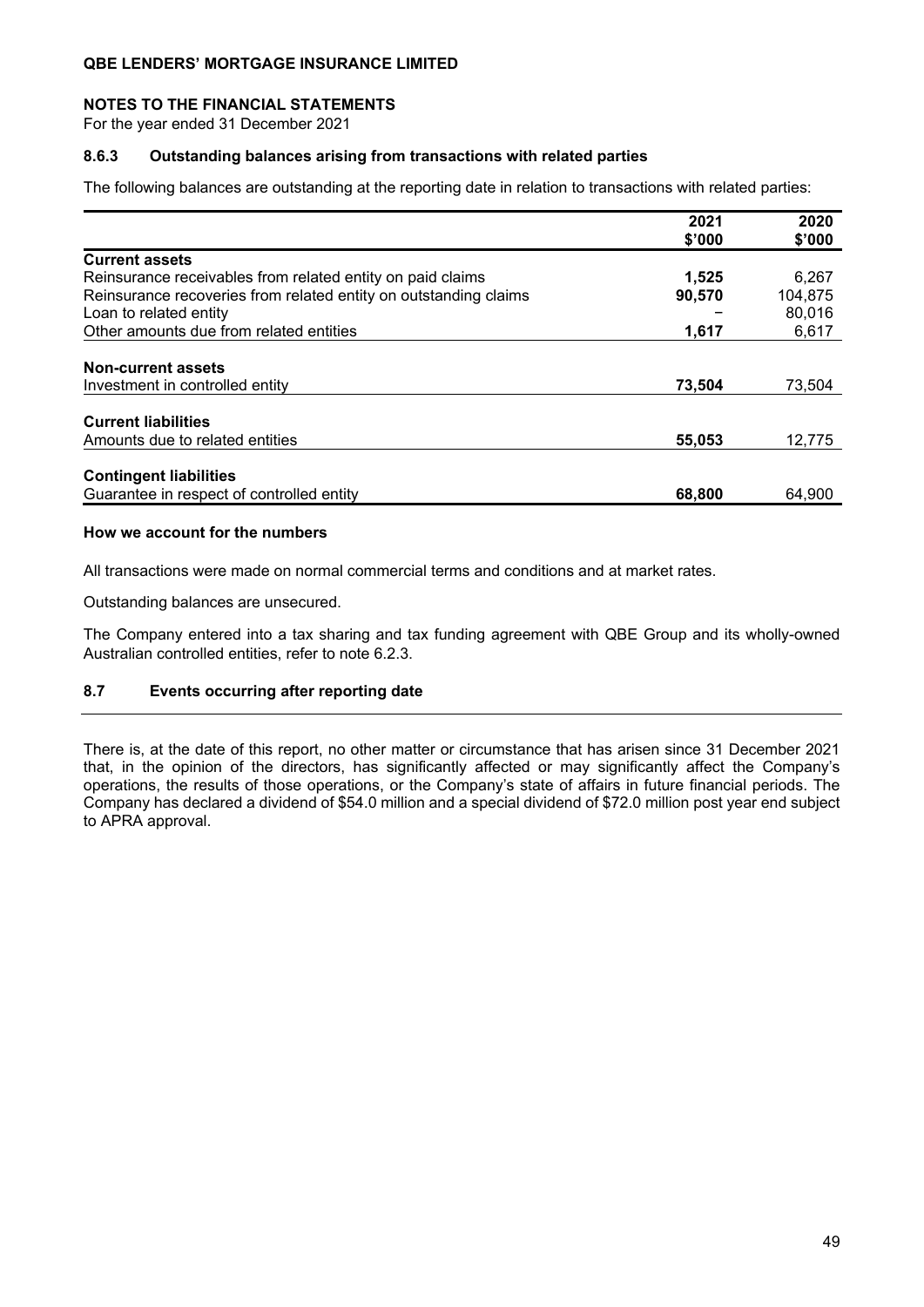## NOTES TO THE FINANCIAL STATEMENTS

For the year ended 31 December 2021

### 8.6.3 Outstanding balances arising from transactions with related parties

The following balances are outstanding at the reporting date in relation to transactions with related parties:

| | 2021 $'000 | 2020 $'000 |
|---|---|---|
| **Current assets** | | |
| Reinsurance receivables from related entity on paid claims | **1,525** | 6,267 |
| Reinsurance recoveries from related entity on outstanding claims | **90,570** | 104,875 |
| Loan to related entity | **–** | 80,016 |
| Other amounts due from related entities | **1,617** | 6,617 |
| **Non-current assets** | | |
| Investment in controlled entity | **73,504** | 73,504 |
| **Current liabilities** | | |
| Amounts due to related entities | **55,053** | 12,775 |
| **Contingent liabilities** | | |
| Guarantee in respect of controlled entity | **68,800** | 64,900 |

**How we account for the numbers**

All transactions were made on normal commercial terms and conditions and at market rates.

Outstanding balances are unsecured.

The Company entered into a tax sharing and tax funding agreement with QBE Group and its wholly-owned Australian controlled entities, refer to note 6.2.3.

### 8.7 Events occurring after reporting date

There is, at the date of this report, no other matter or circumstance that has arisen since 31 December 2021 that, in the opinion of the directors, has significantly affected or may significantly affect the Company's operations, the results of those operations, or the Company's state of affairs in future financial periods. The Company has declared a dividend of $54.0 million and a special dividend of $72.0 million post year end subject to APRA approval.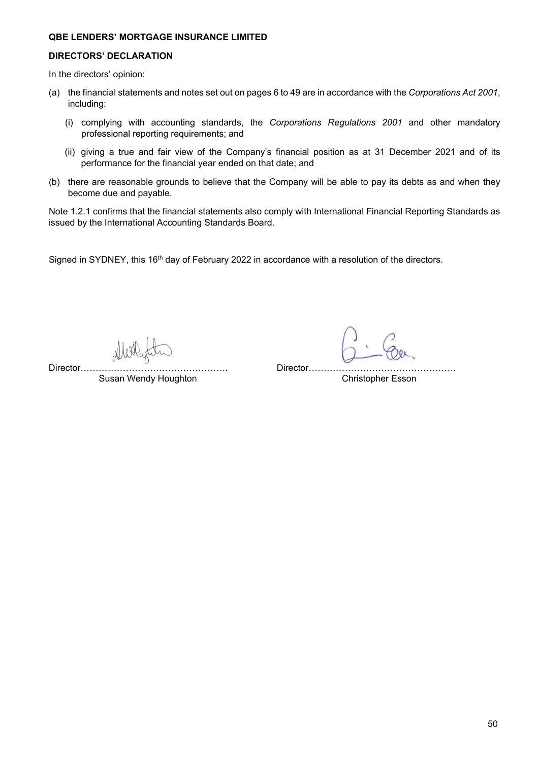**QBE LENDERS' MORTGAGE INSURANCE LIMITED**

**DIRECTORS' DECLARATION**

In the directors' opinion:

(a) the financial statements and notes set out on pages 6 to 49 are in accordance with the *Corporations Act 2001*, including:

   (i) complying with accounting standards, the *Corporations Regulations 2001* and other mandatory professional reporting requirements; and

   (ii) giving a true and fair view of the Company's financial position as at 31 December 2021 and of its performance for the financial year ended on that date; and

(b) there are reasonable grounds to believe that the Company will be able to pay its debts as and when they become due and payable.

Note 1.2.1 confirms that the financial statements also comply with International Financial Reporting Standards as issued by the International Accounting Standards Board.

Signed in SYDNEY, this 16th day of February 2022 in accordance with a resolution of the directors.

Director………………………………………….
Susan Wendy Houghton

Director………………………………………….
Christopher Esson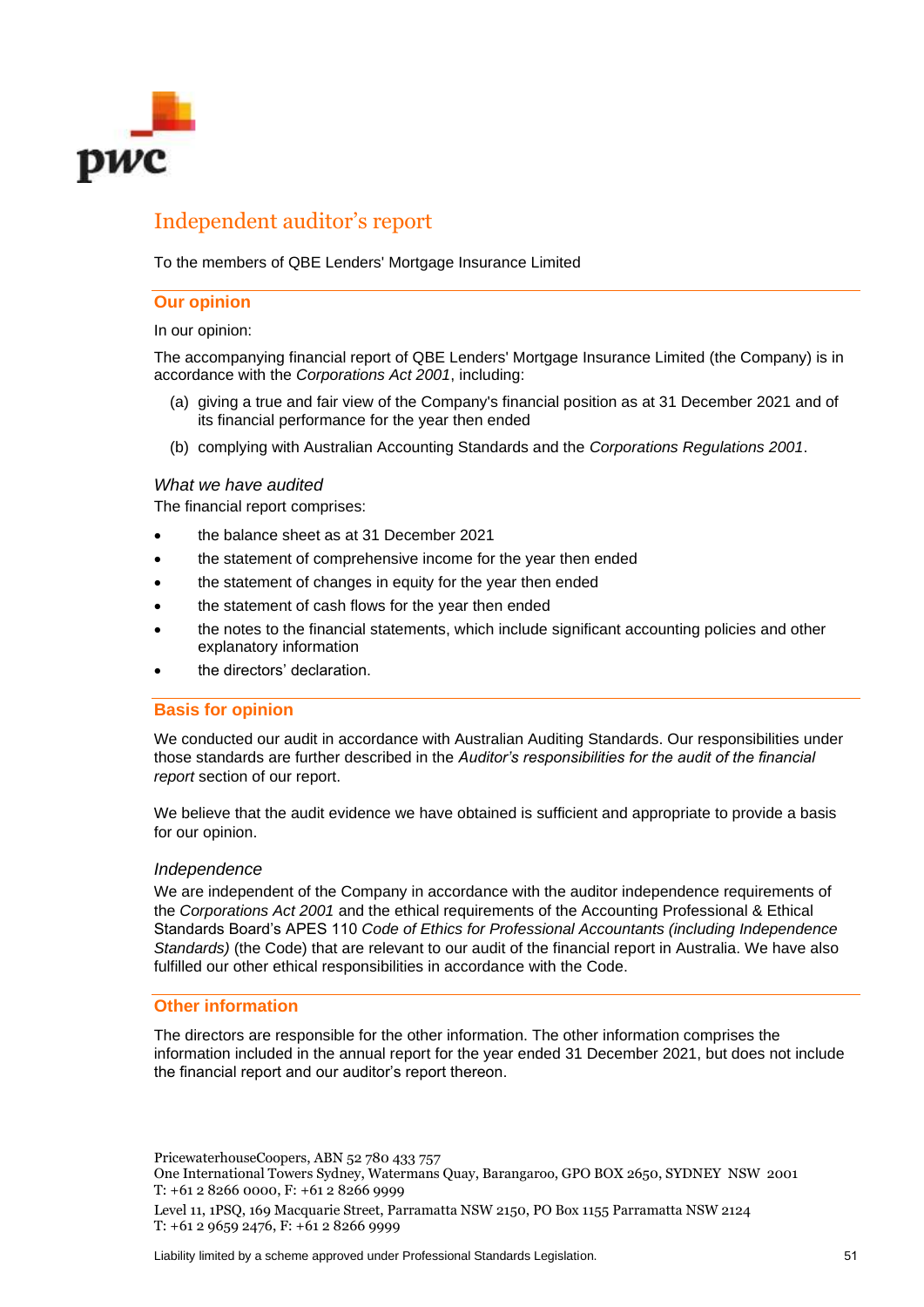# Independent auditor's report

To the members of QBE Lenders' Mortgage Insurance Limited

## Our opinion

In our opinion:

The accompanying financial report of QBE Lenders' Mortgage Insurance Limited (the Company) is in accordance with the *Corporations Act 2001*, including:

(a) giving a true and fair view of the Company's financial position as at 31 December 2021 and of its financial performance for the year then ended

(b) complying with Australian Accounting Standards and the *Corporations Regulations 2001*.

### *What we have audited*

The financial report comprises:

- the balance sheet as at 31 December 2021
- the statement of comprehensive income for the year then ended
- the statement of changes in equity for the year then ended
- the statement of cash flows for the year then ended
- the notes to the financial statements, which include significant accounting policies and other explanatory information
- the directors' declaration.

## Basis for opinion

We conducted our audit in accordance with Australian Auditing Standards. Our responsibilities under those standards are further described in the *Auditor's responsibilities for the audit of the financial report* section of our report.

We believe that the audit evidence we have obtained is sufficient and appropriate to provide a basis for our opinion.

### *Independence*

We are independent of the Company in accordance with the auditor independence requirements of the *Corporations Act 2001* and the ethical requirements of the Accounting Professional & Ethical Standards Board's APES 110 *Code of Ethics for Professional Accountants (including Independence Standards)* (the Code) that are relevant to our audit of the financial report in Australia. We have also fulfilled our other ethical responsibilities in accordance with the Code.

## Other information

The directors are responsible for the other information. The other information comprises the information included in the annual report for the year ended 31 December 2021, but does not include the financial report and our auditor's report thereon.

PricewaterhouseCoopers, ABN 52 780 433 757
One International Towers Sydney, Watermans Quay, Barangaroo, GPO BOX 2650, SYDNEY NSW 2001
T: +61 2 8266 0000, F: +61 2 8266 9999

Level 11, 1PSQ, 169 Macquarie Street, Parramatta NSW 2150, PO Box 1155 Parramatta NSW 2124
T: +61 2 9659 2476, F: +61 2 8266 9999

Liability limited by a scheme approved under Professional Standards Legislation.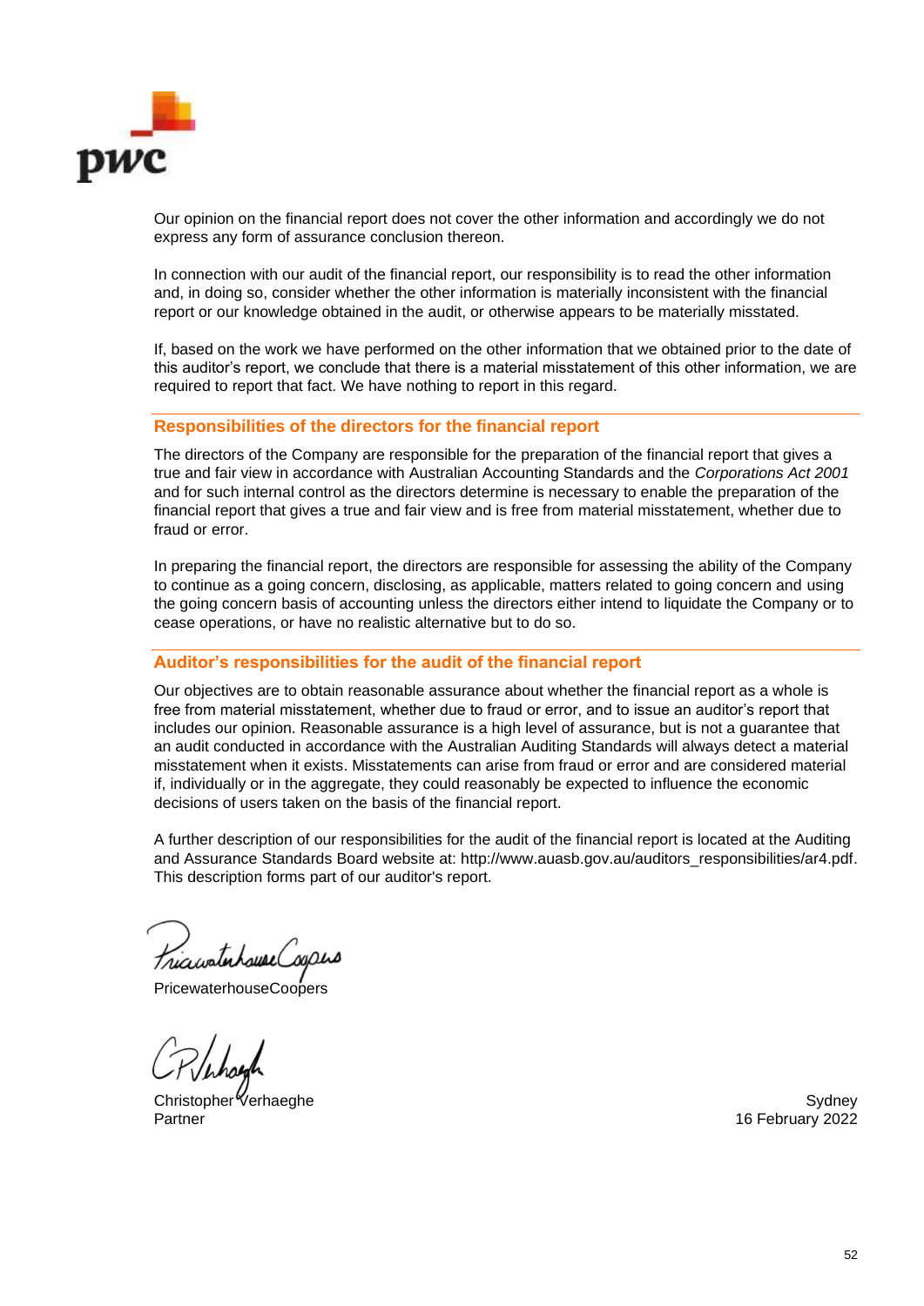Our opinion on the financial report does not cover the other information and accordingly we do not express any form of assurance conclusion thereon.

In connection with our audit of the financial report, our responsibility is to read the other information and, in doing so, consider whether the other information is materially inconsistent with the financial report or our knowledge obtained in the audit, or otherwise appears to be materially misstated.

If, based on the work we have performed on the other information that we obtained prior to the date of this auditor's report, we conclude that there is a material misstatement of this other information, we are required to report that fact. We have nothing to report in this regard.

## Responsibilities of the directors for the financial report

The directors of the Company are responsible for the preparation of the financial report that gives a true and fair view in accordance with Australian Accounting Standards and the *Corporations Act 2001* and for such internal control as the directors determine is necessary to enable the preparation of the financial report that gives a true and fair view and is free from material misstatement, whether due to fraud or error.

In preparing the financial report, the directors are responsible for assessing the ability of the Company to continue as a going concern, disclosing, as applicable, matters related to going concern and using the going concern basis of accounting unless the directors either intend to liquidate the Company or to cease operations, or have no realistic alternative but to do so.

## Auditor's responsibilities for the audit of the financial report

Our objectives are to obtain reasonable assurance about whether the financial report as a whole is free from material misstatement, whether due to fraud or error, and to issue an auditor's report that includes our opinion. Reasonable assurance is a high level of assurance, but is not a guarantee that an audit conducted in accordance with the Australian Auditing Standards will always detect a material misstatement when it exists. Misstatements can arise from fraud or error and are considered material if, individually or in the aggregate, they could reasonably be expected to influence the economic decisions of users taken on the basis of the financial report.

A further description of our responsibilities for the audit of the financial report is located at the Auditing and Assurance Standards Board website at: http://www.auasb.gov.au/auditors_responsibilities/ar4.pdf. This description forms part of our auditor's report.

PricewaterhouseCoopers

Christopher Verhaeghe
Partner

Sydney
16 February 2022